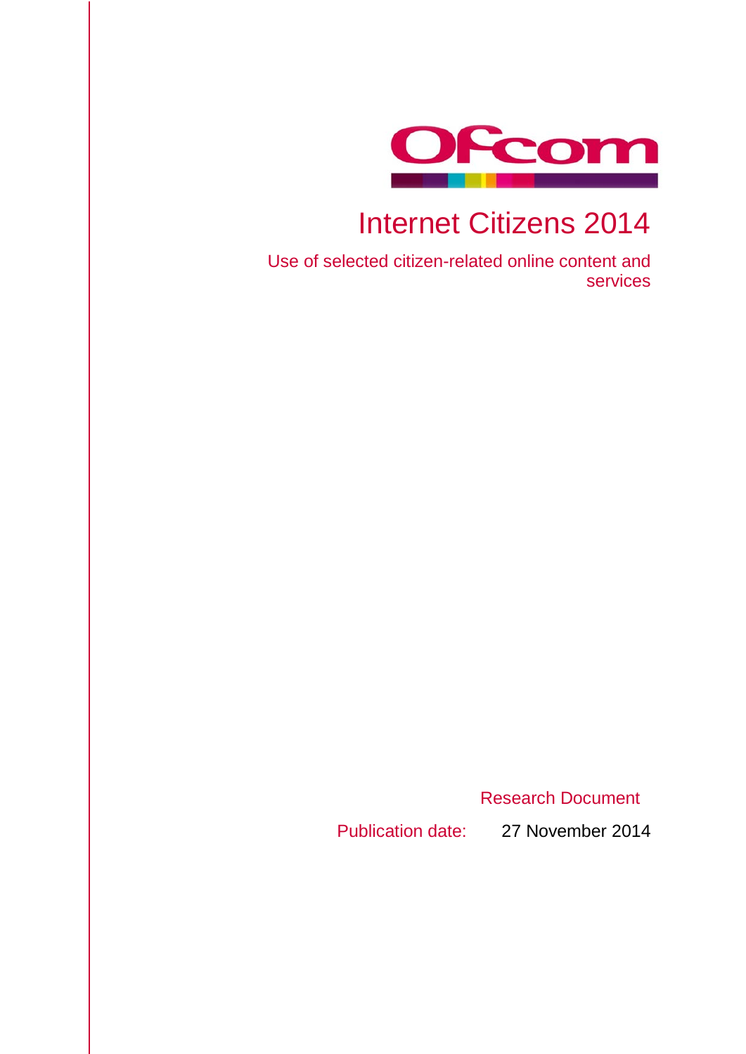Ofcom

# Internet Citizens 2014

Use of selected citizen-related online content and services

Research Document

Publication date: 27 November 2014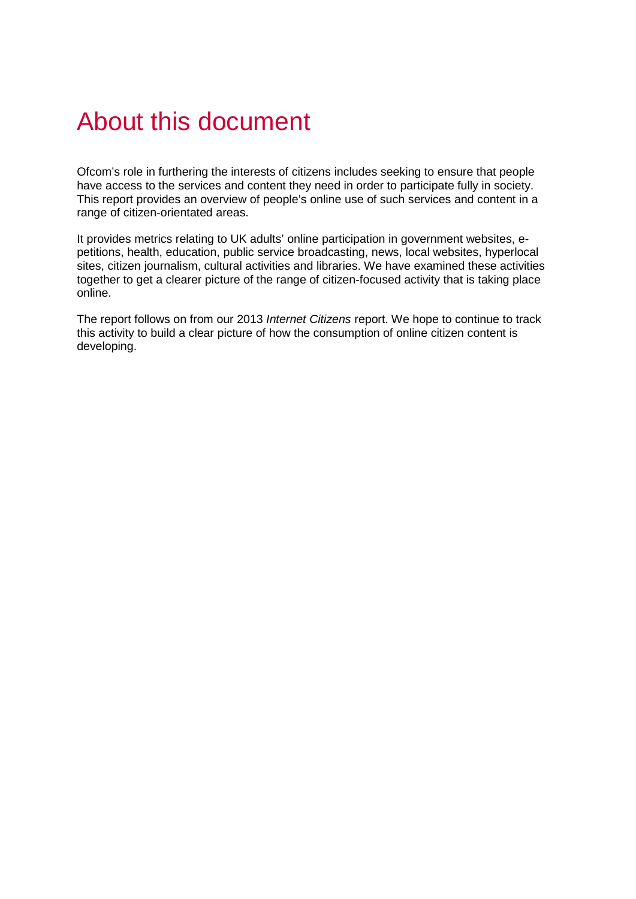# About this document

Ofcom's role in furthering the interests of citizens includes seeking to ensure that people have access to the services and content they need in order to participate fully in society. This report provides an overview of people's online use of such services and content in a range of citizen-orientated areas.

It provides metrics relating to UK adults' online participation in government websites, e-petitions, health, education, public service broadcasting, news, local websites, hyperlocal sites, citizen journalism, cultural activities and libraries. We have examined these activities together to get a clearer picture of the range of citizen-focused activity that is taking place online.

The report follows on from our 2013 *Internet Citizens* report. We hope to continue to track this activity to build a clear picture of how the consumption of online citizen content is developing.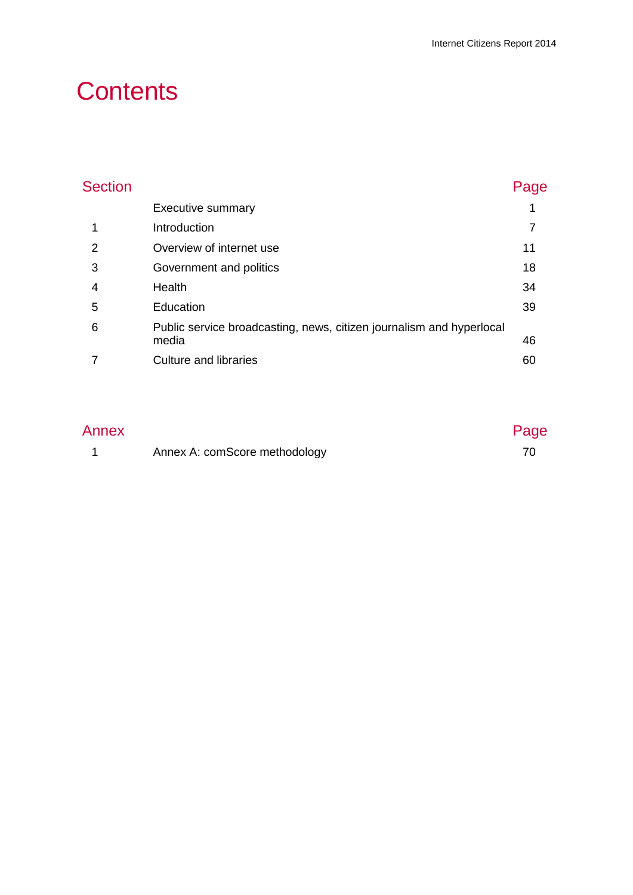# Contents

| Section | | Page |
| --- | --- | --- |
| | Executive summary | 1 |
| 1 | Introduction | 7 |
| 2 | Overview of internet use | 11 |
| 3 | Government and politics | 18 |
| 4 | Health | 34 |
| 5 | Education | 39 |
| 6 | Public service broadcasting, news, citizen journalism and hyperlocal media | 46 |
| 7 | Culture and libraries | 60 |

| Annex | | Page |
| --- | --- | --- |
| 1 | Annex A: comScore methodology | 70 |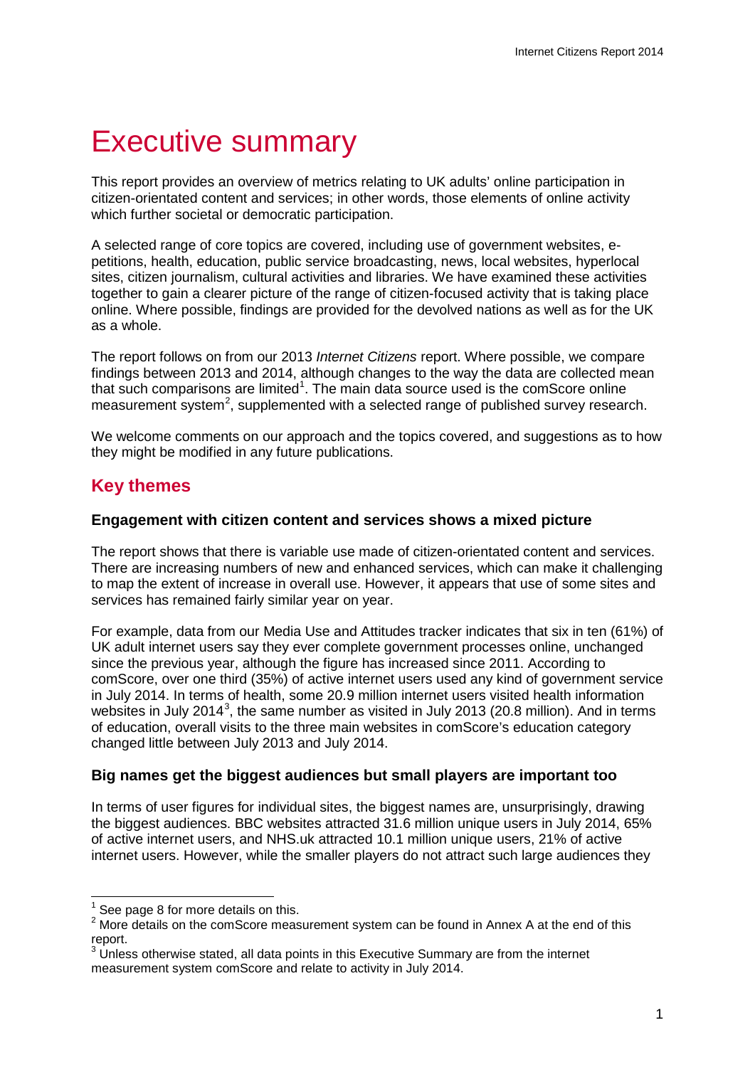# Executive summary

This report provides an overview of metrics relating to UK adults' online participation in citizen-orientated content and services; in other words, those elements of online activity which further societal or democratic participation.

A selected range of core topics are covered, including use of government websites, e-petitions, health, education, public service broadcasting, news, local websites, hyperlocal sites, citizen journalism, cultural activities and libraries. We have examined these activities together to gain a clearer picture of the range of citizen-focused activity that is taking place online. Where possible, findings are provided for the devolved nations as well as for the UK as a whole.

The report follows on from our 2013 *Internet Citizens* report. Where possible, we compare findings between 2013 and 2014, although changes to the way the data are collected mean that such comparisons are limited[1]. The main data source used is the comScore online measurement system[2], supplemented with a selected range of published survey research.

We welcome comments on our approach and the topics covered, and suggestions as to how they might be modified in any future publications.

## Key themes

### Engagement with citizen content and services shows a mixed picture

The report shows that there is variable use made of citizen-orientated content and services. There are increasing numbers of new and enhanced services, which can make it challenging to map the extent of increase in overall use. However, it appears that use of some sites and services has remained fairly similar year on year.

For example, data from our Media Use and Attitudes tracker indicates that six in ten (61%) of UK adult internet users say they ever complete government processes online, unchanged since the previous year, although the figure has increased since 2011. According to comScore, over one third (35%) of active internet users used any kind of government service in July 2014. In terms of health, some 20.9 million internet users visited health information websites in July 2014[3], the same number as visited in July 2013 (20.8 million). And in terms of education, overall visits to the three main websites in comScore's education category changed little between July 2013 and July 2014.

### Big names get the biggest audiences but small players are important too

In terms of user figures for individual sites, the biggest names are, unsurprisingly, drawing the biggest audiences. BBC websites attracted 31.6 million unique users in July 2014, 65% of active internet users, and NHS.uk attracted 10.1 million unique users, 21% of active internet users. However, while the smaller players do not attract such large audiences they

---

[1] See page 8 for more details on this.

[2] More details on the comScore measurement system can be found in Annex A at the end of this report.

[3] Unless otherwise stated, all data points in this Executive Summary are from the internet measurement system comScore and relate to activity in July 2014.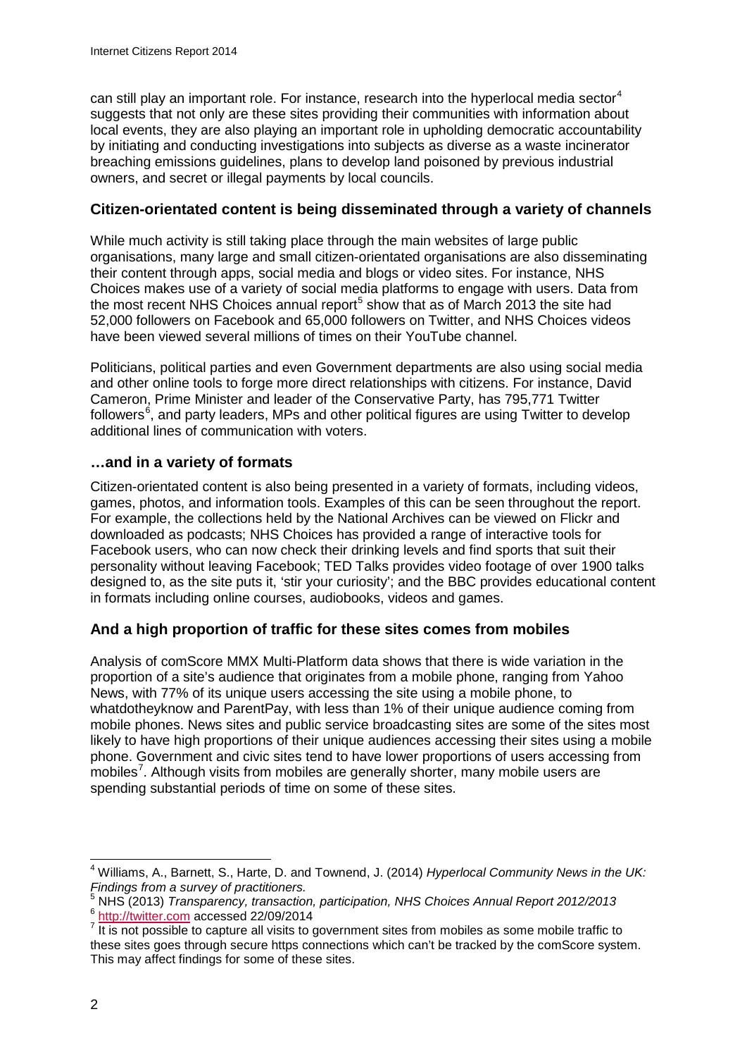can still play an important role. For instance, research into the hyperlocal media sector[4] suggests that not only are these sites providing their communities with information about local events, they are also playing an important role in upholding democratic accountability by initiating and conducting investigations into subjects as diverse as a waste incinerator breaching emissions guidelines, plans to develop land poisoned by previous industrial owners, and secret or illegal payments by local councils.

### Citizen-orientated content is being disseminated through a variety of channels

While much activity is still taking place through the main websites of large public organisations, many large and small citizen-orientated organisations are also disseminating their content through apps, social media and blogs or video sites. For instance, NHS Choices makes use of a variety of social media platforms to engage with users. Data from the most recent NHS Choices annual report[5] show that as of March 2013 the site had 52,000 followers on Facebook and 65,000 followers on Twitter, and NHS Choices videos have been viewed several millions of times on their YouTube channel.

Politicians, political parties and even Government departments are also using social media and other online tools to forge more direct relationships with citizens. For instance, David Cameron, Prime Minister and leader of the Conservative Party, has 795,771 Twitter followers[6], and party leaders, MPs and other political figures are using Twitter to develop additional lines of communication with voters.

### …and in a variety of formats

Citizen-orientated content is also being presented in a variety of formats, including videos, games, photos, and information tools. Examples of this can be seen throughout the report. For example, the collections held by the National Archives can be viewed on Flickr and downloaded as podcasts; NHS Choices has provided a range of interactive tools for Facebook users, who can now check their drinking levels and find sports that suit their personality without leaving Facebook; TED Talks provides video footage of over 1900 talks designed to, as the site puts it, 'stir your curiosity'; and the BBC provides educational content in formats including online courses, audiobooks, videos and games.

### And a high proportion of traffic for these sites comes from mobiles

Analysis of comScore MMX Multi-Platform data shows that there is wide variation in the proportion of a site's audience that originates from a mobile phone, ranging from Yahoo News, with 77% of its unique users accessing the site using a mobile phone, to whatdotheyknow and ParentPay, with less than 1% of their unique audience coming from mobile phones. News sites and public service broadcasting sites are some of the sites most likely to have high proportions of their unique audiences accessing their sites using a mobile phone. Government and civic sites tend to have lower proportions of users accessing from mobiles[7]. Although visits from mobiles are generally shorter, many mobile users are spending substantial periods of time on some of these sites.

---

[4] Williams, A., Barnett, S., Harte, D. and Townend, J. (2014) *Hyperlocal Community News in the UK: Findings from a survey of practitioners.*

[5] NHS (2013) *Transparency, transaction, participation, NHS Choices Annual Report 2012/2013*

[6] http://twitter.com accessed 22/09/2014

[7] It is not possible to capture all visits to government sites from mobiles as some mobile traffic to these sites goes through secure https connections which can't be tracked by the comScore system. This may affect findings for some of these sites.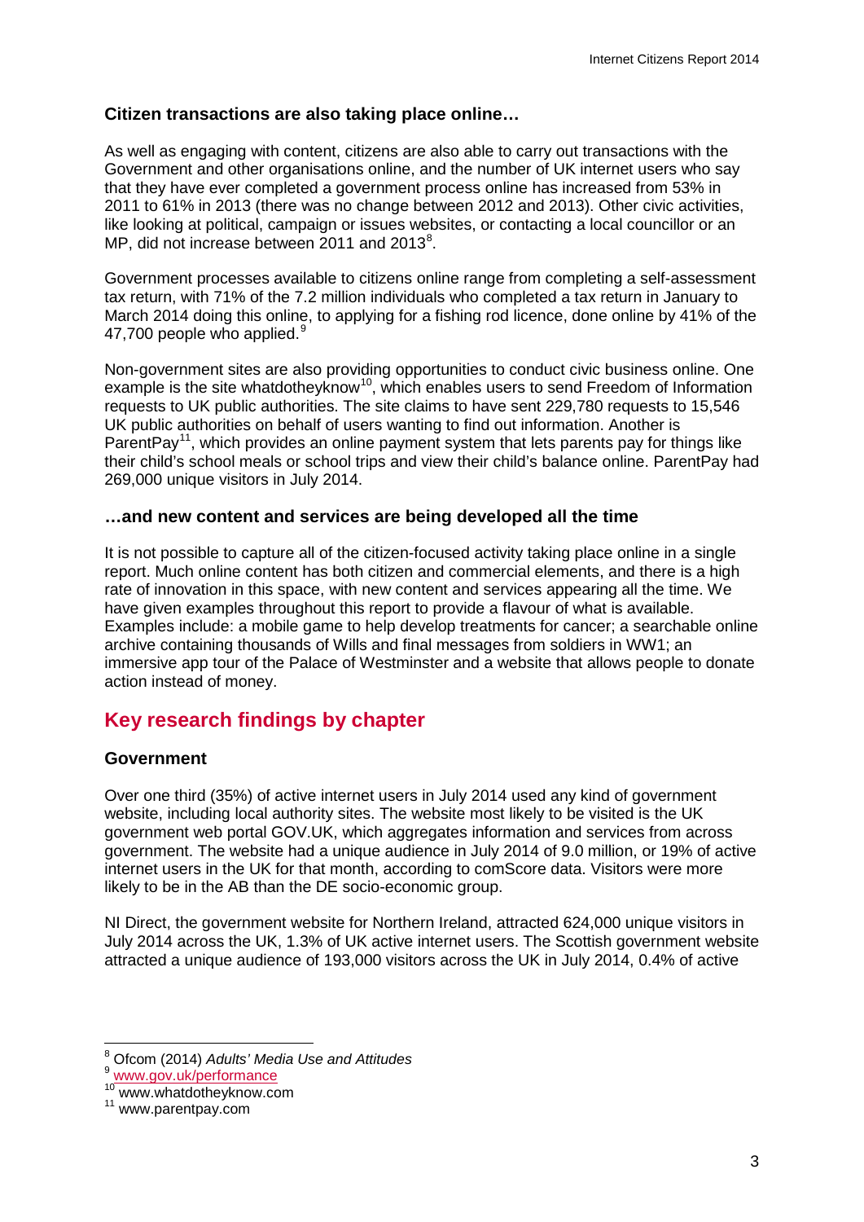### Citizen transactions are also taking place online…

As well as engaging with content, citizens are also able to carry out transactions with the Government and other organisations online, and the number of UK internet users who say that they have ever completed a government process online has increased from 53% in 2011 to 61% in 2013 (there was no change between 2012 and 2013). Other civic activities, like looking at political, campaign or issues websites, or contacting a local councillor or an MP, did not increase between 2011 and 2013[8].

Government processes available to citizens online range from completing a self-assessment tax return, with 71% of the 7.2 million individuals who completed a tax return in January to March 2014 doing this online, to applying for a fishing rod licence, done online by 41% of the 47,700 people who applied.[9]

Non-government sites are also providing opportunities to conduct civic business online. One example is the site whatdotheyknow[10], which enables users to send Freedom of Information requests to UK public authorities. The site claims to have sent 229,780 requests to 15,546 UK public authorities on behalf of users wanting to find out information. Another is ParentPay[11], which provides an online payment system that lets parents pay for things like their child's school meals or school trips and view their child's balance online. ParentPay had 269,000 unique visitors in July 2014.

### …and new content and services are being developed all the time

It is not possible to capture all of the citizen-focused activity taking place online in a single report. Much online content has both citizen and commercial elements, and there is a high rate of innovation in this space, with new content and services appearing all the time. We have given examples throughout this report to provide a flavour of what is available. Examples include: a mobile game to help develop treatments for cancer; a searchable online archive containing thousands of Wills and final messages from soldiers in WW1; an immersive app tour of the Palace of Westminster and a website that allows people to donate action instead of money.

## Key research findings by chapter

### Government

Over one third (35%) of active internet users in July 2014 used any kind of government website, including local authority sites. The website most likely to be visited is the UK government web portal GOV.UK, which aggregates information and services from across government. The website had a unique audience in July 2014 of 9.0 million, or 19% of active internet users in the UK for that month, according to comScore data. Visitors were more likely to be in the AB than the DE socio-economic group.

NI Direct, the government website for Northern Ireland, attracted 624,000 unique visitors in July 2014 across the UK, 1.3% of UK active internet users. The Scottish government website attracted a unique audience of 193,000 visitors across the UK in July 2014, 0.4% of active

---

[8] Ofcom (2014) *Adults' Media Use and Attitudes*

[9] www.gov.uk/performance

[10] www.whatdotheyknow.com

[11] www.parentpay.com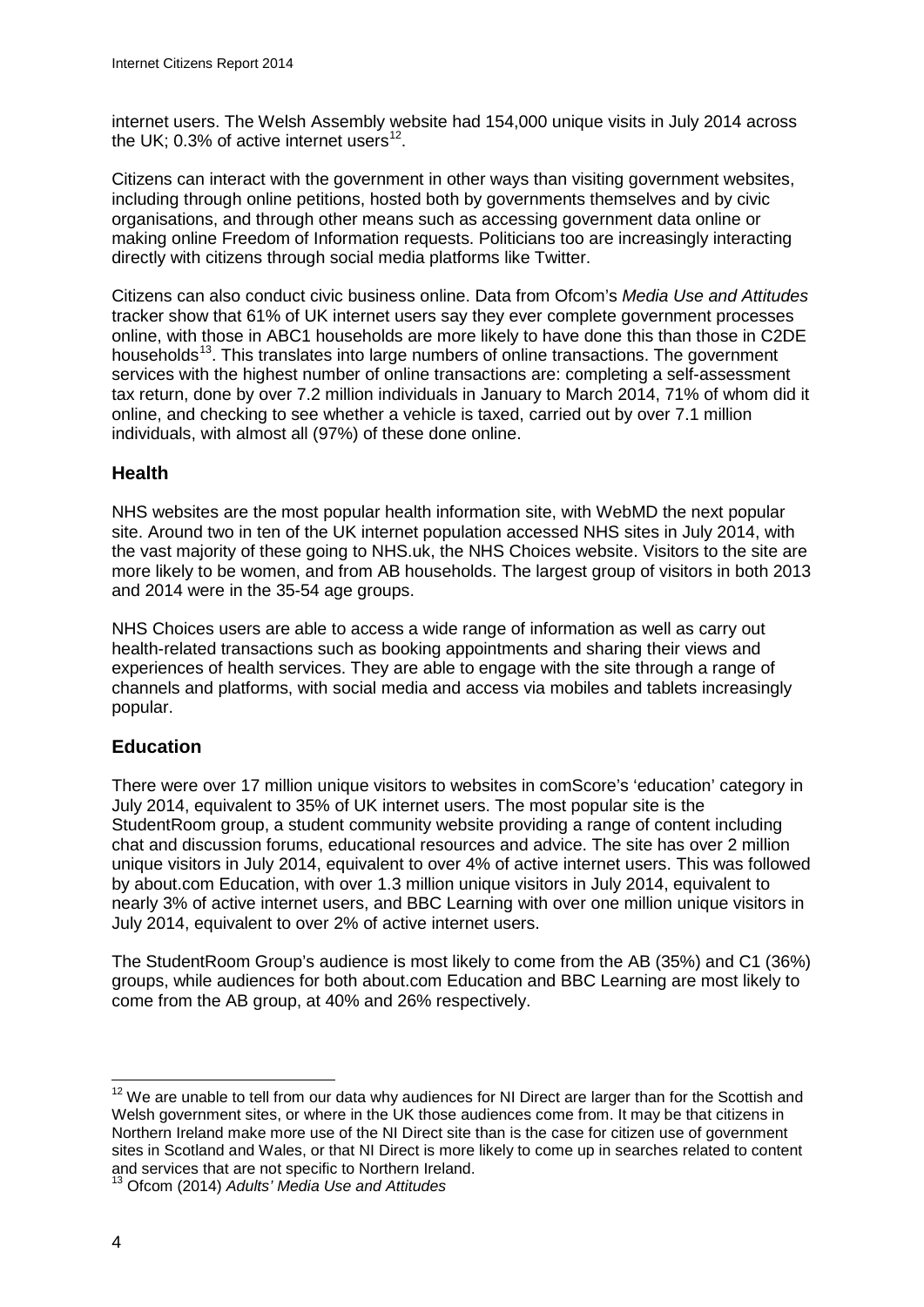internet users. The Welsh Assembly website had 154,000 unique visits in July 2014 across the UK; 0.3% of active internet users[12].

Citizens can interact with the government in other ways than visiting government websites, including through online petitions, hosted both by governments themselves and by civic organisations, and through other means such as accessing government data online or making online Freedom of Information requests. Politicians too are increasingly interacting directly with citizens through social media platforms like Twitter.

Citizens can also conduct civic business online. Data from Ofcom's *Media Use and Attitudes* tracker show that 61% of UK internet users say they ever complete government processes online, with those in ABC1 households are more likely to have done this than those in C2DE households[13]. This translates into large numbers of online transactions. The government services with the highest number of online transactions are: completing a self-assessment tax return, done by over 7.2 million individuals in January to March 2014, 71% of whom did it online, and checking to see whether a vehicle is taxed, carried out by over 7.1 million individuals, with almost all (97%) of these done online.

### Health

NHS websites are the most popular health information site, with WebMD the next popular site. Around two in ten of the UK internet population accessed NHS sites in July 2014, with the vast majority of these going to NHS.uk, the NHS Choices website. Visitors to the site are more likely to be women, and from AB households. The largest group of visitors in both 2013 and 2014 were in the 35-54 age groups.

NHS Choices users are able to access a wide range of information as well as carry out health-related transactions such as booking appointments and sharing their views and experiences of health services. They are able to engage with the site through a range of channels and platforms, with social media and access via mobiles and tablets increasingly popular.

### Education

There were over 17 million unique visitors to websites in comScore's 'education' category in July 2014, equivalent to 35% of UK internet users. The most popular site is the StudentRoom group, a student community website providing a range of content including chat and discussion forums, educational resources and advice. The site has over 2 million unique visitors in July 2014, equivalent to over 4% of active internet users. This was followed by about.com Education, with over 1.3 million unique visitors in July 2014, equivalent to nearly 3% of active internet users, and BBC Learning with over one million unique visitors in July 2014, equivalent to over 2% of active internet users.

The StudentRoom Group's audience is most likely to come from the AB (35%) and C1 (36%) groups, while audiences for both about.com Education and BBC Learning are most likely to come from the AB group, at 40% and 26% respectively.

---

[12] We are unable to tell from our data why audiences for NI Direct are larger than for the Scottish and Welsh government sites, or where in the UK those audiences come from. It may be that citizens in Northern Ireland make more use of the NI Direct site than is the case for citizen use of government sites in Scotland and Wales, or that NI Direct is more likely to come up in searches related to content and services that are not specific to Northern Ireland.

[13] Ofcom (2014) *Adults' Media Use and Attitudes*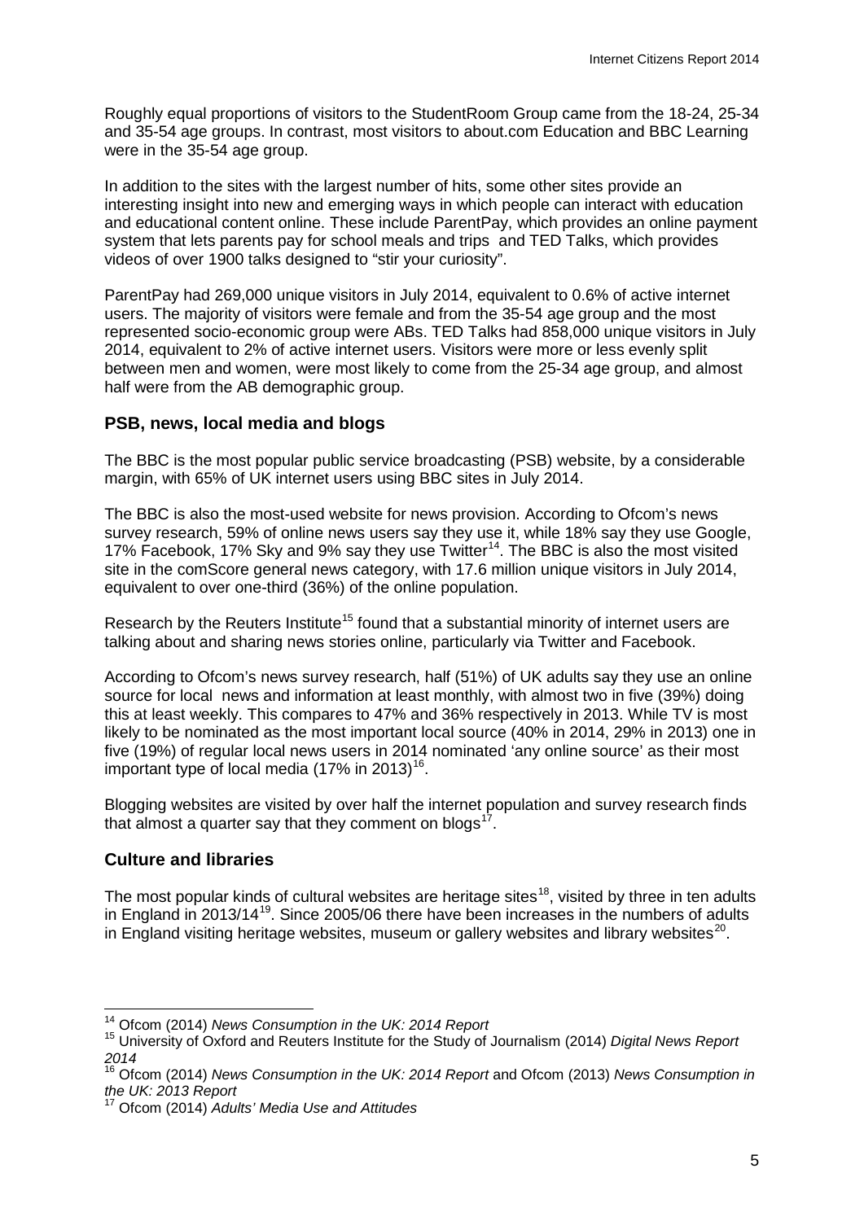Roughly equal proportions of visitors to the StudentRoom Group came from the 18-24, 25-34 and 35-54 age groups. In contrast, most visitors to about.com Education and BBC Learning were in the 35-54 age group.

In addition to the sites with the largest number of hits, some other sites provide an interesting insight into new and emerging ways in which people can interact with education and educational content online. These include ParentPay, which provides an online payment system that lets parents pay for school meals and trips and TED Talks, which provides videos of over 1900 talks designed to "stir your curiosity".

ParentPay had 269,000 unique visitors in July 2014, equivalent to 0.6% of active internet users. The majority of visitors were female and from the 35-54 age group and the most represented socio-economic group were ABs. TED Talks had 858,000 unique visitors in July 2014, equivalent to 2% of active internet users. Visitors were more or less evenly split between men and women, were most likely to come from the 25-34 age group, and almost half were from the AB demographic group.

## PSB, news, local media and blogs

The BBC is the most popular public service broadcasting (PSB) website, by a considerable margin, with 65% of UK internet users using BBC sites in July 2014.

The BBC is also the most-used website for news provision. According to Ofcom's news survey research, 59% of online news users say they use it, while 18% say they use Google, 17% Facebook, 17% Sky and 9% say they use Twitter[14]. The BBC is also the most visited site in the comScore general news category, with 17.6 million unique visitors in July 2014, equivalent to over one-third (36%) of the online population.

Research by the Reuters Institute[15] found that a substantial minority of internet users are talking about and sharing news stories online, particularly via Twitter and Facebook.

According to Ofcom's news survey research, half (51%) of UK adults say they use an online source for local news and information at least monthly, with almost two in five (39%) doing this at least weekly. This compares to 47% and 36% respectively in 2013. While TV is most likely to be nominated as the most important local source (40% in 2014, 29% in 2013) one in five (19%) of regular local news users in 2014 nominated 'any online source' as their most important type of local media (17% in 2013)[16].

Blogging websites are visited by over half the internet population and survey research finds that almost a quarter say that they comment on blogs[17].

## Culture and libraries

The most popular kinds of cultural websites are heritage sites[18], visited by three in ten adults in England in 2013/14[19]. Since 2005/06 there have been increases in the numbers of adults in England visiting heritage websites, museum or gallery websites and library websites[20].

---

[14] Ofcom (2014) *News Consumption in the UK: 2014 Report*

[15] University of Oxford and Reuters Institute for the Study of Journalism (2014) *Digital News Report 2014*

[16] Ofcom (2014) *News Consumption in the UK: 2014 Report* and Ofcom (2013) *News Consumption in the UK: 2013 Report*

[17] Ofcom (2014) *Adults' Media Use and Attitudes*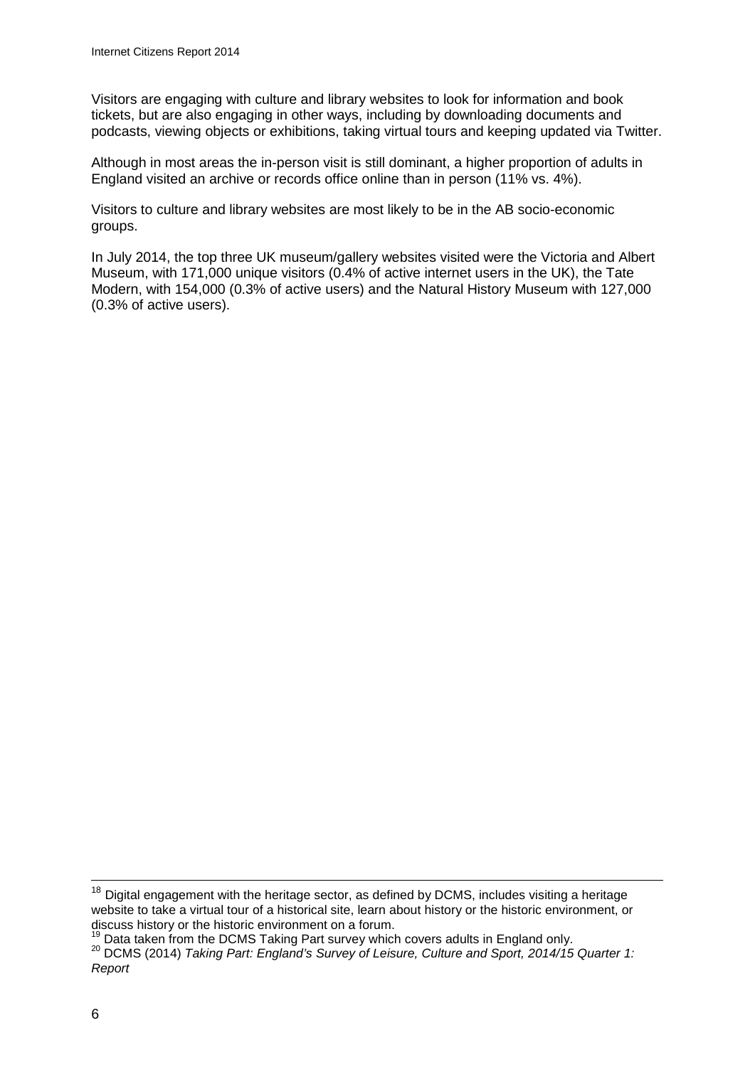Visitors are engaging with culture and library websites to look for information and book tickets, but are also engaging in other ways, including by downloading documents and podcasts, viewing objects or exhibitions, taking virtual tours and keeping updated via Twitter.

Although in most areas the in-person visit is still dominant, a higher proportion of adults in England visited an archive or records office online than in person (11% vs. 4%).

Visitors to culture and library websites are most likely to be in the AB socio-economic groups.

In July 2014, the top three UK museum/gallery websites visited were the Victoria and Albert Museum, with 171,000 unique visitors (0.4% of active internet users in the UK), the Tate Modern, with 154,000 (0.3% of active users) and the Natural History Museum with 127,000 (0.3% of active users).

---

[18] Digital engagement with the heritage sector, as defined by DCMS, includes visiting a heritage website to take a virtual tour of a historical site, learn about history or the historic environment, or discuss history or the historic environment on a forum.

[19] Data taken from the DCMS Taking Part survey which covers adults in England only.

[20] DCMS (2014) *Taking Part: England's Survey of Leisure, Culture and Sport, 2014/15 Quarter 1: Report*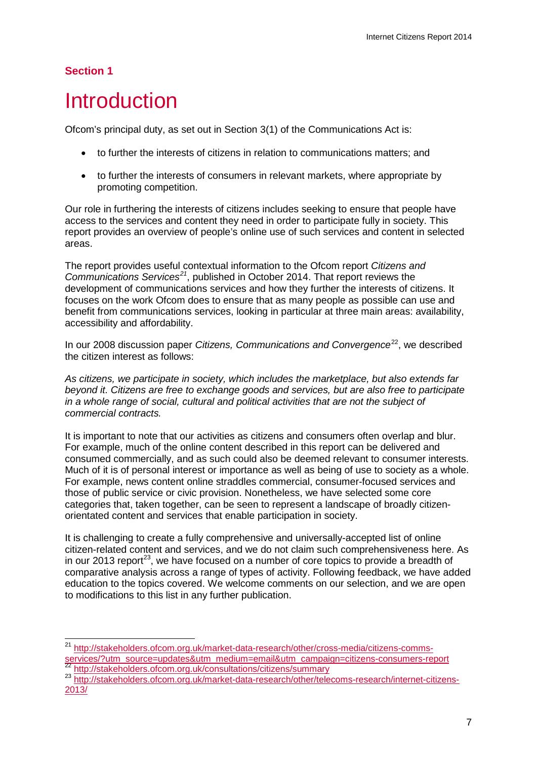## Section 1

# Introduction

Ofcom's principal duty, as set out in Section 3(1) of the Communications Act is:

- to further the interests of citizens in relation to communications matters; and
- to further the interests of consumers in relevant markets, where appropriate by promoting competition.

Our role in furthering the interests of citizens includes seeking to ensure that people have access to the services and content they need in order to participate fully in society. This report provides an overview of people's online use of such services and content in selected areas.

The report provides useful contextual information to the Ofcom report *Citizens and Communications Services*[21], published in October 2014. That report reviews the development of communications services and how they further the interests of citizens. It focuses on the work Ofcom does to ensure that as many people as possible can use and benefit from communications services, looking in particular at three main areas: availability, accessibility and affordability.

In our 2008 discussion paper *Citizens, Communications and Convergence*[22], we described the citizen interest as follows:

*As citizens, we participate in society, which includes the marketplace, but also extends far beyond it. Citizens are free to exchange goods and services, but are also free to participate in a whole range of social, cultural and political activities that are not the subject of commercial contracts.*

It is important to note that our activities as citizens and consumers often overlap and blur. For example, much of the online content described in this report can be delivered and consumed commercially, and as such could also be deemed relevant to consumer interests. Much of it is of personal interest or importance as well as being of use to society as a whole. For example, news content online straddles commercial, consumer-focused services and those of public service or civic provision. Nonetheless, we have selected some core categories that, taken together, can be seen to represent a landscape of broadly citizen-orientated content and services that enable participation in society.

It is challenging to create a fully comprehensive and universally-accepted list of online citizen-related content and services, and we do not claim such comprehensiveness here. As in our 2013 report[23], we have focused on a number of core topics to provide a breadth of comparative analysis across a range of types of activity. Following feedback, we have added education to the topics covered. We welcome comments on our selection, and we are open to modifications to this list in any further publication.

---

[21] http://stakeholders.ofcom.org.uk/market-data-research/other/cross-media/citizens-comms-services/?utm_source=updates&utm_medium=email&utm_campaign=citizens-consumers-report

[22] http://stakeholders.ofcom.org.uk/consultations/citizens/summary

[23] http://stakeholders.ofcom.org.uk/market-data-research/other/telecoms-research/internet-citizens-2013/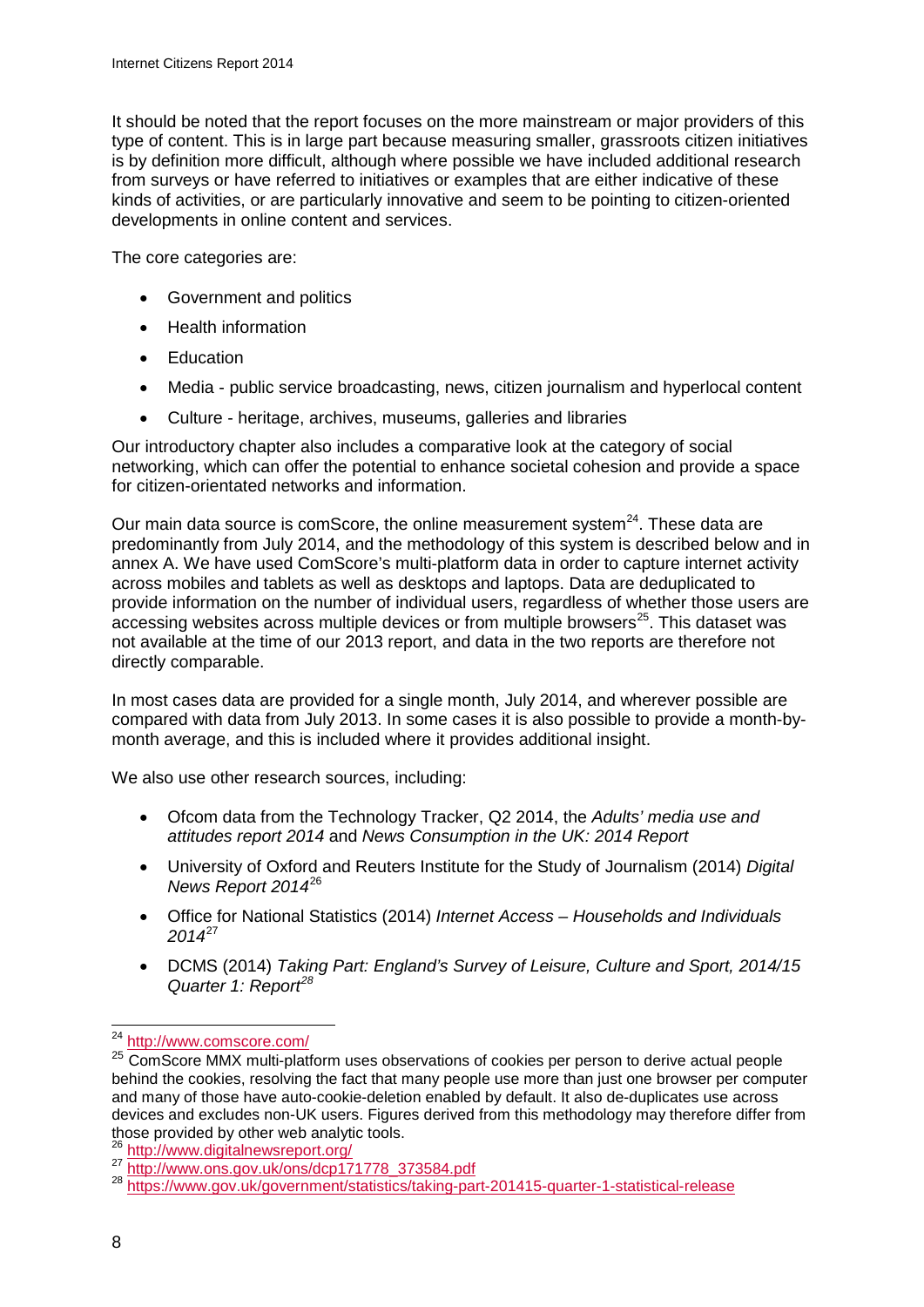It should be noted that the report focuses on the more mainstream or major providers of this type of content. This is in large part because measuring smaller, grassroots citizen initiatives is by definition more difficult, although where possible we have included additional research from surveys or have referred to initiatives or examples that are either indicative of these kinds of activities, or are particularly innovative and seem to be pointing to citizen-oriented developments in online content and services.

The core categories are:

- Government and politics
- Health information
- Education
- Media - public service broadcasting, news, citizen journalism and hyperlocal content
- Culture - heritage, archives, museums, galleries and libraries

Our introductory chapter also includes a comparative look at the category of social networking, which can offer the potential to enhance societal cohesion and provide a space for citizen-orientated networks and information.

Our main data source is comScore, the online measurement system[24]. These data are predominantly from July 2014, and the methodology of this system is described below and in annex A. We have used ComScore's multi-platform data in order to capture internet activity across mobiles and tablets as well as desktops and laptops. Data are deduplicated to provide information on the number of individual users, regardless of whether those users are accessing websites across multiple devices or from multiple browsers[25]. This dataset was not available at the time of our 2013 report, and data in the two reports are therefore not directly comparable.

In most cases data are provided for a single month, July 2014, and wherever possible are compared with data from July 2013. In some cases it is also possible to provide a month-by-month average, and this is included where it provides additional insight.

We also use other research sources, including:

- Ofcom data from the Technology Tracker, Q2 2014, the *Adults' media use and attitudes report 2014* and *News Consumption in the UK: 2014 Report*
- University of Oxford and Reuters Institute for the Study of Journalism (2014) *Digital News Report 2014*[26]
- Office for National Statistics (2014) *Internet Access – Households and Individuals 2014*[27]
- DCMS (2014) *Taking Part: England's Survey of Leisure, Culture and Sport, 2014/15 Quarter 1: Report*[28]

---

[24] http://www.comscore.com/

[25] ComScore MMX multi-platform uses observations of cookies per person to derive actual people behind the cookies, resolving the fact that many people use more than just one browser per computer and many of those have auto-cookie-deletion enabled by default. It also de-duplicates use across devices and excludes non-UK users. Figures derived from this methodology may therefore differ from those provided by other web analytic tools.

[26] http://www.digitalnewsreport.org/

[27] http://www.ons.gov.uk/ons/dcp171778_373584.pdf

[28] https://www.gov.uk/government/statistics/taking-part-201415-quarter-1-statistical-release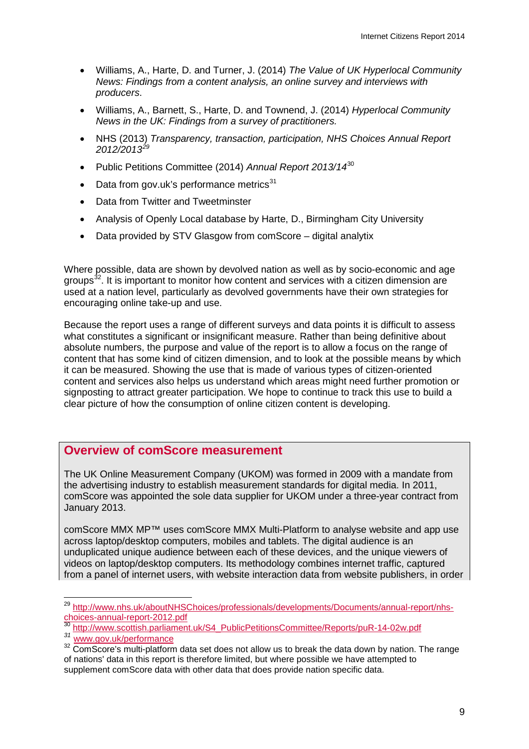- Williams, A., Harte, D. and Turner, J. (2014) *The Value of UK Hyperlocal Community News: Findings from a content analysis, an online survey and interviews with producers*.
- Williams, A., Barnett, S., Harte, D. and Townend, J. (2014) *Hyperlocal Community News in the UK: Findings from a survey of practitioners.*
- NHS (2013) *Transparency, transaction, participation, NHS Choices Annual Report 2012/2013*[29]
- Public Petitions Committee (2014) *Annual Report 2013/14*[30]
- Data from gov.uk's performance metrics[31]
- Data from Twitter and Tweetminster
- Analysis of Openly Local database by Harte, D., Birmingham City University
- Data provided by STV Glasgow from comScore – digital analytix

Where possible, data are shown by devolved nation as well as by socio-economic and age groups[32]. It is important to monitor how content and services with a citizen dimension are used at a nation level, particularly as devolved governments have their own strategies for encouraging online take-up and use.

Because the report uses a range of different surveys and data points it is difficult to assess what constitutes a significant or insignificant measure. Rather than being definitive about absolute numbers, the purpose and value of the report is to allow a focus on the range of content that has some kind of citizen dimension, and to look at the possible means by which it can be measured. Showing the use that is made of various types of citizen-oriented content and services also helps us understand which areas might need further promotion or signposting to attract greater participation. We hope to continue to track this use to build a clear picture of how the consumption of online citizen content is developing.

## Overview of comScore measurement

The UK Online Measurement Company (UKOM) was formed in 2009 with a mandate from the advertising industry to establish measurement standards for digital media. In 2011, comScore was appointed the sole data supplier for UKOM under a three-year contract from January 2013.

comScore MMX MP™ uses comScore MMX Multi-Platform to analyse website and app use across laptop/desktop computers, mobiles and tablets. The digital audience is an unduplicated unique audience between each of these devices, and the unique viewers of videos on laptop/desktop computers. Its methodology combines internet traffic, captured from a panel of internet users, with website interaction data from website publishers, in order

---

[29] http://www.nhs.uk/aboutNHSChoices/professionals/developments/Documents/annual-report/nhs-choices-annual-report-2012.pdf

[30] http://www.scottish.parliament.uk/S4_PublicPetitionsCommittee/Reports/puR-14-02w.pdf

[31] www.gov.uk/performance

[32] ComScore's multi-platform data set does not allow us to break the data down by nation. The range of nations' data in this report is therefore limited, but where possible we have attempted to supplement comScore data with other data that does provide nation specific data.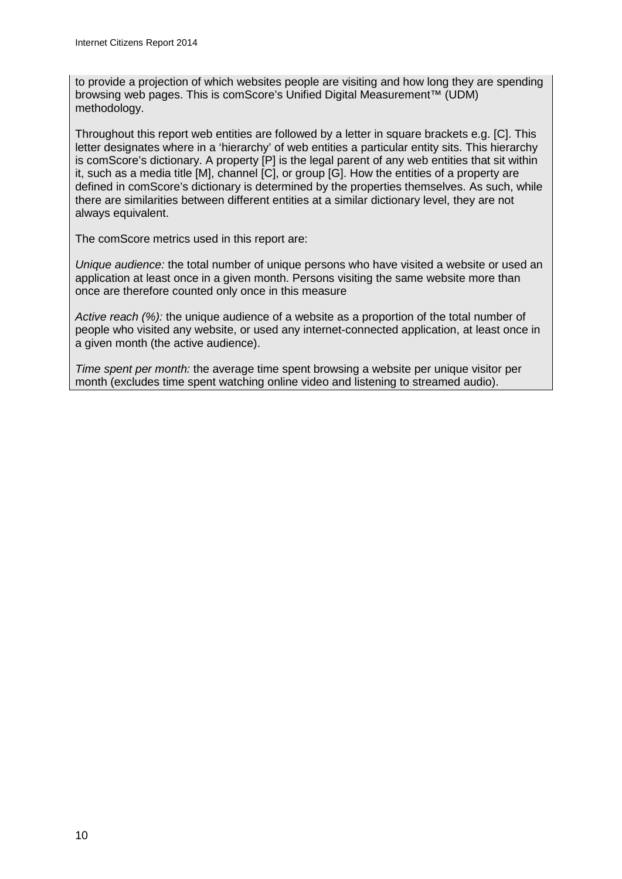to provide a projection of which websites people are visiting and how long they are spending browsing web pages. This is comScore's Unified Digital Measurement™ (UDM) methodology.

Throughout this report web entities are followed by a letter in square brackets e.g. [C]. This letter designates where in a 'hierarchy' of web entities a particular entity sits. This hierarchy is comScore's dictionary. A property [P] is the legal parent of any web entities that sit within it, such as a media title [M], channel [C], or group [G]. How the entities of a property are defined in comScore's dictionary is determined by the properties themselves. As such, while there are similarities between different entities at a similar dictionary level, they are not always equivalent.

The comScore metrics used in this report are:

*Unique audience:* the total number of unique persons who have visited a website or used an application at least once in a given month. Persons visiting the same website more than once are therefore counted only once in this measure

*Active reach (%):* the unique audience of a website as a proportion of the total number of people who visited any website, or used any internet-connected application, at least once in a given month (the active audience).

*Time spent per month:* the average time spent browsing a website per unique visitor per month (excludes time spent watching online video and listening to streamed audio).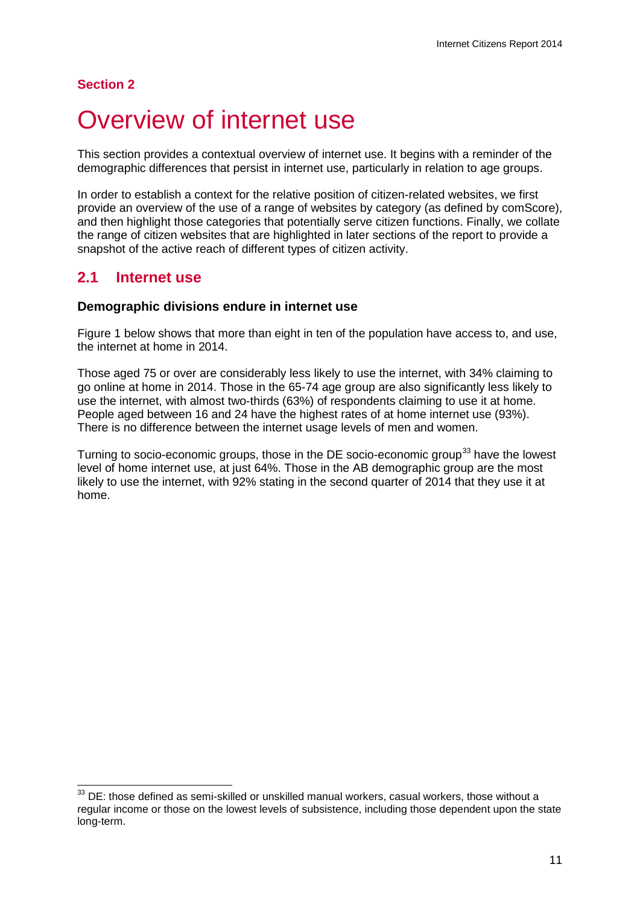**Section 2**

# Overview of internet use

This section provides a contextual overview of internet use. It begins with a reminder of the demographic differences that persist in internet use, particularly in relation to age groups.

In order to establish a context for the relative position of citizen-related websites, we first provide an overview of the use of a range of websites by category (as defined by comScore), and then highlight those categories that potentially serve citizen functions. Finally, we collate the range of citizen websites that are highlighted in later sections of the report to provide a snapshot of the active reach of different types of citizen activity.

## 2.1 Internet use

### Demographic divisions endure in internet use

Figure 1 below shows that more than eight in ten of the population have access to, and use, the internet at home in 2014.

Those aged 75 or over are considerably less likely to use the internet, with 34% claiming to go online at home in 2014. Those in the 65-74 age group are also significantly less likely to use the internet, with almost two-thirds (63%) of respondents claiming to use it at home. People aged between 16 and 24 have the highest rates of at home internet use (93%). There is no difference between the internet usage levels of men and women.

Turning to socio-economic groups, those in the DE socio-economic group[33] have the lowest level of home internet use, at just 64%. Those in the AB demographic group are the most likely to use the internet, with 92% stating in the second quarter of 2014 that they use it at home.

[33] DE: those defined as semi-skilled or unskilled manual workers, casual workers, those without a regular income or those on the lowest levels of subsistence, including those dependent upon the state long-term.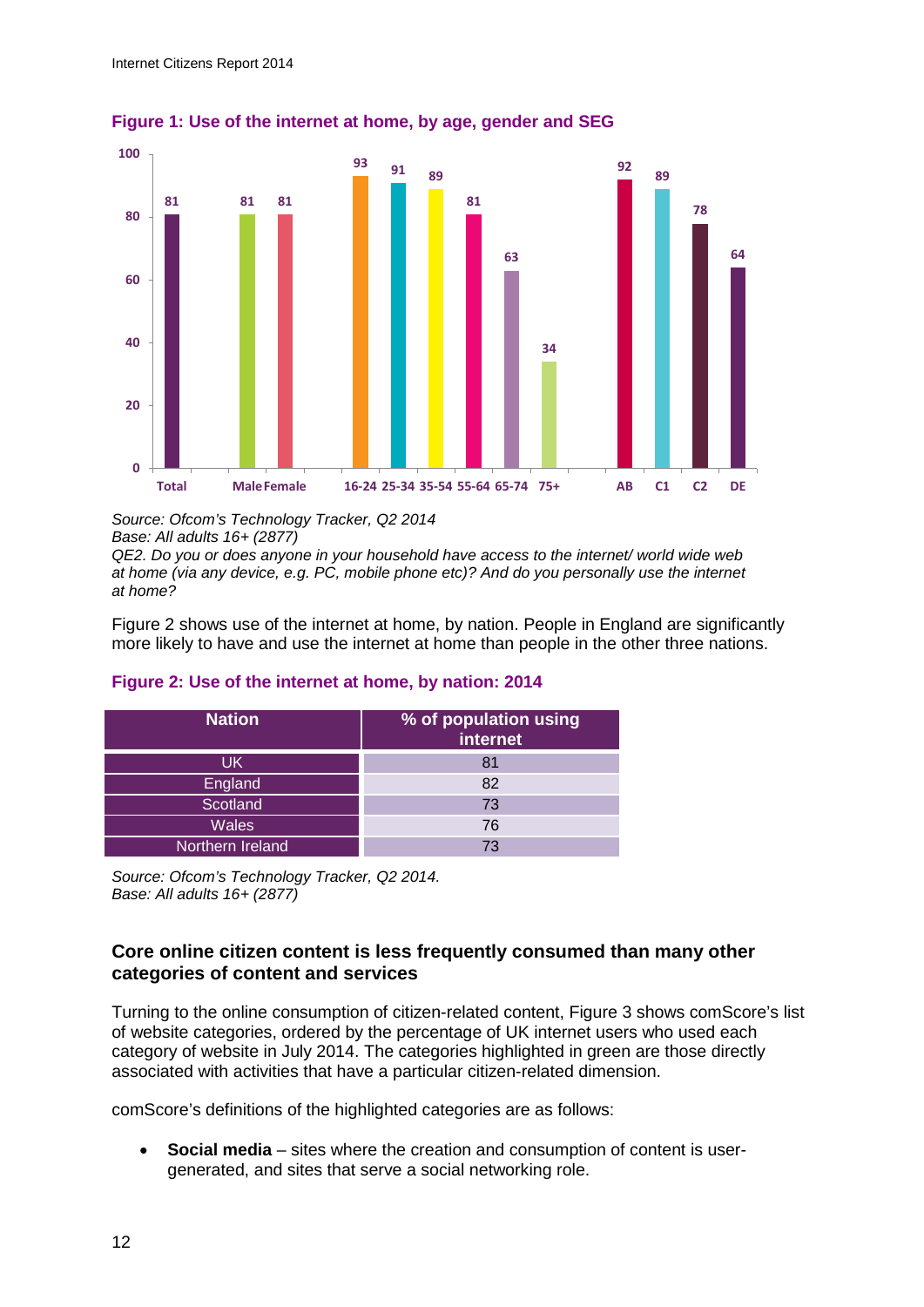**Figure 1: Use of the internet at home, by age, gender and SEG**

| | Total | Male | Female | 16-24 | 25-34 | 35-54 | 55-64 | 65-74 | 75+ | AB | C1 | C2 | DE |
|---|---|---|---|---|---|---|---|---|---|---|---|---|---|
| % | 81 | 81 | 81 | 93 | 91 | 89 | 81 | 63 | 34 | 92 | 89 | 78 | 64 |

*Source: Ofcom's Technology Tracker, Q2 2014*
*Base: All adults 16+ (2877)*
*QE2. Do you or does anyone in your household have access to the internet/ world wide web at home (via any device, e.g. PC, mobile phone etc)? And do you personally use the internet at home?*

Figure 2 shows use of the internet at home, by nation. People in England are significantly more likely to have and use the internet at home than people in the other three nations.

**Figure 2: Use of the internet at home, by nation: 2014**

| Nation | % of population using internet |
|---|---|
| UK | 81 |
| England | 82 |
| Scotland | 73 |
| Wales | 76 |
| Northern Ireland | 73 |

*Source: Ofcom's Technology Tracker, Q2 2014.*
*Base: All adults 16+ (2877)*

### Core online citizen content is less frequently consumed than many other categories of content and services

Turning to the online consumption of citizen-related content, Figure 3 shows comScore's list of website categories, ordered by the percentage of UK internet users who used each category of website in July 2014. The categories highlighted in green are those directly associated with activities that have a particular citizen-related dimension.

comScore's definitions of the highlighted categories are as follows:

- **Social media** – sites where the creation and consumption of content is user-generated, and sites that serve a social networking role.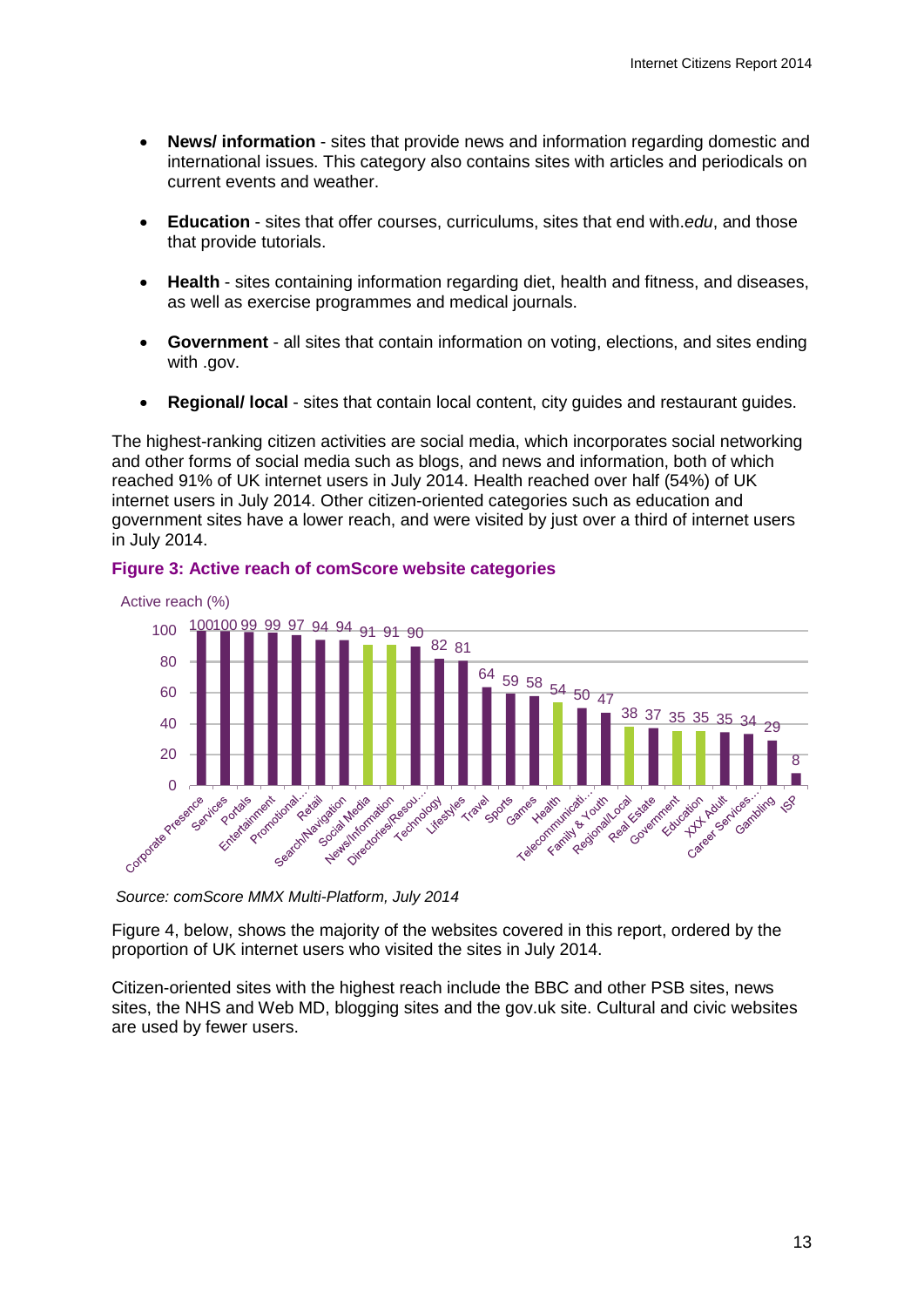- **News/ information** - sites that provide news and information regarding domestic and international issues. This category also contains sites with articles and periodicals on current events and weather.

- **Education** - sites that offer courses, curriculums, sites that end with *.edu*, and those that provide tutorials.

- **Health** - sites containing information regarding diet, health and fitness, and diseases, as well as exercise programmes and medical journals.

- **Government** - all sites that contain information on voting, elections, and sites ending with .gov.

- **Regional/ local** - sites that contain local content, city guides and restaurant guides.

The highest-ranking citizen activities are social media, which incorporates social networking and other forms of social media such as blogs, and news and information, both of which reached 91% of UK internet users in July 2014. Health reached over half (54%) of UK internet users in July 2014. Other citizen-oriented categories such as education and government sites have a lower reach, and were visited by just over a third of internet users in July 2014.

**Figure 3: Active reach of comScore website categories**

| Category | Active reach (%) |
|---|---|
| Corporate Presence | 100 |
| Services | 100 |
| Portals | 99 |
| Entertainment | 99 |
| Promotional... | 97 |
| Retail | 94 |
| Search/Navigation | 94 |
| Social Media | 91 |
| News/Information | 91 |
| Directories/Resou... | 90 |
| Technology | 82 |
| Lifestyles | 81 |
| Travel | 64 |
| Sports | 59 |
| Games | 58 |
| Health | 54 |
| Telecommunicati... | 50 |
| Family & Youth | 47 |
| Regional/Local | 38 |
| Real Estate | 37 |
| Government | 35 |
| Education | 35 |
| XXX Adult | 35 |
| Career Services... | 34 |
| Gambling | 29 |
| ISP | 8 |

*Source: comScore MMX Multi-Platform, July 2014*

Figure 4, below, shows the majority of the websites covered in this report, ordered by the proportion of UK internet users who visited the sites in July 2014.

Citizen-oriented sites with the highest reach include the BBC and other PSB sites, news sites, the NHS and Web MD, blogging sites and the gov.uk site. Cultural and civic websites are used by fewer users.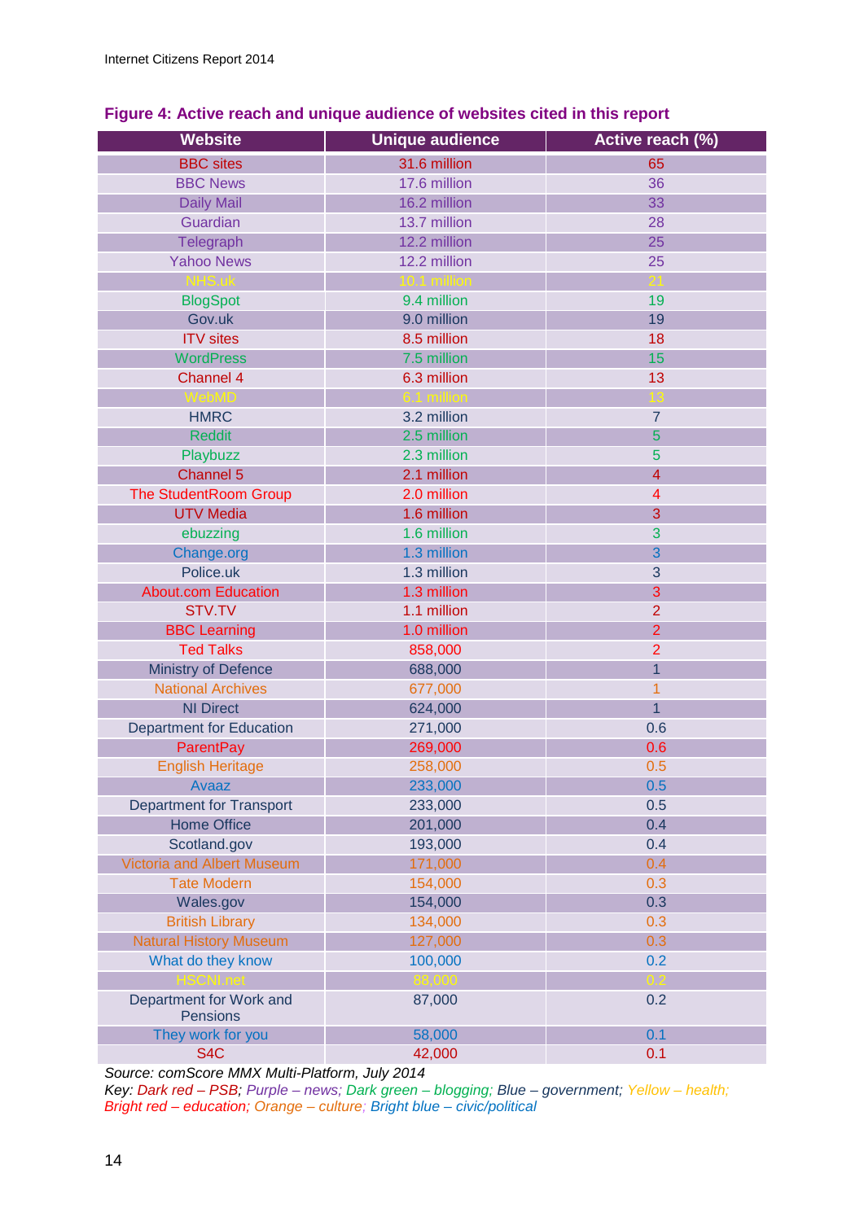**Figure 4: Active reach and unique audience of websites cited in this report**

| Website | Unique audience | Active reach (%) |
|---|---|---|
| BBC sites | 31.6 million | 65 |
| BBC News | 17.6 million | 36 |
| Daily Mail | 16.2 million | 33 |
| Guardian | 13.7 million | 28 |
| Telegraph | 12.2 million | 25 |
| Yahoo News | 12.2 million | 25 |
| NHS.uk | 10.1 million | 21 |
| BlogSpot | 9.4 million | 19 |
| Gov.uk | 9.0 million | 19 |
| ITV sites | 8.5 million | 18 |
| WordPress | 7.5 million | 15 |
| Channel 4 | 6.3 million | 13 |
| WebMD | 6.1 million | 13 |
| HMRC | 3.2 million | 7 |
| Reddit | 2.5 million | 5 |
| Playbuzz | 2.3 million | 5 |
| Channel 5 | 2.1 million | 4 |
| The StudentRoom Group | 2.0 million | 4 |
| UTV Media | 1.6 million | 3 |
| ebuzzing | 1.6 million | 3 |
| Change.org | 1.3 million | 3 |
| Police.uk | 1.3 million | 3 |
| About.com Education | 1.3 million | 3 |
| STV.TV | 1.1 million | 2 |
| BBC Learning | 1.0 million | 2 |
| Ted Talks | 858,000 | 2 |
| Ministry of Defence | 688,000 | 1 |
| National Archives | 677,000 | 1 |
| NI Direct | 624,000 | 1 |
| Department for Education | 271,000 | 0.6 |
| ParentPay | 269,000 | 0.6 |
| English Heritage | 258,000 | 0.5 |
| Avaaz | 233,000 | 0.5 |
| Department for Transport | 233,000 | 0.5 |
| Home Office | 201,000 | 0.4 |
| Scotland.gov | 193,000 | 0.4 |
| Victoria and Albert Museum | 171,000 | 0.4 |
| Tate Modern | 154,000 | 0.3 |
| Wales.gov | 154,000 | 0.3 |
| British Library | 134,000 | 0.3 |
| Natural History Museum | 127,000 | 0.3 |
| What do they know | 100,000 | 0.2 |
| HSCNI.net | 88,000 | 0.2 |
| Department for Work and Pensions | 87,000 | 0.2 |
| They work for you | 58,000 | 0.1 |
| S4C | 42,000 | 0.1 |

*Source: comScore MMX Multi-Platform, July 2014*

*Key: Dark red – PSB; Purple – news; Dark green – blogging; Blue – government; Yellow – health; Bright red – education; Orange – culture; Bright blue – civic/political*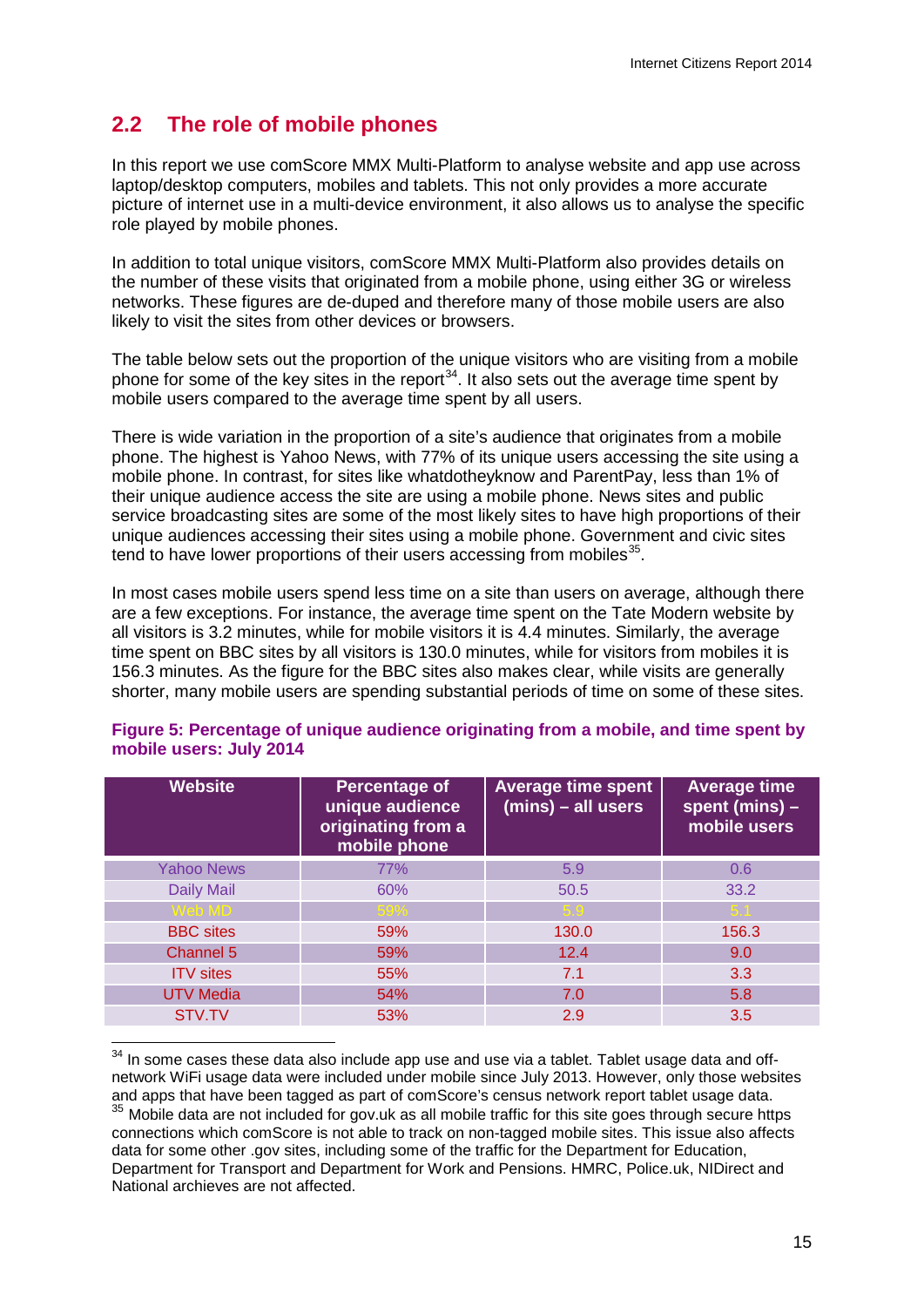## 2.2 The role of mobile phones

In this report we use comScore MMX Multi-Platform to analyse website and app use across laptop/desktop computers, mobiles and tablets. This not only provides a more accurate picture of internet use in a multi-device environment, it also allows us to analyse the specific role played by mobile phones.

In addition to total unique visitors, comScore MMX Multi-Platform also provides details on the number of these visits that originated from a mobile phone, using either 3G or wireless networks. These figures are de-duped and therefore many of those mobile users are also likely to visit the sites from other devices or browsers.

The table below sets out the proportion of the unique visitors who are visiting from a mobile phone for some of the key sites in the report[34]. It also sets out the average time spent by mobile users compared to the average time spent by all users.

There is wide variation in the proportion of a site's audience that originates from a mobile phone. The highest is Yahoo News, with 77% of its unique users accessing the site using a mobile phone. In contrast, for sites like whatdotheyknow and ParentPay, less than 1% of their unique audience access the site are using a mobile phone. News sites and public service broadcasting sites are some of the most likely sites to have high proportions of their unique audiences accessing their sites using a mobile phone. Government and civic sites tend to have lower proportions of their users accessing from mobiles[35].

In most cases mobile users spend less time on a site than users on average, although there are a few exceptions. For instance, the average time spent on the Tate Modern website by all visitors is 3.2 minutes, while for mobile visitors it is 4.4 minutes. Similarly, the average time spent on BBC sites by all visitors is 130.0 minutes, while for visitors from mobiles it is 156.3 minutes. As the figure for the BBC sites also makes clear, while visits are generally shorter, many mobile users are spending substantial periods of time on some of these sites.

**Figure 5: Percentage of unique audience originating from a mobile, and time spent by mobile users: July 2014**

| Website | Percentage of unique audience originating from a mobile phone | Average time spent (mins) – all users | Average time spent (mins) – mobile users |
|---|---|---|---|
| Yahoo News | 77% | 5.9 | 0.6 |
| Daily Mail | 60% | 50.5 | 33.2 |
| Web MD | 59% | 5.9 | 5.1 |
| BBC sites | 59% | 130.0 | 156.3 |
| Channel 5 | 59% | 12.4 | 9.0 |
| ITV sites | 55% | 7.1 | 3.3 |
| UTV Media | 54% | 7.0 | 5.8 |
| STV.TV | 53% | 2.9 | 3.5 |

[34] In some cases these data also include app use and use via a tablet. Tablet usage data and off-network WiFi usage data were included under mobile since July 2013. However, only those websites and apps that have been tagged as part of comScore's census network report tablet usage data.

[35] Mobile data are not included for gov.uk as all mobile traffic for this site goes through secure https connections which comScore is not able to track on non-tagged mobile sites. This issue also affects data for some other .gov sites, including some of the traffic for the Department for Education, Department for Transport and Department for Work and Pensions. HMRC, Police.uk, NIDirect and National archieves are not affected.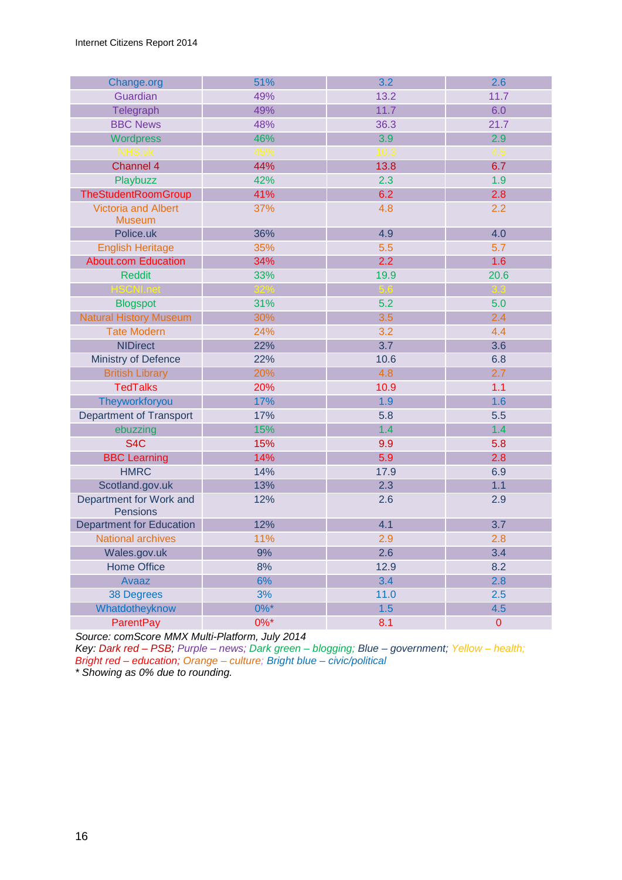| Change.org | 51% | 3.2 | 2.6 |
|---|---|---|---|
| Guardian | 49% | 13.2 | 11.7 |
| Telegraph | 49% | 11.7 | 6.0 |
| BBC News | 48% | 36.3 | 21.7 |
| Wordpress | 46% | 3.9 | 2.9 |
| NHS.uk | 45% | 10.3 | 4.5 |
| Channel 4 | 44% | 13.8 | 6.7 |
| Playbuzz | 42% | 2.3 | 1.9 |
| TheStudentRoomGroup | 41% | 6.2 | 2.8 |
| Victoria and Albert Museum | 37% | 4.8 | 2.2 |
| Police.uk | 36% | 4.9 | 4.0 |
| English Heritage | 35% | 5.5 | 5.7 |
| About.com Education | 34% | 2.2 | 1.6 |
| Reddit | 33% | 19.9 | 20.6 |
| HSCNI.net | 32% | 5.6 | 3.3 |
| Blogspot | 31% | 5.2 | 5.0 |
| Natural History Museum | 30% | 3.5 | 2.4 |
| Tate Modern | 24% | 3.2 | 4.4 |
| NIDirect | 22% | 3.7 | 3.6 |
| Ministry of Defence | 22% | 10.6 | 6.8 |
| British Library | 20% | 4.8 | 2.7 |
| TedTalks | 20% | 10.9 | 1.1 |
| Theyworkforyou | 17% | 1.9 | 1.6 |
| Department of Transport | 17% | 5.8 | 5.5 |
| ebuzzing | 15% | 1.4 | 1.4 |
| S4C | 15% | 9.9 | 5.8 |
| BBC Learning | 14% | 5.9 | 2.8 |
| HMRC | 14% | 17.9 | 6.9 |
| Scotland.gov.uk | 13% | 2.3 | 1.1 |
| Department for Work and Pensions | 12% | 2.6 | 2.9 |
| Department for Education | 12% | 4.1 | 3.7 |
| National archives | 11% | 2.9 | 2.8 |
| Wales.gov.uk | 9% | 2.6 | 3.4 |
| Home Office | 8% | 12.9 | 8.2 |
| Avaaz | 6% | 3.4 | 2.8 |
| 38 Degrees | 3% | 11.0 | 2.5 |
| Whatdotheyknow | 0%* | 1.5 | 4.5 |
| ParentPay | 0%* | 8.1 | 0 |

*Source: comScore MMX Multi-Platform, July 2014*

*Key: Dark red – PSB; Purple – news; Dark green – blogging; Blue – government; Yellow – health; Bright red – education; Orange – culture; Bright blue – civic/political*

*\* Showing as 0% due to rounding.*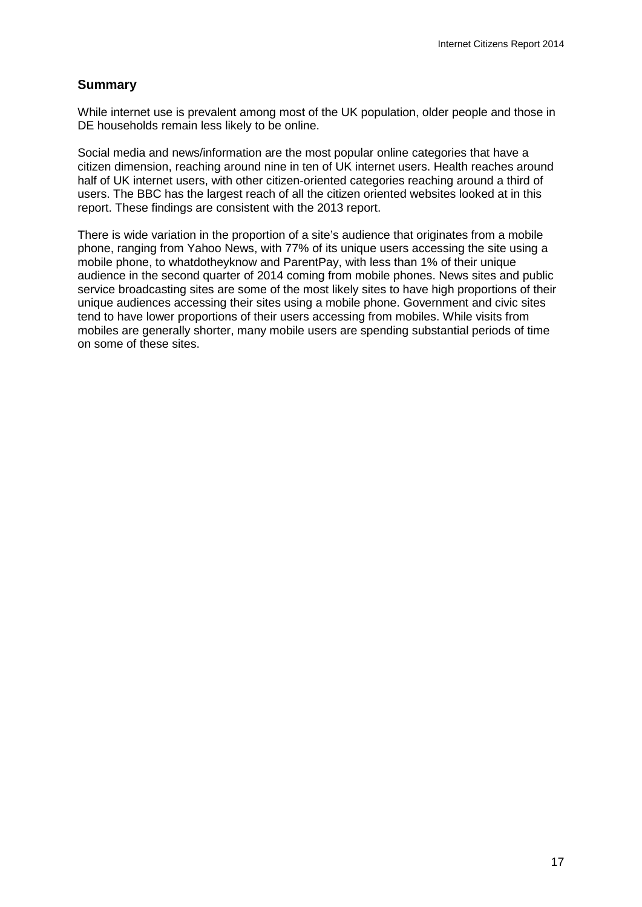## Summary

While internet use is prevalent among most of the UK population, older people and those in DE households remain less likely to be online.

Social media and news/information are the most popular online categories that have a citizen dimension, reaching around nine in ten of UK internet users. Health reaches around half of UK internet users, with other citizen-oriented categories reaching around a third of users. The BBC has the largest reach of all the citizen oriented websites looked at in this report. These findings are consistent with the 2013 report.

There is wide variation in the proportion of a site's audience that originates from a mobile phone, ranging from Yahoo News, with 77% of its unique users accessing the site using a mobile phone, to whatdotheyknow and ParentPay, with less than 1% of their unique audience in the second quarter of 2014 coming from mobile phones. News sites and public service broadcasting sites are some of the most likely sites to have high proportions of their unique audiences accessing their sites using a mobile phone. Government and civic sites tend to have lower proportions of their users accessing from mobiles. While visits from mobiles are generally shorter, many mobile users are spending substantial periods of time on some of these sites.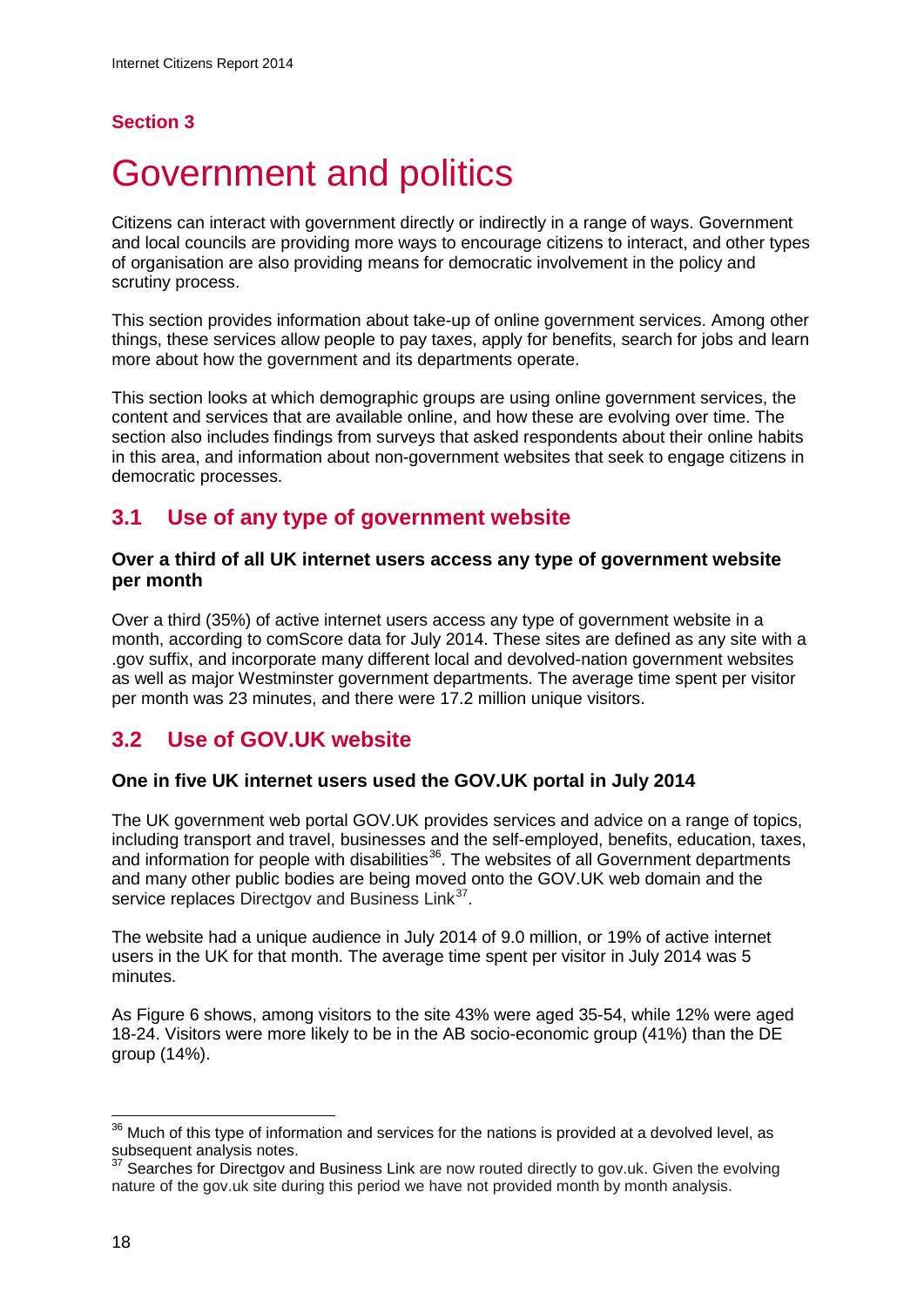**Section 3**

# Government and politics

Citizens can interact with government directly or indirectly in a range of ways. Government and local councils are providing more ways to encourage citizens to interact, and other types of organisation are also providing means for democratic involvement in the policy and scrutiny process.

This section provides information about take-up of online government services. Among other things, these services allow people to pay taxes, apply for benefits, search for jobs and learn more about how the government and its departments operate.

This section looks at which demographic groups are using online government services, the content and services that are available online, and how these are evolving over time. The section also includes findings from surveys that asked respondents about their online habits in this area, and information about non-government websites that seek to engage citizens in democratic processes.

## 3.1 Use of any type of government website

### Over a third of all UK internet users access any type of government website per month

Over a third (35%) of active internet users access any type of government website in a month, according to comScore data for July 2014. These sites are defined as any site with a .gov suffix, and incorporate many different local and devolved-nation government websites as well as major Westminster government departments. The average time spent per visitor per month was 23 minutes, and there were 17.2 million unique visitors.

## 3.2 Use of GOV.UK website

### One in five UK internet users used the GOV.UK portal in July 2014

The UK government web portal GOV.UK provides services and advice on a range of topics, including transport and travel, businesses and the self-employed, benefits, education, taxes, and information for people with disabilities[36]. The websites of all Government departments and many other public bodies are being moved onto the GOV.UK web domain and the service replaces Directgov and Business Link[37].

The website had a unique audience in July 2014 of 9.0 million, or 19% of active internet users in the UK for that month. The average time spent per visitor in July 2014 was 5 minutes.

As Figure 6 shows, among visitors to the site 43% were aged 35-54, while 12% were aged 18-24. Visitors were more likely to be in the AB socio-economic group (41%) than the DE group (14%).

---

[36] Much of this type of information and services for the nations is provided at a devolved level, as subsequent analysis notes.

[37] Searches for Directgov and Business Link are now routed directly to gov.uk. Given the evolving nature of the gov.uk site during this period we have not provided month by month analysis.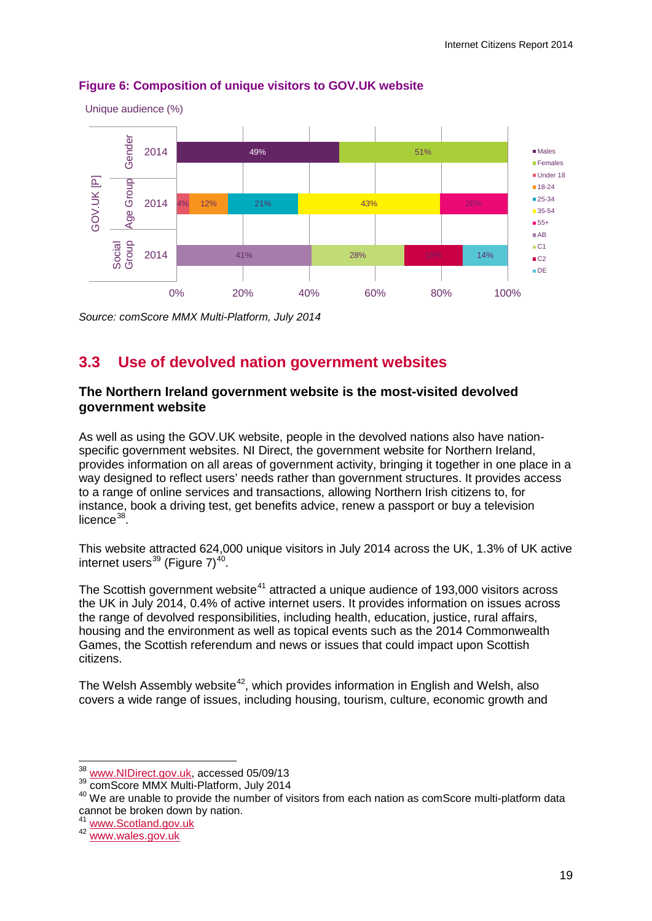**Figure 6: Composition of unique visitors to GOV.UK website**

Unique audience (%)

| GOV.UK [P] | | Values |
|---|---|---|
| Gender | 2014 | Males 49%, Females 51% |
| Age Group | 2014 | Under 18 4%, 18-24 12%, 25-34 21%, 35-54 43%, 55+ 20% |
| Social Group | 2014 | AB 41%, C1 28%, C2 18%, DE 14% |

*Source: comScore MMX Multi-Platform, July 2014*

## 3.3 Use of devolved nation government websites

### The Northern Ireland government website is the most-visited devolved government website

As well as using the GOV.UK website, people in the devolved nations also have nation-specific government websites. NI Direct, the government website for Northern Ireland, provides information on all areas of government activity, bringing it together in one place in a way designed to reflect users' needs rather than government structures. It provides access to a range of online services and transactions, allowing Northern Irish citizens to, for instance, book a driving test, get benefits advice, renew a passport or buy a television licence[38].

This website attracted 624,000 unique visitors in July 2014 across the UK, 1.3% of UK active internet users[39] (Figure 7)[40].

The Scottish government website[41] attracted a unique audience of 193,000 visitors across the UK in July 2014, 0.4% of active internet users. It provides information on issues across the range of devolved responsibilities, including health, education, justice, rural affairs, housing and the environment as well as topical events such as the 2014 Commonwealth Games, the Scottish referendum and news or issues that could impact upon Scottish citizens.

The Welsh Assembly website[42], which provides information in English and Welsh, also covers a wide range of issues, including housing, tourism, culture, economic growth and

---

[38] www.NIDirect.gov.uk, accessed 05/09/13

[39] comScore MMX Multi-Platform, July 2014

[40] We are unable to provide the number of visitors from each nation as comScore multi-platform data cannot be broken down by nation.

[41] www.Scotland.gov.uk

[42] www.wales.gov.uk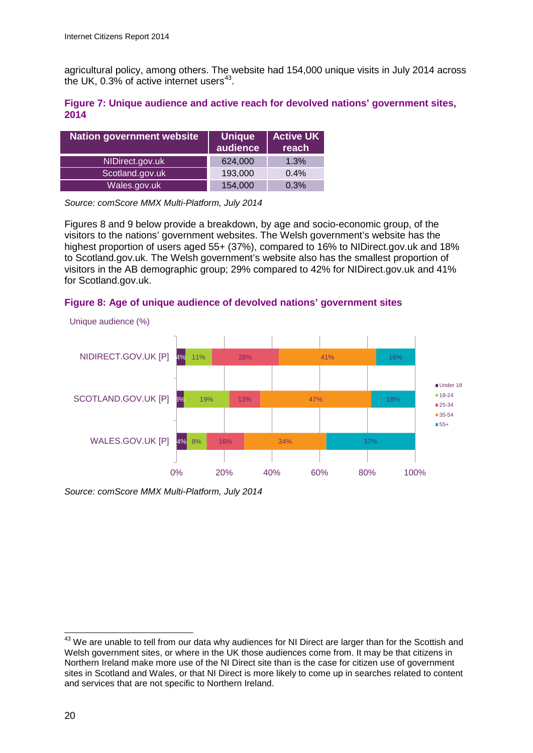agricultural policy, among others. The website had 154,000 unique visits in July 2014 across the UK, 0.3% of active internet users[43].

**Figure 7: Unique audience and active reach for devolved nations' government sites, 2014**

| Nation government website | Unique audience | Active UK reach |
|---|---|---|
| NIDirect.gov.uk | 624,000 | 1.3% |
| Scotland.gov.uk | 193,000 | 0.4% |
| Wales.gov.uk | 154,000 | 0.3% |

*Source: comScore MMX Multi-Platform, July 2014*

Figures 8 and 9 below provide a breakdown, by age and socio-economic group, of the visitors to the nations' government websites. The Welsh government's website has the highest proportion of users aged 55+ (37%), compared to 16% to NIDirect.gov.uk and 18% to Scotland.gov.uk. The Welsh government's website also has the smallest proportion of visitors in the AB demographic group; 29% compared to 42% for NIDirect.gov.uk and 41% for Scotland.gov.uk.

**Figure 8: Age of unique audience of devolved nations' government sites**

Unique audience (%)

| | Under 18 | 18-24 | 25-34 | 35-54 | 55+ |
|---|---|---|---|---|---|
| NIDIRECT.GOV.UK [P] | 4% | 11% | 28% | 41% | 16% |
| SCOTLAND.GOV.UK [P] | 3% | 19% | 13% | 47% | 18% |
| WALES.GOV.UK [P] | 4% | 8% | 16% | 34% | 37% |

*Source: comScore MMX Multi-Platform, July 2014*

---

[43] We are unable to tell from our data why audiences for NI Direct are larger than for the Scottish and Welsh government sites, or where in the UK those audiences come from. It may be that citizens in Northern Ireland make more use of the NI Direct site than is the case for citizen use of government sites in Scotland and Wales, or that NI Direct is more likely to come up in searches related to content and services that are not specific to Northern Ireland.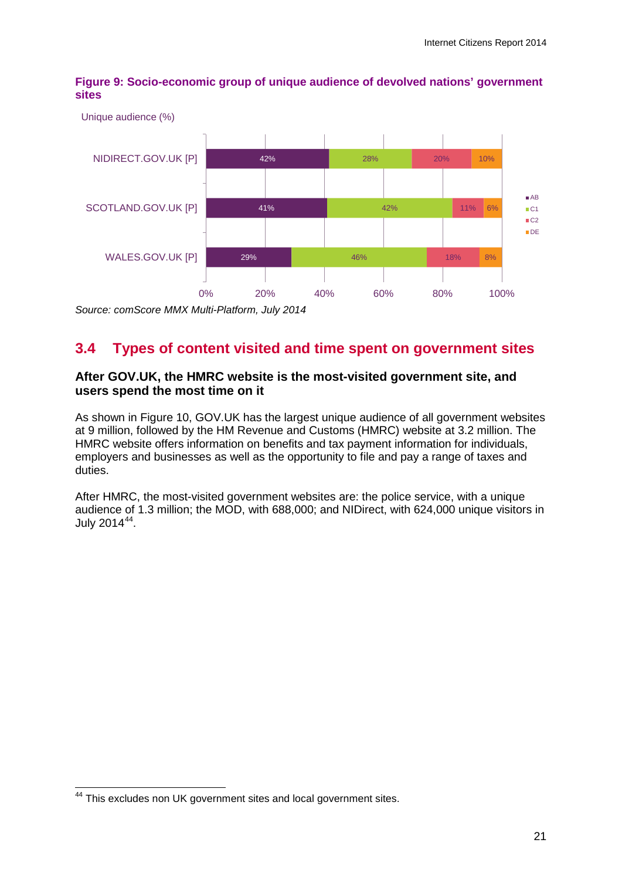**Figure 9: Socio-economic group of unique audience of devolved nations' government sites**

Unique audience (%)

| | AB | C1 | C2 | DE |
|---|---|---|---|---|
| NIDIRECT.GOV.UK [P] | 42% | 28% | 20% | 10% |
| SCOTLAND.GOV.UK [P] | 41% | 42% | 11% | 6% |
| WALES.GOV.UK [P] | 29% | 46% | 18% | 8% |

*Source: comScore MMX Multi-Platform, July 2014*

## 3.4 Types of content visited and time spent on government sites

### After GOV.UK, the HMRC website is the most-visited government site, and users spend the most time on it

As shown in Figure 10, GOV.UK has the largest unique audience of all government websites at 9 million, followed by the HM Revenue and Customs (HMRC) website at 3.2 million. The HMRC website offers information on benefits and tax payment information for individuals, employers and businesses as well as the opportunity to file and pay a range of taxes and duties.

After HMRC, the most-visited government websites are: the police service, with a unique audience of 1.3 million; the MOD, with 688,000; and NIDirect, with 624,000 unique visitors in July 2014[44].

[44] This excludes non UK government sites and local government sites.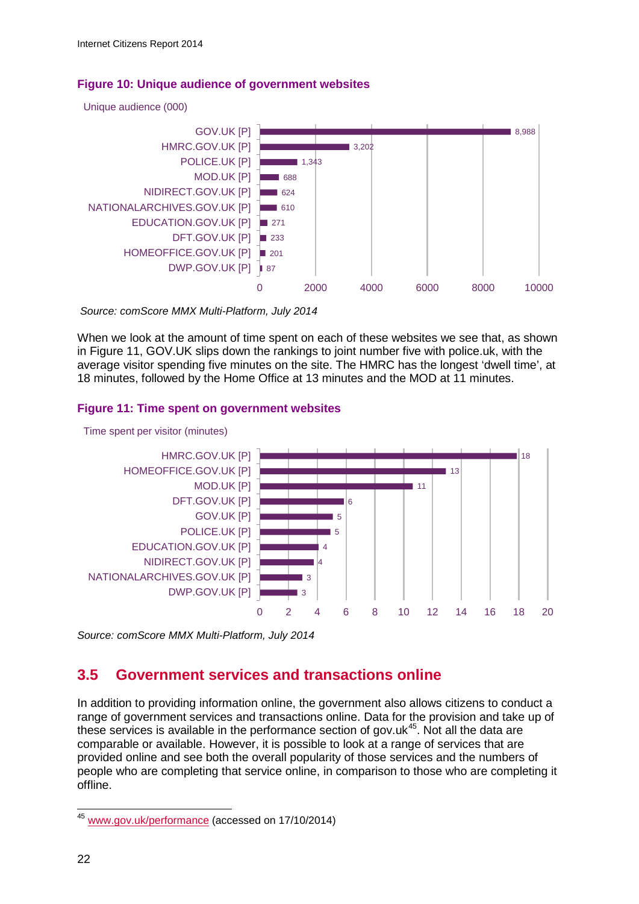**Figure 10: Unique audience of government websites**

Unique audience (000)

| Website | Unique audience (000) |
| --- | --- |
| GOV.UK [P] | 8,988 |
| HMRC.GOV.UK [P] | 3,202 |
| POLICE.UK [P] | 1,343 |
| MOD.UK [P] | 688 |
| NIDIRECT.GOV.UK [P] | 624 |
| NATIONALARCHIVES.GOV.UK [P] | 610 |
| EDUCATION.GOV.UK [P] | 271 |
| DFT.GOV.UK [P] | 233 |
| HOMEOFFICE.GOV.UK [P] | 201 |
| DWP.GOV.UK [P] | 87 |

*Source: comScore MMX Multi-Platform, July 2014*

When we look at the amount of time spent on each of these websites we see that, as shown in Figure 11, GOV.UK slips down the rankings to joint number five with police.uk, with the average visitor spending five minutes on the site. The HMRC has the longest 'dwell time', at 18 minutes, followed by the Home Office at 13 minutes and the MOD at 11 minutes.

**Figure 11: Time spent on government websites**

Time spent per visitor (minutes)

| Website | Time spent per visitor (minutes) |
| --- | --- |
| HMRC.GOV.UK [P] | 18 |
| HOMEOFFICE.GOV.UK [P] | 13 |
| MOD.UK [P] | 11 |
| DFT.GOV.UK [P] | 6 |
| GOV.UK [P] | 5 |
| POLICE.UK [P] | 5 |
| EDUCATION.GOV.UK [P] | 4 |
| NIDIRECT.GOV.UK [P] | 4 |
| NATIONALARCHIVES.GOV.UK [P] | 3 |
| DWP.GOV.UK [P] | 3 |

*Source: comScore MMX Multi-Platform, July 2014*

## 3.5 Government services and transactions online

In addition to providing information online, the government also allows citizens to conduct a range of government services and transactions online. Data for the provision and take up of these services is available in the performance section of gov.uk[45]. Not all the data are comparable or available. However, it is possible to look at a range of services that are provided online and see both the overall popularity of those services and the numbers of people who are completing that service online, in comparison to those who are completing it offline.

[45] www.gov.uk/performance (accessed on 17/10/2014)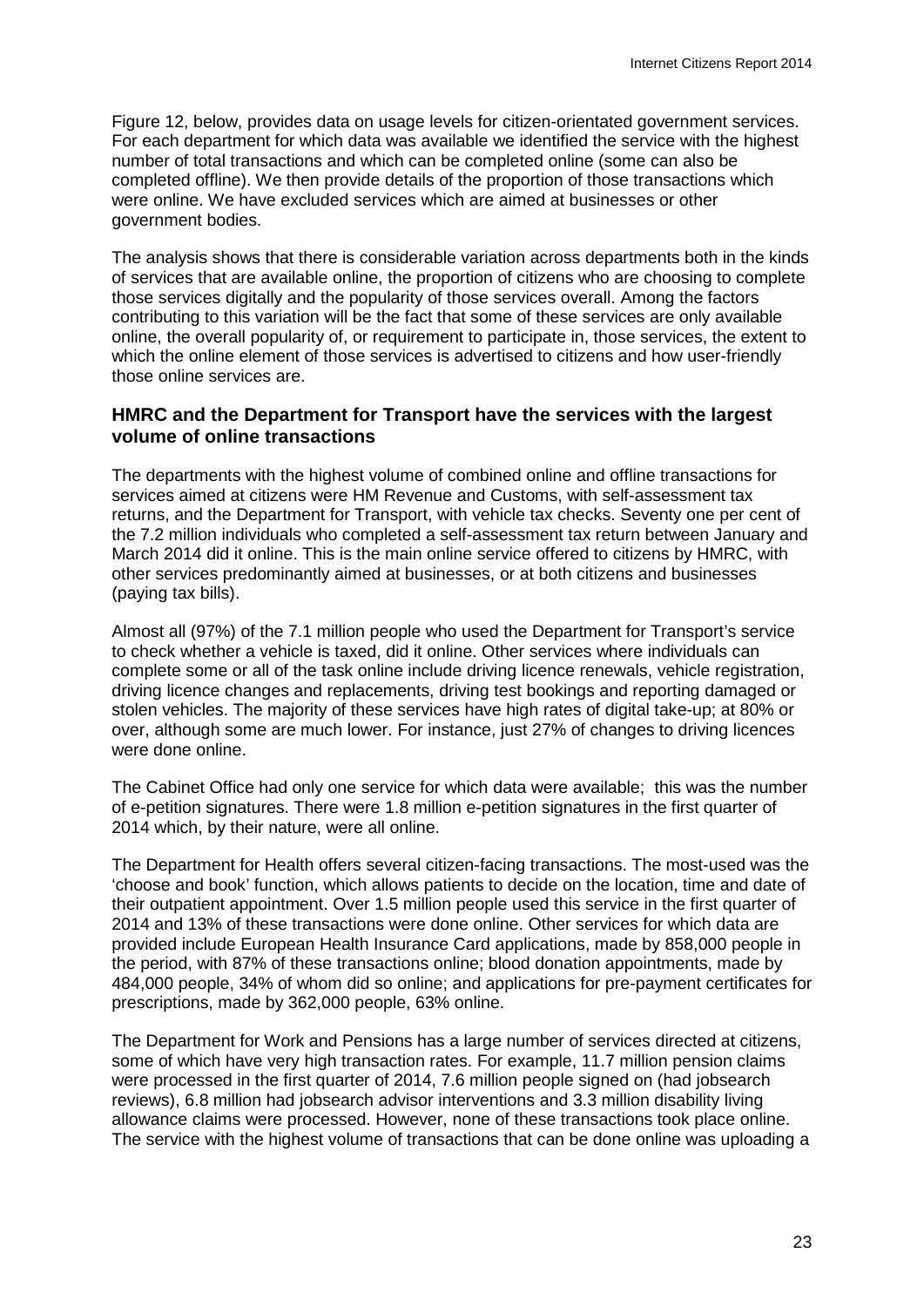Figure 12, below, provides data on usage levels for citizen-orientated government services. For each department for which data was available we identified the service with the highest number of total transactions and which can be completed online (some can also be completed offline). We then provide details of the proportion of those transactions which were online. We have excluded services which are aimed at businesses or other government bodies.

The analysis shows that there is considerable variation across departments both in the kinds of services that are available online, the proportion of citizens who are choosing to complete those services digitally and the popularity of those services overall. Among the factors contributing to this variation will be the fact that some of these services are only available online, the overall popularity of, or requirement to participate in, those services, the extent to which the online element of those services is advertised to citizens and how user-friendly those online services are.

### HMRC and the Department for Transport have the services with the largest volume of online transactions

The departments with the highest volume of combined online and offline transactions for services aimed at citizens were HM Revenue and Customs, with self-assessment tax returns, and the Department for Transport, with vehicle tax checks. Seventy one per cent of the 7.2 million individuals who completed a self-assessment tax return between January and March 2014 did it online. This is the main online service offered to citizens by HMRC, with other services predominantly aimed at businesses, or at both citizens and businesses (paying tax bills).

Almost all (97%) of the 7.1 million people who used the Department for Transport's service to check whether a vehicle is taxed, did it online. Other services where individuals can complete some or all of the task online include driving licence renewals, vehicle registration, driving licence changes and replacements, driving test bookings and reporting damaged or stolen vehicles. The majority of these services have high rates of digital take-up; at 80% or over, although some are much lower. For instance, just 27% of changes to driving licences were done online.

The Cabinet Office had only one service for which data were available; this was the number of e-petition signatures. There were 1.8 million e-petition signatures in the first quarter of 2014 which, by their nature, were all online.

The Department for Health offers several citizen-facing transactions. The most-used was the 'choose and book' function, which allows patients to decide on the location, time and date of their outpatient appointment. Over 1.5 million people used this service in the first quarter of 2014 and 13% of these transactions were done online. Other services for which data are provided include European Health Insurance Card applications, made by 858,000 people in the period, with 87% of these transactions online; blood donation appointments, made by 484,000 people, 34% of whom did so online; and applications for pre-payment certificates for prescriptions, made by 362,000 people, 63% online.

The Department for Work and Pensions has a large number of services directed at citizens, some of which have very high transaction rates. For example, 11.7 million pension claims were processed in the first quarter of 2014, 7.6 million people signed on (had jobsearch reviews), 6.8 million had jobsearch advisor interventions and 3.3 million disability living allowance claims were processed. However, none of these transactions took place online. The service with the highest volume of transactions that can be done online was uploading a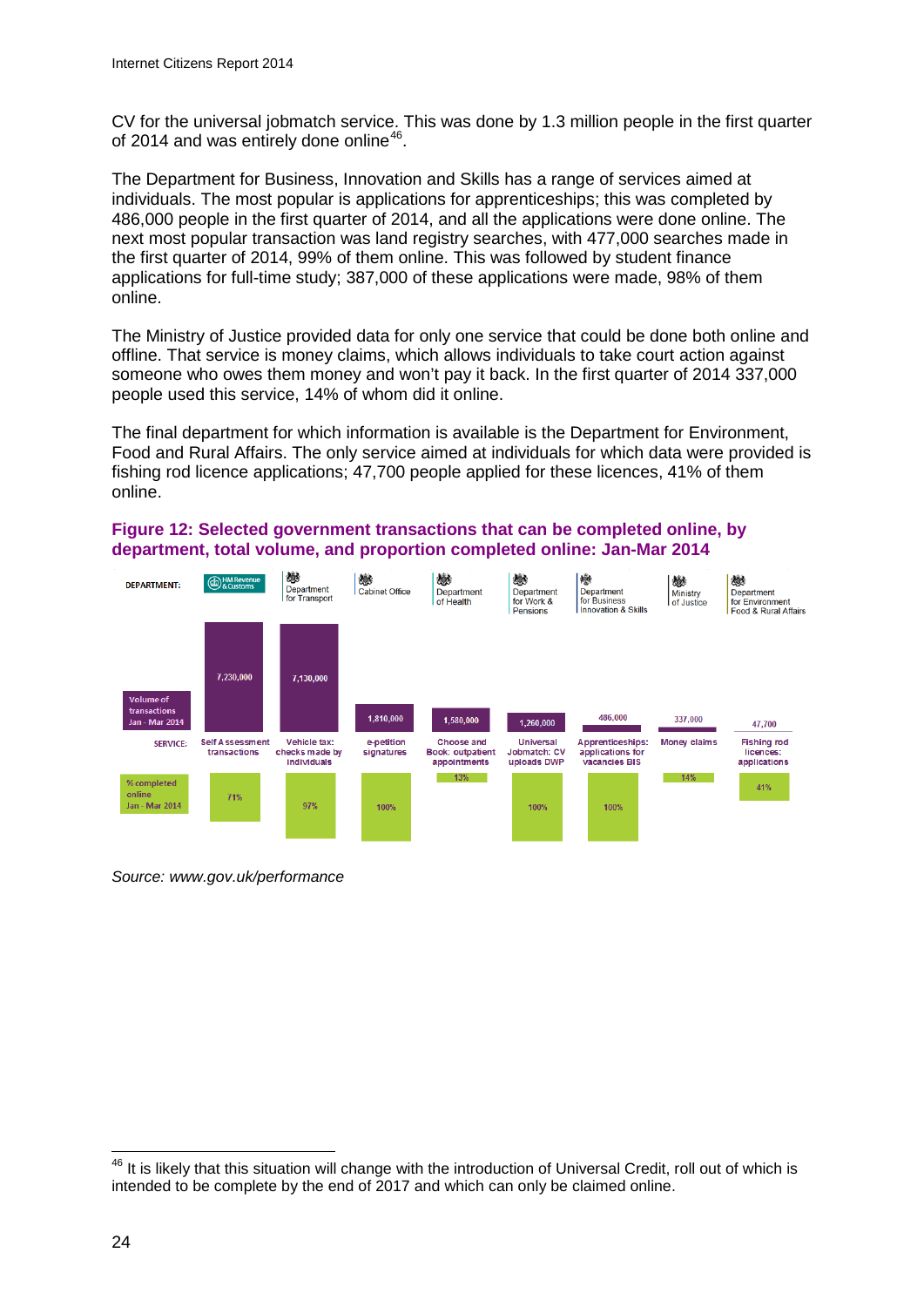CV for the universal jobmatch service. This was done by 1.3 million people in the first quarter of 2014 and was entirely done online[46].

The Department for Business, Innovation and Skills has a range of services aimed at individuals. The most popular is applications for apprenticeships; this was completed by 486,000 people in the first quarter of 2014, and all the applications were done online. The next most popular transaction was land registry searches, with 477,000 searches made in the first quarter of 2014, 99% of them online. This was followed by student finance applications for full-time study; 387,000 of these applications were made, 98% of them online.

The Ministry of Justice provided data for only one service that could be done both online and offline. That service is money claims, which allows individuals to take court action against someone who owes them money and won't pay it back. In the first quarter of 2014 337,000 people used this service, 14% of whom did it online.

The final department for which information is available is the Department for Environment, Food and Rural Affairs. The only service aimed at individuals for which data were provided is fishing rod licence applications; 47,700 people applied for these licences, 41% of them online.

**Figure 12: Selected government transactions that can be completed online, by department, total volume, and proportion completed online: Jan-Mar 2014**

| DEPARTMENT: | HM Revenue & Customs | Department for Transport | Cabinet Office | Department of Health | Department for Work & Pensions | Department for Business Innovation & Skills | Ministry of Justice | Department for Environment Food & Rural Affairs |
|---|---|---|---|---|---|---|---|---|
| Volume of transactions Jan - Mar 2014 | 7,230,000 | 7,130,000 | 1,810,000 | 1,580,000 | 1,260,000 | 486,000 | 337,000 | 47,700 |
| SERVICE: | Self Assessment transactions | Vehicle tax: checks made by individuals | e-petition signatures | Choose and Book: outpatient appointments | Universal Jobmatch: CV uploads DWP | Apprenticeships: applications for vacancies BIS | Money claims | Fishing rod licences: applications |
| % completed online Jan - Mar 2014 | 71% | 97% | 100% | 13% | 100% | 100% | 14% | 41% |

*Source: www.gov.uk/performance*

[46] It is likely that this situation will change with the introduction of Universal Credit, roll out of which is intended to be complete by the end of 2017 and which can only be claimed online.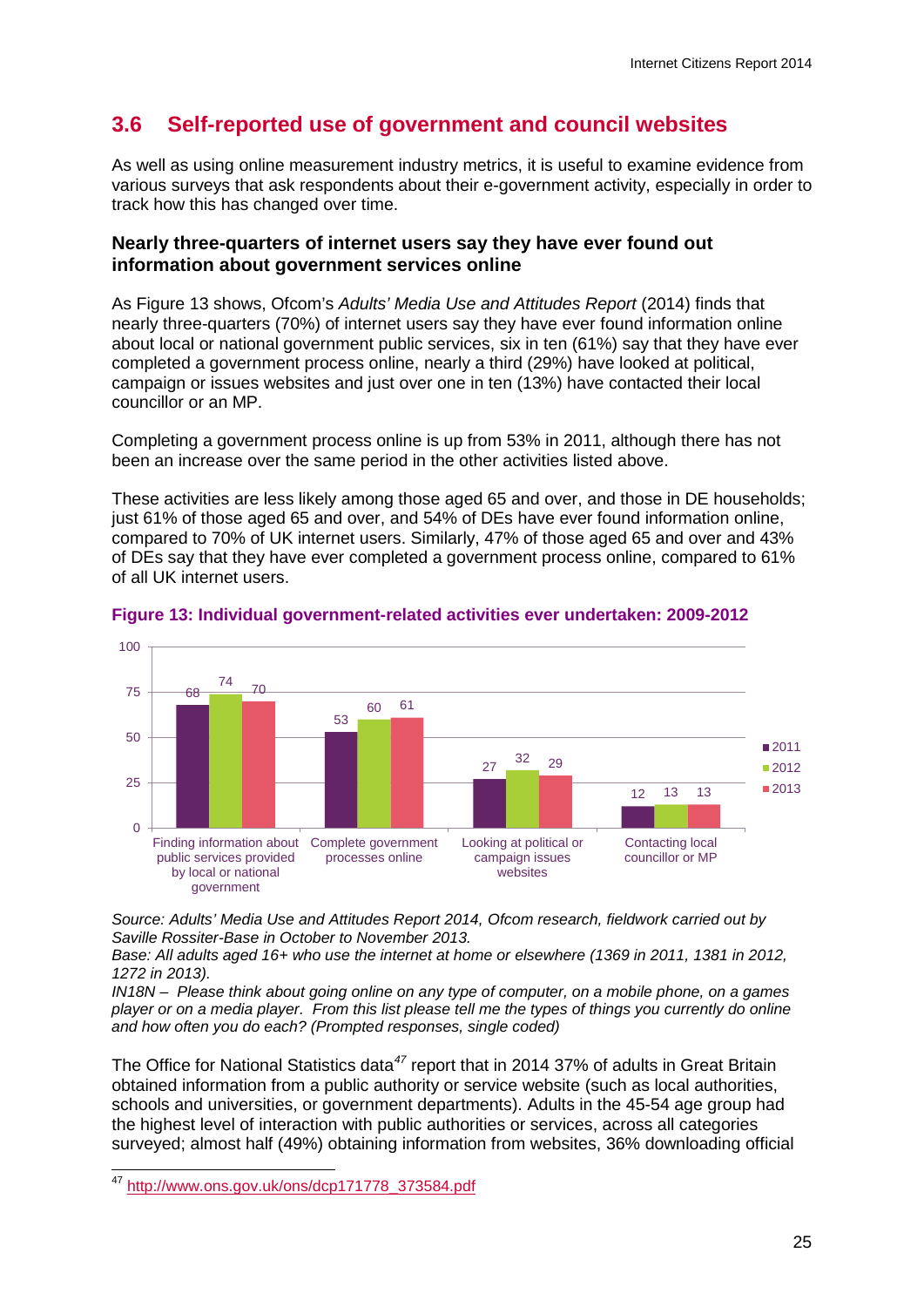## 3.6 Self-reported use of government and council websites

As well as using online measurement industry metrics, it is useful to examine evidence from various surveys that ask respondents about their e-government activity, especially in order to track how this has changed over time.

### Nearly three-quarters of internet users say they have ever found out information about government services online

As Figure 13 shows, Ofcom's *Adults' Media Use and Attitudes Report* (2014) finds that nearly three-quarters (70%) of internet users say they have ever found information online about local or national government public services, six in ten (61%) say that they have ever completed a government process online, nearly a third (29%) have looked at political, campaign or issues websites and just over one in ten (13%) have contacted their local councillor or an MP.

Completing a government process online is up from 53% in 2011, although there has not been an increase over the same period in the other activities listed above.

These activities are less likely among those aged 65 and over, and those in DE households; just 61% of those aged 65 and over, and 54% of DEs have ever found information online, compared to 70% of UK internet users. Similarly, 47% of those aged 65 and over and 43% of DEs say that they have ever completed a government process online, compared to 61% of all UK internet users.

**Figure 13: Individual government-related activities ever undertaken: 2009-2012**

| | 2011 | 2012 | 2013 |
|---|---|---|---|
| Finding information about public services provided by local or national government | 68 | 74 | 70 |
| Complete government processes online | 53 | 60 | 61 |
| Looking at political or campaign issues websites | 27 | 32 | 29 |
| Contacting local councillor or MP | 12 | 13 | 13 |

*Source: Adults' Media Use and Attitudes Report 2014, Ofcom research, fieldwork carried out by Saville Rossiter-Base in October to November 2013.*
*Base: All adults aged 16+ who use the internet at home or elsewhere (1369 in 2011, 1381 in 2012, 1272 in 2013).*
*IN18N – Please think about going online on any type of computer, on a mobile phone, on a games player or on a media player. From this list please tell me the types of things you currently do online and how often you do each? (Prompted responses, single coded)*

The Office for National Statistics data[47] report that in 2014 37% of adults in Great Britain obtained information from a public authority or service website (such as local authorities, schools and universities, or government departments). Adults in the 45-54 age group had the highest level of interaction with public authorities or services, across all categories surveyed; almost half (49%) obtaining information from websites, 36% downloading official

[47] http://www.ons.gov.uk/ons/dcp171778_373584.pdf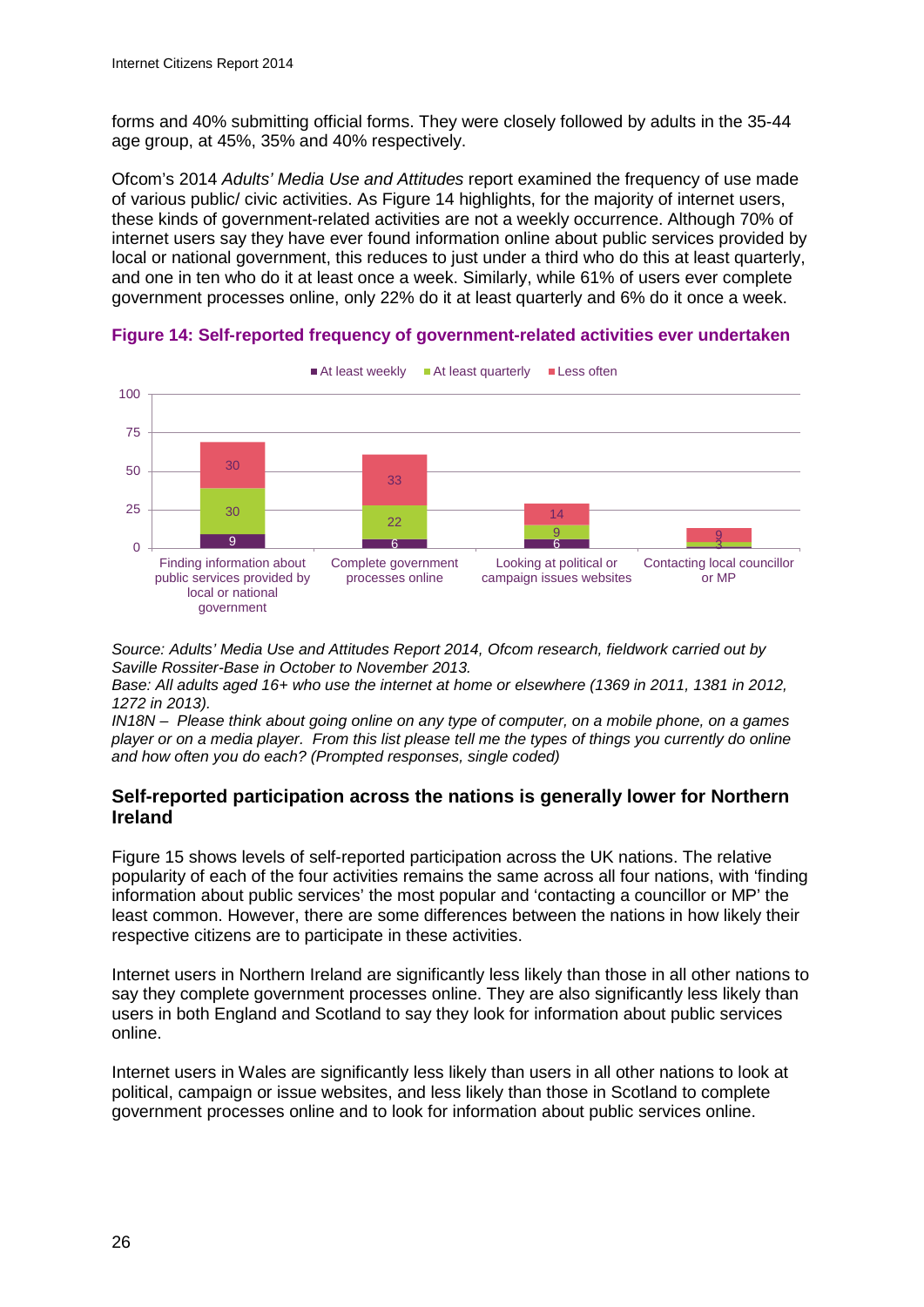forms and 40% submitting official forms. They were closely followed by adults in the 35-44 age group, at 45%, 35% and 40% respectively.

Ofcom's 2014 *Adults' Media Use and Attitudes* report examined the frequency of use made of various public/ civic activities. As Figure 14 highlights, for the majority of internet users, these kinds of government-related activities are not a weekly occurrence. Although 70% of internet users say they have ever found information online about public services provided by local or national government, this reduces to just under a third who do this at least quarterly, and one in ten who do it at least once a week. Similarly, while 61% of users ever complete government processes online, only 22% do it at least quarterly and 6% do it once a week.

**Figure 14: Self-reported frequency of government-related activities ever undertaken**

| | At least weekly | At least quarterly | Less often |
|---|---|---|---|
| Finding information about public services provided by local or national government | 9 | 30 | 30 |
| Complete government processes online | 6 | 22 | 33 |
| Looking at political or campaign issues websites | 6 | 9 | 14 |
| Contacting local councillor or MP | 3 | 3 | 9 |

*Source: Adults' Media Use and Attitudes Report 2014, Ofcom research, fieldwork carried out by Saville Rossiter-Base in October to November 2013.*
*Base: All adults aged 16+ who use the internet at home or elsewhere (1369 in 2011, 1381 in 2012, 1272 in 2013).*
*IN18N – Please think about going online on any type of computer, on a mobile phone, on a games player or on a media player. From this list please tell me the types of things you currently do online and how often you do each? (Prompted responses, single coded)*

### Self-reported participation across the nations is generally lower for Northern Ireland

Figure 15 shows levels of self-reported participation across the UK nations. The relative popularity of each of the four activities remains the same across all four nations, with 'finding information about public services' the most popular and 'contacting a councillor or MP' the least common. However, there are some differences between the nations in how likely their respective citizens are to participate in these activities.

Internet users in Northern Ireland are significantly less likely than those in all other nations to say they complete government processes online. They are also significantly less likely than users in both England and Scotland to say they look for information about public services online.

Internet users in Wales are significantly less likely than users in all other nations to look at political, campaign or issue websites, and less likely than those in Scotland to complete government processes online and to look for information about public services online.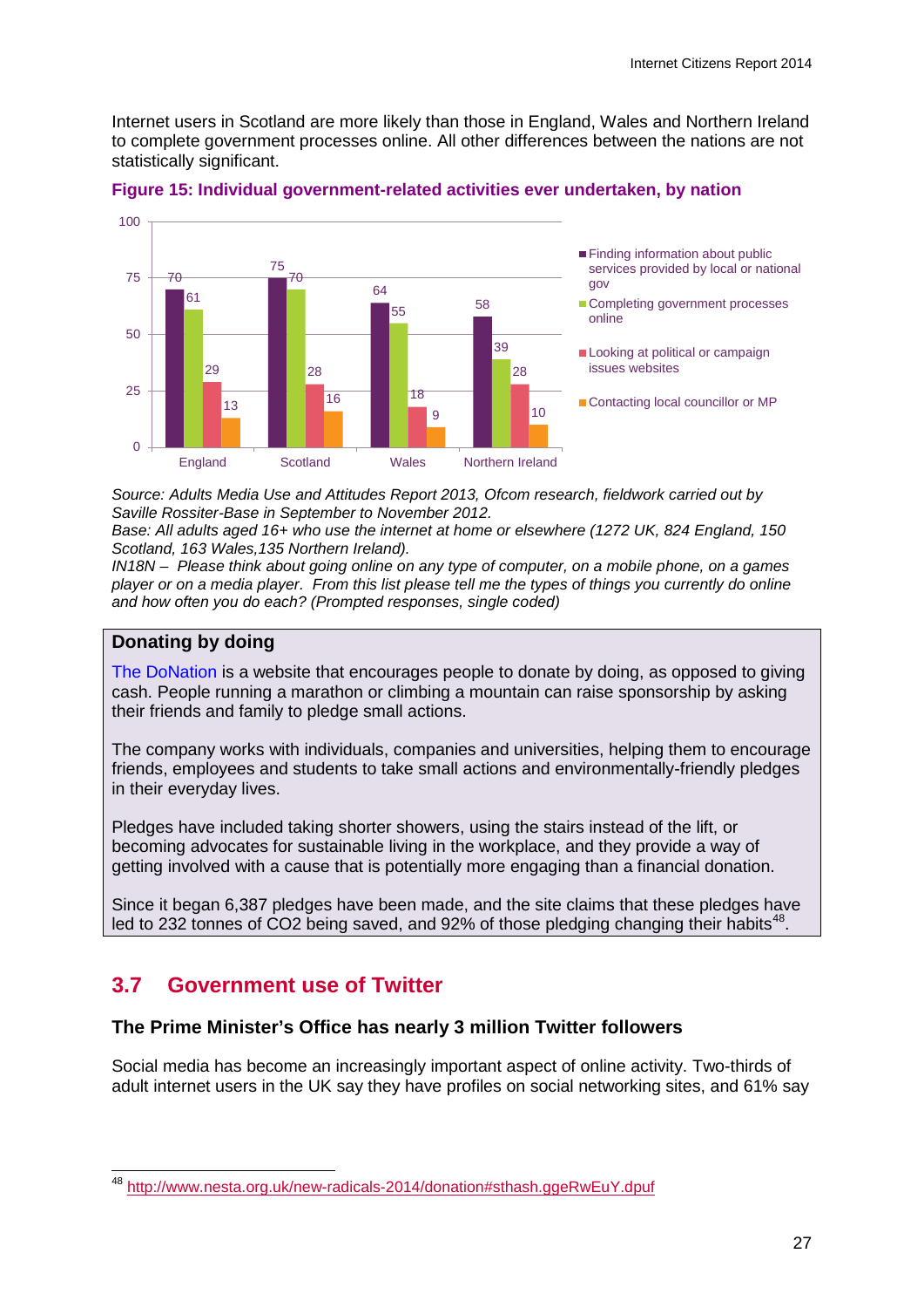Internet users in Scotland are more likely than those in England, Wales and Northern Ireland to complete government processes online. All other differences between the nations are not statistically significant.

**Figure 15: Individual government-related activities ever undertaken, by nation**

| | England | Scotland | Wales | Northern Ireland |
|---|---|---|---|---|
| Finding information about public services provided by local or national gov | 70 | 75 | 64 | 58 |
| Completing government processes online | 61 | 70 | 55 | 39 |
| Looking at political or campaign issues websites | 29 | 28 | 18 | 28 |
| Contacting local councillor or MP | 13 | 16 | 9 | 10 |

*Source: Adults Media Use and Attitudes Report 2013, Ofcom research, fieldwork carried out by Saville Rossiter-Base in September to November 2012.*
*Base: All adults aged 16+ who use the internet at home or elsewhere (1272 UK, 824 England, 150 Scotland, 163 Wales,135 Northern Ireland).*
*IN18N – Please think about going online on any type of computer, on a mobile phone, on a games player or on a media player. From this list please tell me the types of things you currently do online and how often you do each? (Prompted responses, single coded)*

**Donating by doing**

The DoNation is a website that encourages people to donate by doing, as opposed to giving cash. People running a marathon or climbing a mountain can raise sponsorship by asking their friends and family to pledge small actions.

The company works with individuals, companies and universities, helping them to encourage friends, employees and students to take small actions and environmentally-friendly pledges in their everyday lives.

Pledges have included taking shorter showers, using the stairs instead of the lift, or becoming advocates for sustainable living in the workplace, and they provide a way of getting involved with a cause that is potentially more engaging than a financial donation.

Since it began 6,387 pledges have been made, and the site claims that these pledges have led to 232 tonnes of $CO_2$ being saved, and 92% of those pledging changing their habits[48].

## 3.7 Government use of Twitter

### The Prime Minister's Office has nearly 3 million Twitter followers

Social media has become an increasingly important aspect of online activity. Two-thirds of adult internet users in the UK say they have profiles on social networking sites, and 61% say

[48] http://www.nesta.org.uk/new-radicals-2014/donation#sthash.ggeRwEuY.dpuf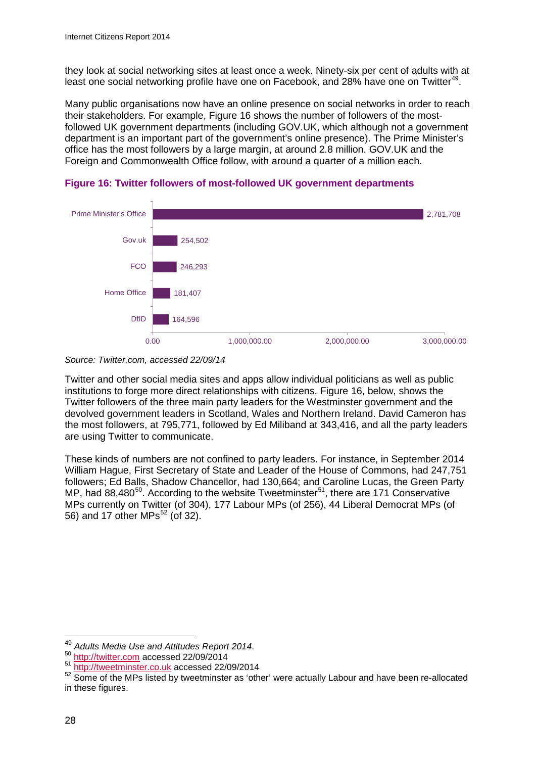they look at social networking sites at least once a week. Ninety-six per cent of adults with at least one social networking profile have one on Facebook, and 28% have one on Twitter[49].

Many public organisations now have an online presence on social networks in order to reach their stakeholders. For example, Figure 16 shows the number of followers of the most-followed UK government departments (including GOV.UK, which although not a government department is an important part of the government's online presence). The Prime Minister's office has the most followers by a large margin, at around 2.8 million. GOV.UK and the Foreign and Commonwealth Office follow, with around a quarter of a million each.

**Figure 16: Twitter followers of most-followed UK government departments**

| Department | Followers |
|---|---|
| Prime Minister's Office | 2,781,708 |
| Gov.uk | 254,502 |
| FCO | 246,293 |
| Home Office | 181,407 |
| DfID | 164,596 |

*Source: Twitter.com, accessed 22/09/14*

Twitter and other social media sites and apps allow individual politicians as well as public institutions to forge more direct relationships with citizens. Figure 16, below, shows the Twitter followers of the three main party leaders for the Westminster government and the devolved government leaders in Scotland, Wales and Northern Ireland. David Cameron has the most followers, at 795,771, followed by Ed Miliband at 343,416, and all the party leaders are using Twitter to communicate.

These kinds of numbers are not confined to party leaders. For instance, in September 2014 William Hague, First Secretary of State and Leader of the House of Commons, had 247,751 followers; Ed Balls, Shadow Chancellor, had 130,664; and Caroline Lucas, the Green Party MP, had 88,480[50]. According to the website Tweetminster[51], there are 171 Conservative MPs currently on Twitter (of 304), 177 Labour MPs (of 256), 44 Liberal Democrat MPs (of 56) and 17 other MPs[52] (of 32).

---

[49] *Adults Media Use and Attitudes Report 2014*.

[50] http://twitter.com accessed 22/09/2014

[51] http://tweetminster.co.uk accessed 22/09/2014

[52] Some of the MPs listed by tweetminster as 'other' were actually Labour and have been re-allocated in these figures.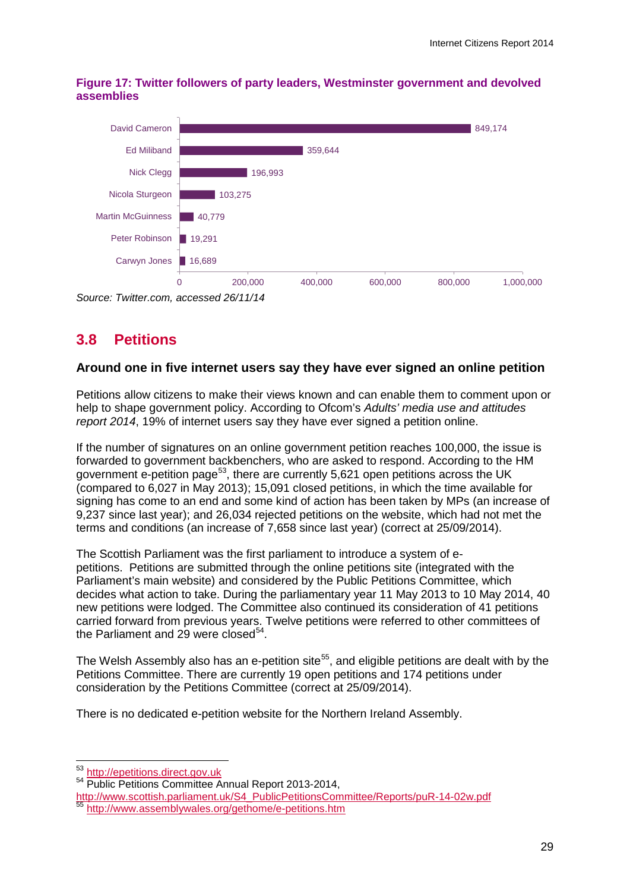**Figure 17: Twitter followers of party leaders, Westminster government and devolved assemblies**

| | Twitter followers |
|---|---|
| David Cameron | 849,174 |
| Ed Miliband | 359,644 |
| Nick Clegg | 196,993 |
| Nicola Sturgeon | 103,275 |
| Martin McGuinness | 40,779 |
| Peter Robinson | 19,291 |
| Carwyn Jones | 16,689 |

*Source: Twitter.com, accessed 26/11/14*

## 3.8 Petitions

### Around one in five internet users say they have ever signed an online petition

Petitions allow citizens to make their views known and can enable them to comment upon or help to shape government policy. According to Ofcom's *Adults' media use and attitudes report 2014*, 19% of internet users say they have ever signed a petition online.

If the number of signatures on an online government petition reaches 100,000, the issue is forwarded to government backbenchers, who are asked to respond. According to the HM government e-petition page[53], there are currently 5,621 open petitions across the UK (compared to 6,027 in May 2013); 15,091 closed petitions, in which the time available for signing has come to an end and some kind of action has been taken by MPs (an increase of 9,237 since last year); and 26,034 rejected petitions on the website, which had not met the terms and conditions (an increase of 7,658 since last year) (correct at 25/09/2014).

The Scottish Parliament was the first parliament to introduce a system of e-petitions. Petitions are submitted through the online petitions site (integrated with the Parliament's main website) and considered by the Public Petitions Committee, which decides what action to take. During the parliamentary year 11 May 2013 to 10 May 2014, 40 new petitions were lodged. The Committee also continued its consideration of 41 petitions carried forward from previous years. Twelve petitions were referred to other committees of the Parliament and 29 were closed[54].

The Welsh Assembly also has an e-petition site[55], and eligible petitions are dealt with by the Petitions Committee. There are currently 19 open petitions and 174 petitions under consideration by the Petitions Committee (correct at 25/09/2014).

There is no dedicated e-petition website for the Northern Ireland Assembly.

---

[53] http://epetitions.direct.gov.uk

[54] Public Petitions Committee Annual Report 2013-2014, http://www.scottish.parliament.uk/S4_PublicPetitionsCommittee/Reports/puR-14-02w.pdf

[55] http://www.assemblywales.org/gethome/e-petitions.htm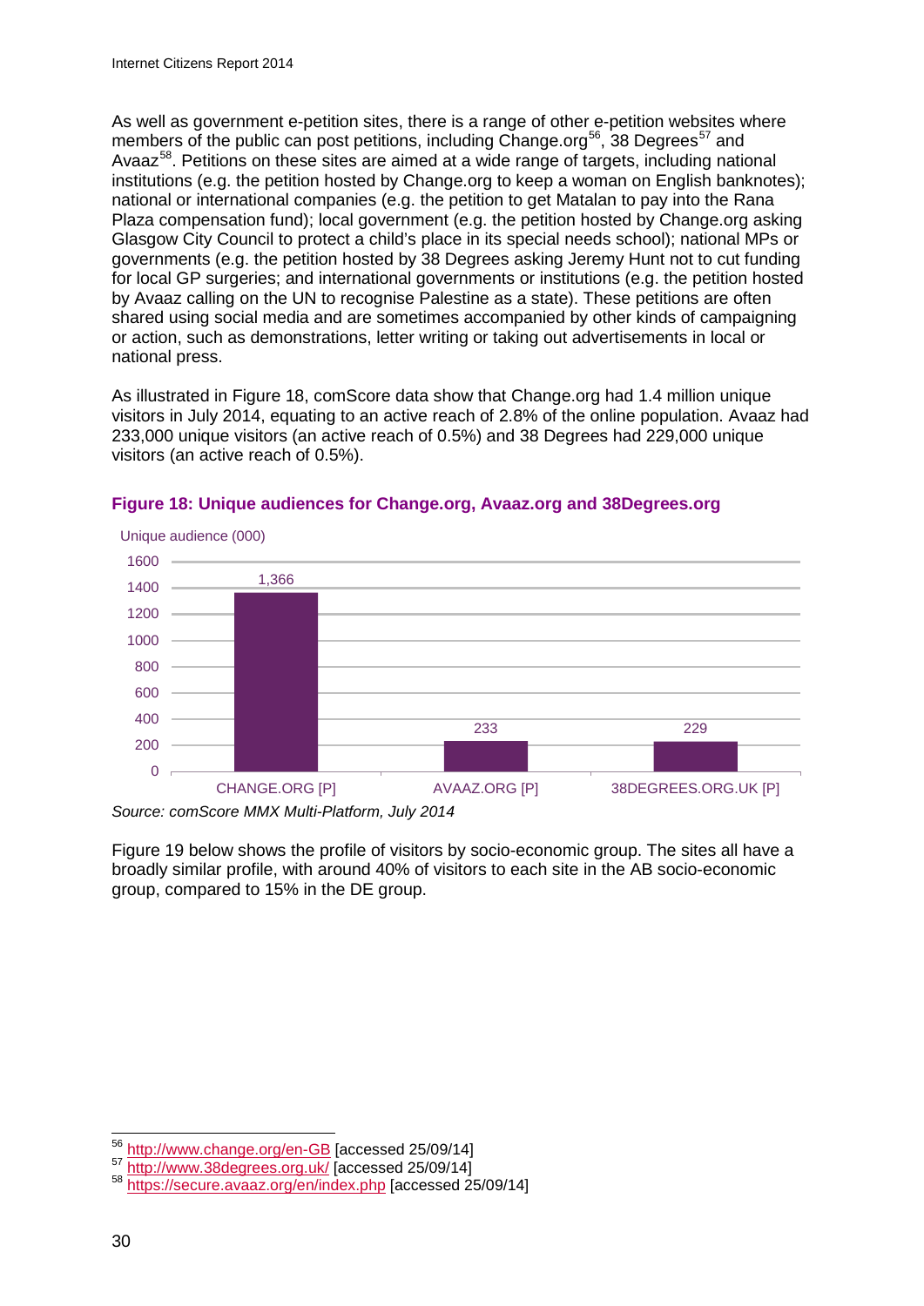As well as government e-petition sites, there is a range of other e-petition websites where members of the public can post petitions, including Change.org[56], 38 Degrees[57] and Avaaz[58]. Petitions on these sites are aimed at a wide range of targets, including national institutions (e.g. the petition hosted by Change.org to keep a woman on English banknotes); national or international companies (e.g. the petition to get Matalan to pay into the Rana Plaza compensation fund); local government (e.g. the petition hosted by Change.org asking Glasgow City Council to protect a child's place in its special needs school); national MPs or governments (e.g. the petition hosted by 38 Degrees asking Jeremy Hunt not to cut funding for local GP surgeries; and international governments or institutions (e.g. the petition hosted by Avaaz calling on the UN to recognise Palestine as a state). These petitions are often shared using social media and are sometimes accompanied by other kinds of campaigning or action, such as demonstrations, letter writing or taking out advertisements in local or national press.

As illustrated in Figure 18, comScore data show that Change.org had 1.4 million unique visitors in July 2014, equating to an active reach of 2.8% of the online population. Avaaz had 233,000 unique visitors (an active reach of 0.5%) and 38 Degrees had 229,000 unique visitors (an active reach of 0.5%).

**Figure 18: Unique audiences for Change.org, Avaaz.org and 38Degrees.org**

Unique audience (000)

| Site | Unique audience (000) |
|---|---|
| CHANGE.ORG [P] | 1,366 |
| AVAAZ.ORG [P] | 233 |
| 38DEGREES.ORG.UK [P] | 229 |

*Source: comScore MMX Multi-Platform, July 2014*

Figure 19 below shows the profile of visitors by socio-economic group. The sites all have a broadly similar profile, with around 40% of visitors to each site in the AB socio-economic group, compared to 15% in the DE group.

[56] http://www.change.org/en-GB [accessed 25/09/14]
[57] http://www.38degrees.org.uk/ [accessed 25/09/14]
[58] https://secure.avaaz.org/en/index.php [accessed 25/09/14]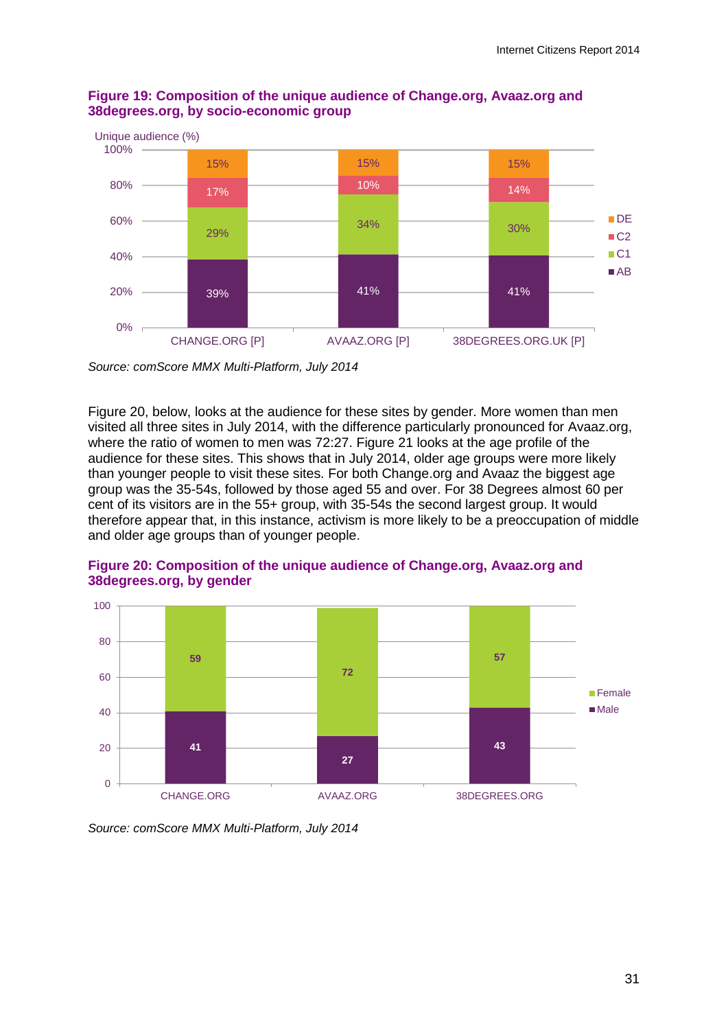**Figure 19: Composition of the unique audience of Change.org, Avaaz.org and 38degrees.org, by socio-economic group**

| Unique audience (%) | CHANGE.ORG [P] | AVAAZ.ORG [P] | 38DEGREES.ORG.UK [P] |
|---|---|---|---|
| DE | 15% | 15% | 15% |
| C2 | 17% | 10% | 14% |
| C1 | 29% | 34% | 30% |
| AB | 39% | 41% | 41% |

*Source: comScore MMX Multi-Platform, July 2014*

Figure 20, below, looks at the audience for these sites by gender. More women than men visited all three sites in July 2014, with the difference particularly pronounced for Avaaz.org, where the ratio of women to men was 72:27. Figure 21 looks at the age profile of the audience for these sites. This shows that in July 2014, older age groups were more likely than younger people to visit these sites. For both Change.org and Avaaz the biggest age group was the 35-54s, followed by those aged 55 and over. For 38 Degrees almost 60 per cent of its visitors are in the 55+ group, with 35-54s the second largest group. It would therefore appear that, in this instance, activism is more likely to be a preoccupation of middle and older age groups than of younger people.

**Figure 20: Composition of the unique audience of Change.org, Avaaz.org and 38degrees.org, by gender**

| | CHANGE.ORG | AVAAZ.ORG | 38DEGREES.ORG |
|---|---|---|---|
| Female | 59 | 72 | 57 |
| Male | 41 | 27 | 43 |

*Source: comScore MMX Multi-Platform, July 2014*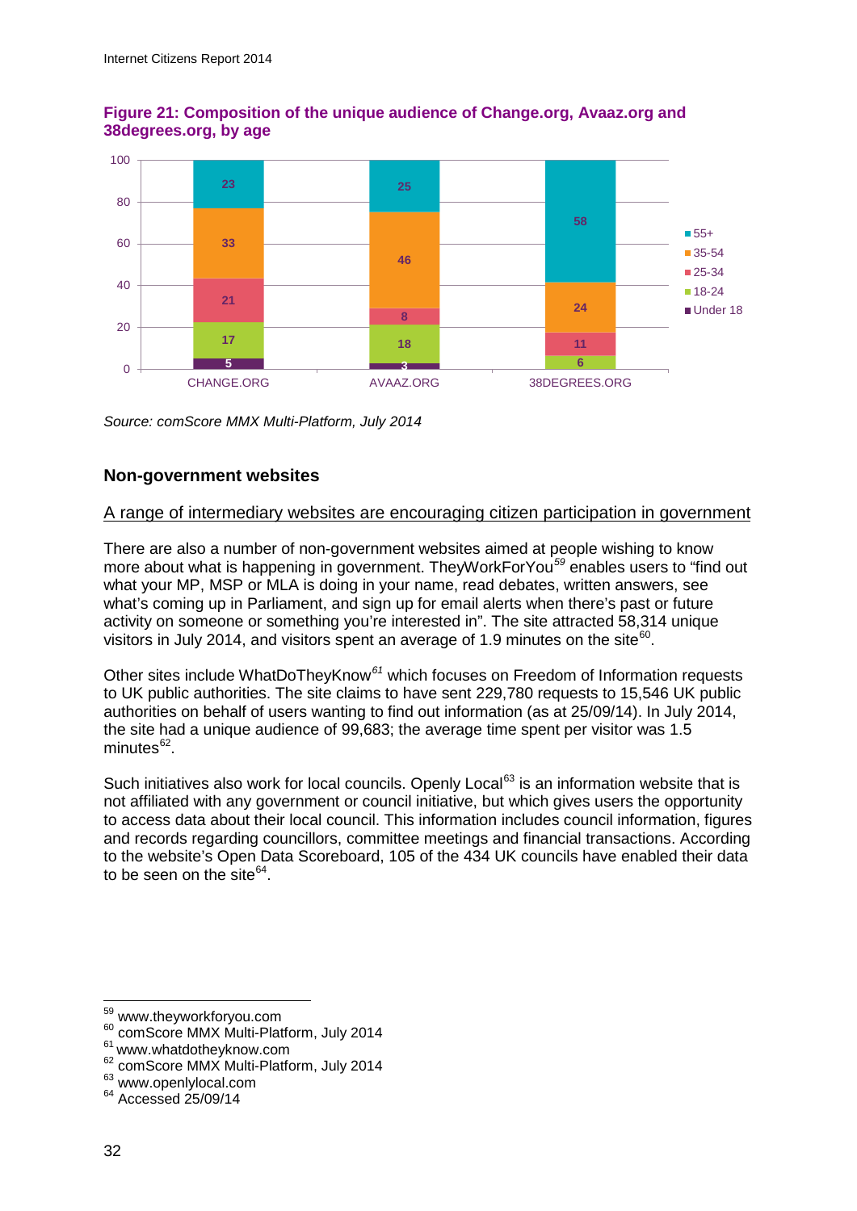**Figure 21: Composition of the unique audience of Change.org, Avaaz.org and 38degrees.org, by age**

| | CHANGE.ORG | AVAAZ.ORG | 38DEGREES.ORG |
|---|---|---|---|
| 55+ | 23 | 25 | 58 |
| 35-54 | 33 | 46 | 24 |
| 25-34 | 21 | 8 | 11 |
| 18-24 | 17 | 18 | 6 |
| Under 18 | 5 | 3 | |

*Source: comScore MMX Multi-Platform, July 2014*

## Non-government websites

### A range of intermediary websites are encouraging citizen participation in government

There are also a number of non-government websites aimed at people wishing to know more about what is happening in government. TheyWorkForYou[59] enables users to "find out what your MP, MSP or MLA is doing in your name, read debates, written answers, see what's coming up in Parliament, and sign up for email alerts when there's past or future activity on someone or something you're interested in". The site attracted 58,314 unique visitors in July 2014, and visitors spent an average of 1.9 minutes on the site[60].

Other sites include WhatDoTheyKnow[61] which focuses on Freedom of Information requests to UK public authorities. The site claims to have sent 229,780 requests to 15,546 UK public authorities on behalf of users wanting to find out information (as at 25/09/14). In July 2014, the site had a unique audience of 99,683; the average time spent per visitor was 1.5 minutes[62].

Such initiatives also work for local councils. Openly Local[63] is an information website that is not affiliated with any government or council initiative, but which gives users the opportunity to access data about their local council. This information includes council information, figures and records regarding councillors, committee meetings and financial transactions. According to the website's Open Data Scoreboard, 105 of the 434 UK councils have enabled their data to be seen on the site[64].

---

[59] www.theyworkforyou.com
[60] comScore MMX Multi-Platform, July 2014
[61] www.whatdotheyknow.com
[62] comScore MMX Multi-Platform, July 2014
[63] www.openlylocal.com
[64] Accessed 25/09/14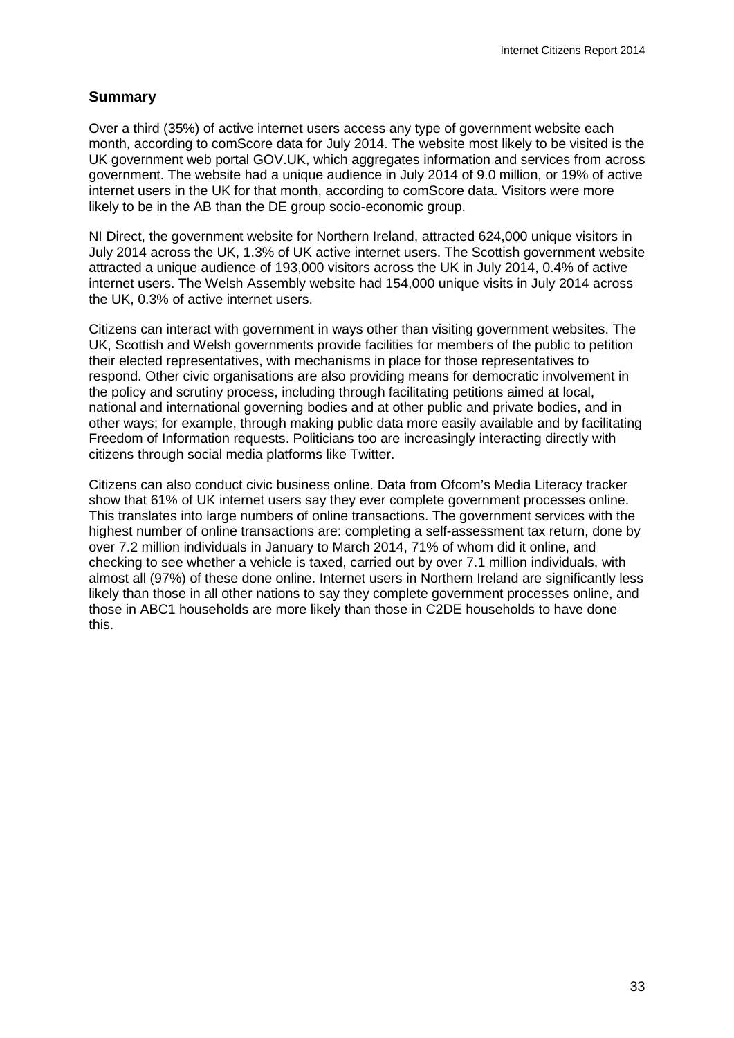## Summary

Over a third (35%) of active internet users access any type of government website each month, according to comScore data for July 2014. The website most likely to be visited is the UK government web portal GOV.UK, which aggregates information and services from across government. The website had a unique audience in July 2014 of 9.0 million, or 19% of active internet users in the UK for that month, according to comScore data. Visitors were more likely to be in the AB than the DE group socio-economic group.

NI Direct, the government website for Northern Ireland, attracted 624,000 unique visitors in July 2014 across the UK, 1.3% of UK active internet users. The Scottish government website attracted a unique audience of 193,000 visitors across the UK in July 2014, 0.4% of active internet users. The Welsh Assembly website had 154,000 unique visits in July 2014 across the UK, 0.3% of active internet users.

Citizens can interact with government in ways other than visiting government websites. The UK, Scottish and Welsh governments provide facilities for members of the public to petition their elected representatives, with mechanisms in place for those representatives to respond. Other civic organisations are also providing means for democratic involvement in the policy and scrutiny process, including through facilitating petitions aimed at local, national and international governing bodies and at other public and private bodies, and in other ways; for example, through making public data more easily available and by facilitating Freedom of Information requests. Politicians too are increasingly interacting directly with citizens through social media platforms like Twitter.

Citizens can also conduct civic business online. Data from Ofcom's Media Literacy tracker show that 61% of UK internet users say they ever complete government processes online. This translates into large numbers of online transactions. The government services with the highest number of online transactions are: completing a self-assessment tax return, done by over 7.2 million individuals in January to March 2014, 71% of whom did it online, and checking to see whether a vehicle is taxed, carried out by over 7.1 million individuals, with almost all (97%) of these done online. Internet users in Northern Ireland are significantly less likely than those in all other nations to say they complete government processes online, and those in ABC1 households are more likely than those in C2DE households to have done this.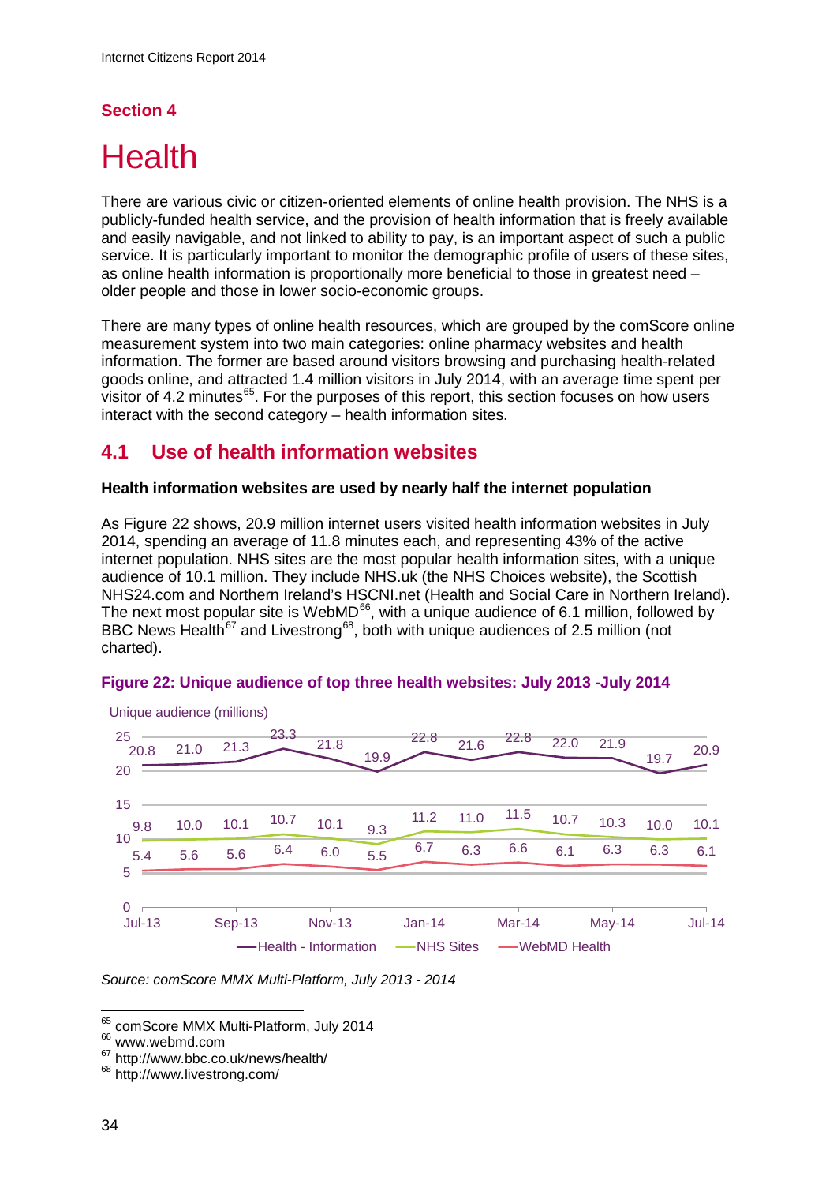## Section 4

# Health

There are various civic or citizen-oriented elements of online health provision. The NHS is a publicly-funded health service, and the provision of health information that is freely available and easily navigable, and not linked to ability to pay, is an important aspect of such a public service. It is particularly important to monitor the demographic profile of users of these sites, as online health information is proportionally more beneficial to those in greatest need – older people and those in lower socio-economic groups.

There are many types of online health resources, which are grouped by the comScore online measurement system into two main categories: online pharmacy websites and health information. The former are based around visitors browsing and purchasing health-related goods online, and attracted 1.4 million visitors in July 2014, with an average time spent per visitor of 4.2 minutes[65]. For the purposes of this report, this section focuses on how users interact with the second category – health information sites.

## 4.1 Use of health information websites

**Health information websites are used by nearly half the internet population**

As Figure 22 shows, 20.9 million internet users visited health information websites in July 2014, spending an average of 11.8 minutes each, and representing 43% of the active internet population. NHS sites are the most popular health information sites, with a unique audience of 10.1 million. They include NHS.uk (the NHS Choices website), the Scottish NHS24.com and Northern Ireland's HSCNI.net (Health and Social Care in Northern Ireland). The next most popular site is WebMD[66], with a unique audience of 6.1 million, followed by BBC News Health[67] and Livestrong[68], both with unique audiences of 2.5 million (not charted).

**Figure 22: Unique audience of top three health websites: July 2013 -July 2014**

Unique audience (millions)

| | Jul-13 | Aug-13 | Sep-13 | Oct-13 | Nov-13 | Dec-13 | Jan-14 | Feb-14 | Mar-14 | Apr-14 | May-14 | Jun-14 | Jul-14 |
|---|---|---|---|---|---|---|---|---|---|---|---|---|---|
| Health - Information | 20.8 | 21.0 | 21.3 | 23.3 | 21.8 | 19.9 | 22.8 | 21.6 | 22.8 | 22.0 | 21.9 | 19.7 | 20.9 |
| NHS Sites | 9.8 | 10.0 | 10.1 | 10.7 | 10.1 | 9.3 | 11.2 | 11.0 | 11.5 | 10.7 | 10.3 | 10.0 | 10.1 |
| WebMD Health | 5.4 | 5.6 | 5.6 | 6.4 | 6.0 | 5.5 | 6.7 | 6.3 | 6.6 | 6.1 | 6.3 | 6.3 | 6.1 |

*Source: comScore MMX Multi-Platform, July 2013 - 2014*

[65] comScore MMX Multi-Platform, July 2014
[66] www.webmd.com
[67] http://www.bbc.co.uk/news/health/
[68] http://www.livestrong.com/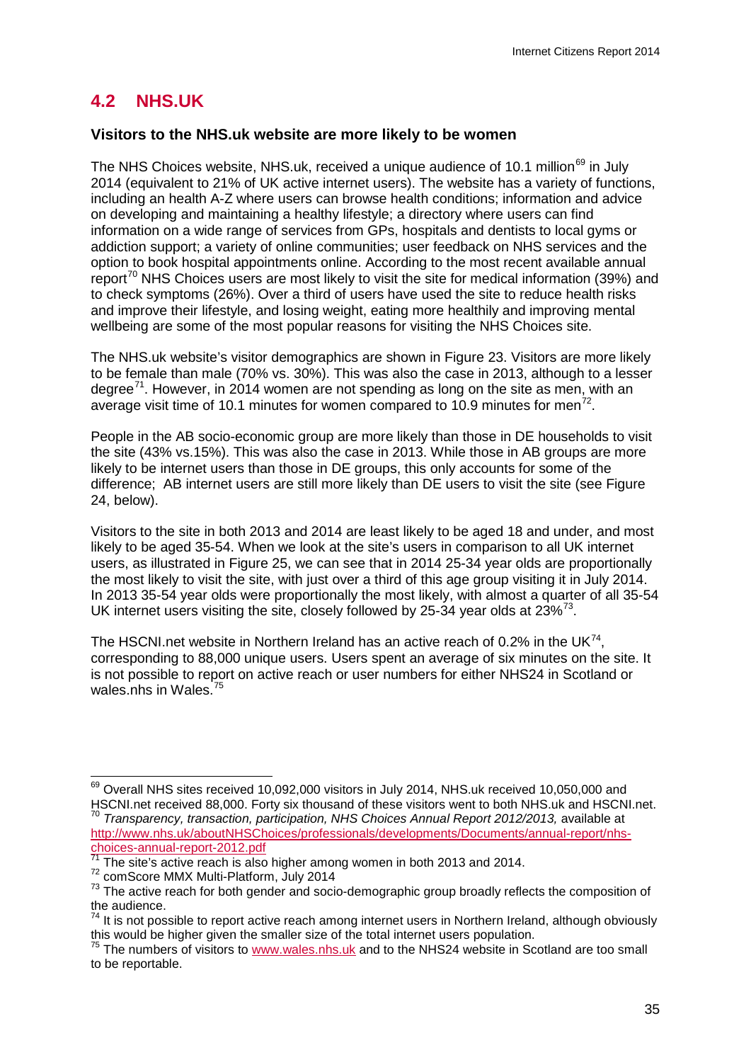## 4.2 NHS.UK

### Visitors to the NHS.uk website are more likely to be women

The NHS Choices website, NHS.uk, received a unique audience of 10.1 million[69] in July 2014 (equivalent to 21% of UK active internet users). The website has a variety of functions, including an health A-Z where users can browse health conditions; information and advice on developing and maintaining a healthy lifestyle; a directory where users can find information on a wide range of services from GPs, hospitals and dentists to local gyms or addiction support; a variety of online communities; user feedback on NHS services and the option to book hospital appointments online. According to the most recent available annual report[70] NHS Choices users are most likely to visit the site for medical information (39%) and to check symptoms (26%). Over a third of users have used the site to reduce health risks and improve their lifestyle, and losing weight, eating more healthily and improving mental wellbeing are some of the most popular reasons for visiting the NHS Choices site.

The NHS.uk website's visitor demographics are shown in Figure 23. Visitors are more likely to be female than male (70% vs. 30%). This was also the case in 2013, although to a lesser degree[71]. However, in 2014 women are not spending as long on the site as men, with an average visit time of 10.1 minutes for women compared to 10.9 minutes for men[72].

People in the AB socio-economic group are more likely than those in DE households to visit the site (43% vs.15%). This was also the case in 2013. While those in AB groups are more likely to be internet users than those in DE groups, this only accounts for some of the difference; AB internet users are still more likely than DE users to visit the site (see Figure 24, below).

Visitors to the site in both 2013 and 2014 are least likely to be aged 18 and under, and most likely to be aged 35-54. When we look at the site's users in comparison to all UK internet users, as illustrated in Figure 25, we can see that in 2014 25-34 year olds are proportionally the most likely to visit the site, with just over a third of this age group visiting it in July 2014. In 2013 35-54 year olds were proportionally the most likely, with almost a quarter of all 35-54 UK internet users visiting the site, closely followed by 25-34 year olds at 23%[73].

The HSCNI.net website in Northern Ireland has an active reach of 0.2% in the UK[74], corresponding to 88,000 unique users. Users spent an average of six minutes on the site. It is not possible to report on active reach or user numbers for either NHS24 in Scotland or wales.nhs in Wales.[75]

---

[69] Overall NHS sites received 10,092,000 visitors in July 2014, NHS.uk received 10,050,000 and HSCNI.net received 88,000. Forty six thousand of these visitors went to both NHS.uk and HSCNI.net.

[70] *Transparency, transaction, participation, NHS Choices Annual Report 2012/2013,* available at http://www.nhs.uk/aboutNHSChoices/professionals/developments/Documents/annual-report/nhs-choices-annual-report-2012.pdf

[71] The site's active reach is also higher among women in both 2013 and 2014.

[72] comScore MMX Multi-Platform, July 2014

[73] The active reach for both gender and socio-demographic group broadly reflects the composition of the audience.

[74] It is not possible to report active reach among internet users in Northern Ireland, although obviously this would be higher given the smaller size of the total internet users population.

[75] The numbers of visitors to www.wales.nhs.uk and to the NHS24 website in Scotland are too small to be reportable.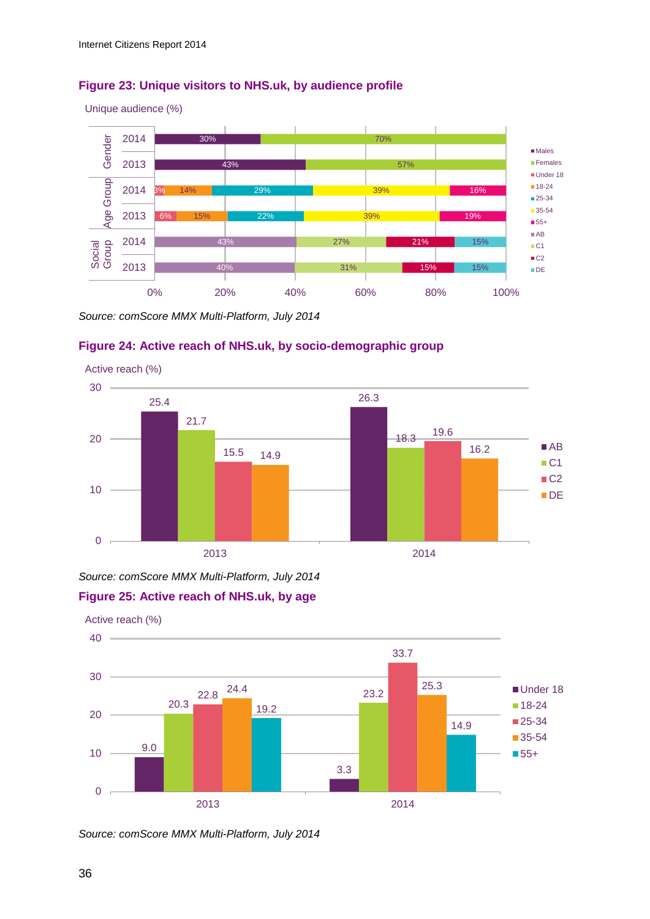**Figure 23: Unique visitors to NHS.uk, by audience profile**

Unique audience (%)

| | | Males | Females | | | | | | | AB | C1 | C2 | DE |
|---|---|---|---|---|---|---|---|---|---|---|---|---|---|
| Gender | 2014 | 30% | 70% | | | | | | | | | | |
| Gender | 2013 | 43% | 57% | | | | | | | | | | |

| | | Under 18 | 18-24 | 25-34 | 35-54 | 55+ |
|---|---|---|---|---|---|---|
| Age Group | 2014 | 3% | 14% | 29% | 39% | 16% |
| Age Group | 2013 | 6% | 15% | 22% | 39% | 19% |

| | | AB | C1 | C2 | DE |
|---|---|---|---|---|---|
| Social Group | 2014 | 43% | 27% | 21% | 15% |
| Social Group | 2013 | 40% | 31% | 15% | 15% |

*Source: comScore MMX Multi-Platform, July 2014*

**Figure 24: Active reach of NHS.uk, by socio-demographic group**

Active reach (%)

| | AB | C1 | C2 | DE |
|---|---|---|---|---|
| 2013 | 25.4 | 21.7 | 15.5 | 14.9 |
| 2014 | 26.3 | 18.3 | 19.6 | 16.2 |

*Source: comScore MMX Multi-Platform, July 2014*

**Figure 25: Active reach of NHS.uk, by age**

Active reach (%)

| | Under 18 | 18-24 | 25-34 | 35-54 | 55+ |
|---|---|---|---|---|---|
| 2013 | 9.0 | 20.3 | 22.8 | 24.4 | 19.2 |
| 2014 | 3.3 | 23.2 | 33.7 | 25.3 | 14.9 |

*Source: comScore MMX Multi-Platform, July 2014*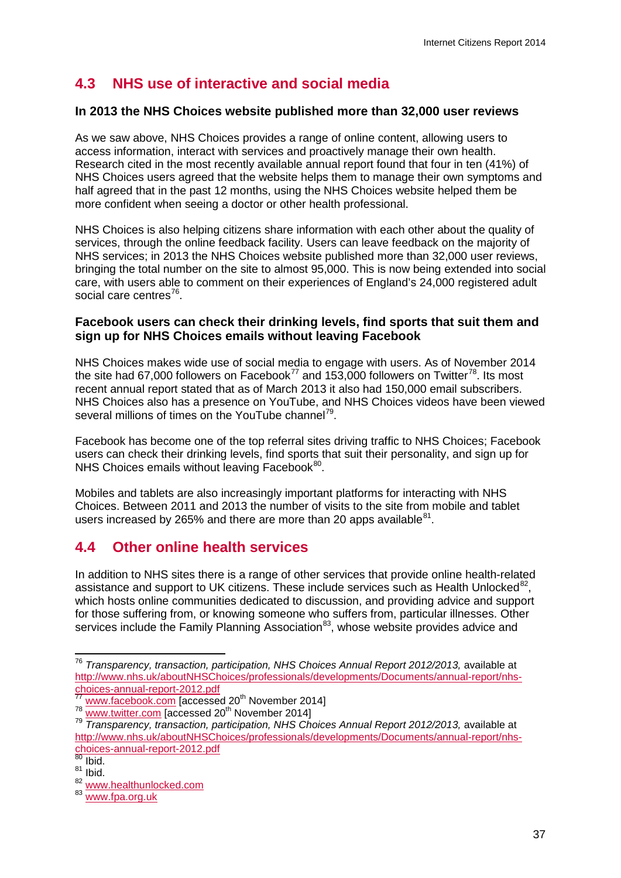## 4.3 NHS use of interactive and social media

### In 2013 the NHS Choices website published more than 32,000 user reviews

As we saw above, NHS Choices provides a range of online content, allowing users to access information, interact with services and proactively manage their own health. Research cited in the most recently available annual report found that four in ten (41%) of NHS Choices users agreed that the website helps them to manage their own symptoms and half agreed that in the past 12 months, using the NHS Choices website helped them be more confident when seeing a doctor or other health professional.

NHS Choices is also helping citizens share information with each other about the quality of services, through the online feedback facility. Users can leave feedback on the majority of NHS services; in 2013 the NHS Choices website published more than 32,000 user reviews, bringing the total number on the site to almost 95,000. This is now being extended into social care, with users able to comment on their experiences of England's 24,000 registered adult social care centres[76].

### Facebook users can check their drinking levels, find sports that suit them and sign up for NHS Choices emails without leaving Facebook

NHS Choices makes wide use of social media to engage with users. As of November 2014 the site had 67,000 followers on Facebook[77] and 153,000 followers on Twitter[78]. Its most recent annual report stated that as of March 2013 it also had 150,000 email subscribers. NHS Choices also has a presence on YouTube, and NHS Choices videos have been viewed several millions of times on the YouTube channel[79].

Facebook has become one of the top referral sites driving traffic to NHS Choices; Facebook users can check their drinking levels, find sports that suit their personality, and sign up for NHS Choices emails without leaving Facebook[80].

Mobiles and tablets are also increasingly important platforms for interacting with NHS Choices. Between 2011 and 2013 the number of visits to the site from mobile and tablet users increased by 265% and there are more than 20 apps available[81].

## 4.4 Other online health services

In addition to NHS sites there is a range of other services that provide online health-related assistance and support to UK citizens. These include services such as Health Unlocked[82], which hosts online communities dedicated to discussion, and providing advice and support for those suffering from, or knowing someone who suffers from, particular illnesses. Other services include the Family Planning Association[83], whose website provides advice and

---

[76] *Transparency, transaction, participation, NHS Choices Annual Report 2012/2013,* available at http://www.nhs.uk/aboutNHSChoices/professionals/developments/Documents/annual-report/nhs-choices-annual-report-2012.pdf

[77] www.facebook.com [accessed 20th November 2014]

[78] www.twitter.com [accessed 20th November 2014]

[79] *Transparency, transaction, participation, NHS Choices Annual Report 2012/2013,* available at http://www.nhs.uk/aboutNHSChoices/professionals/developments/Documents/annual-report/nhs-choices-annual-report-2012.pdf

[80] Ibid.

[81] Ibid.

[82] www.healthunlocked.com

[83] www.fpa.org.uk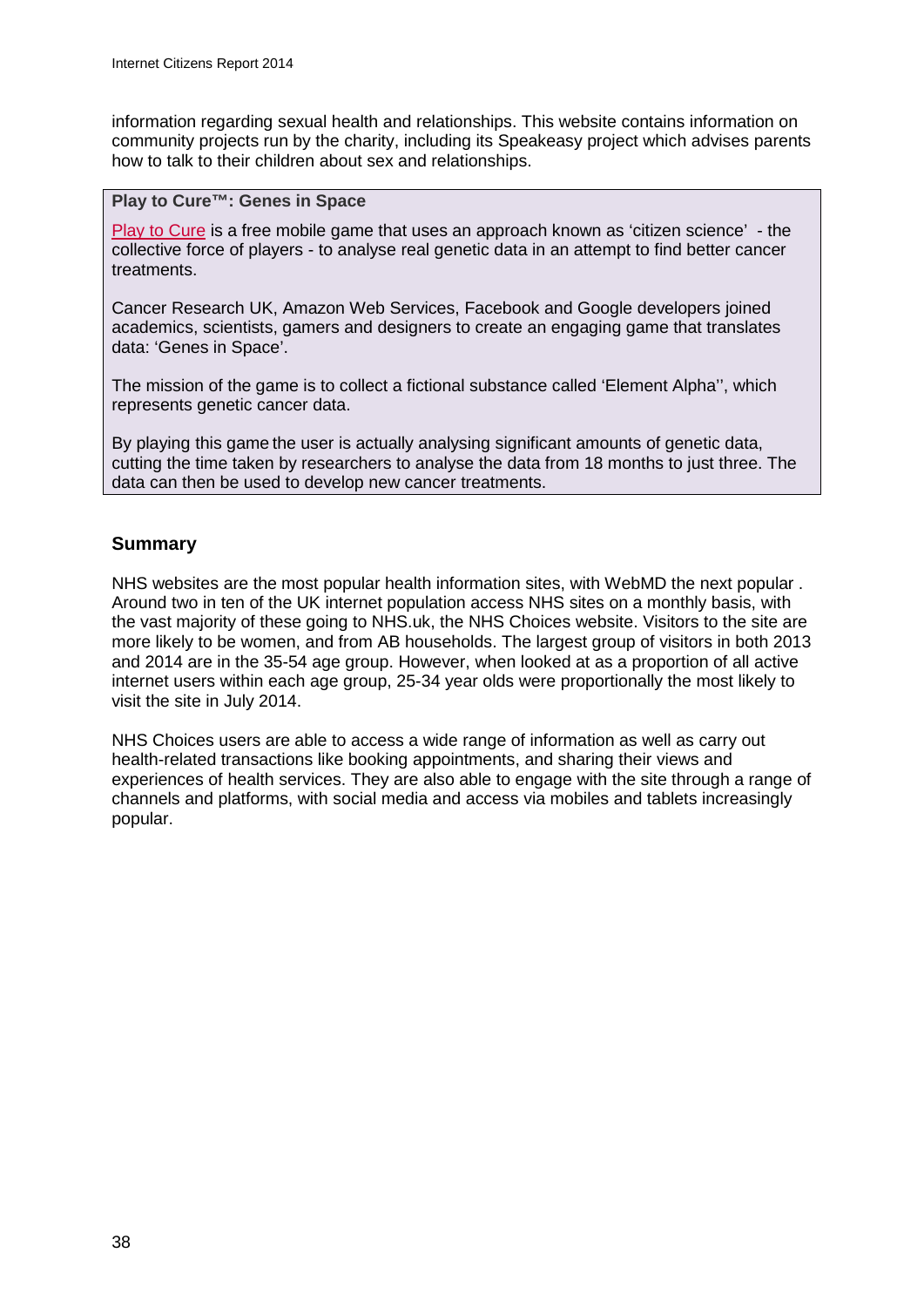information regarding sexual health and relationships. This website contains information on community projects run by the charity, including its Speakeasy project which advises parents how to talk to their children about sex and relationships.

> **Play to Cure™: Genes in Space**
>
> Play to Cure is a free mobile game that uses an approach known as 'citizen science' - the collective force of players - to analyse real genetic data in an attempt to find better cancer treatments.
>
> Cancer Research UK, Amazon Web Services, Facebook and Google developers joined academics, scientists, gamers and designers to create an engaging game that translates data: 'Genes in Space'.
>
> The mission of the game is to collect a fictional substance called 'Element Alpha'', which represents genetic cancer data.
>
> By playing this game the user is actually analysing significant amounts of genetic data, cutting the time taken by researchers to analyse the data from 18 months to just three. The data can then be used to develop new cancer treatments.

## Summary

NHS websites are the most popular health information sites, with WebMD the next popular . Around two in ten of the UK internet population access NHS sites on a monthly basis, with the vast majority of these going to NHS.uk, the NHS Choices website. Visitors to the site are more likely to be women, and from AB households. The largest group of visitors in both 2013 and 2014 are in the 35-54 age group. However, when looked at as a proportion of all active internet users within each age group, 25-34 year olds were proportionally the most likely to visit the site in July 2014.

NHS Choices users are able to access a wide range of information as well as carry out health-related transactions like booking appointments, and sharing their views and experiences of health services. They are also able to engage with the site through a range of channels and platforms, with social media and access via mobiles and tablets increasingly popular.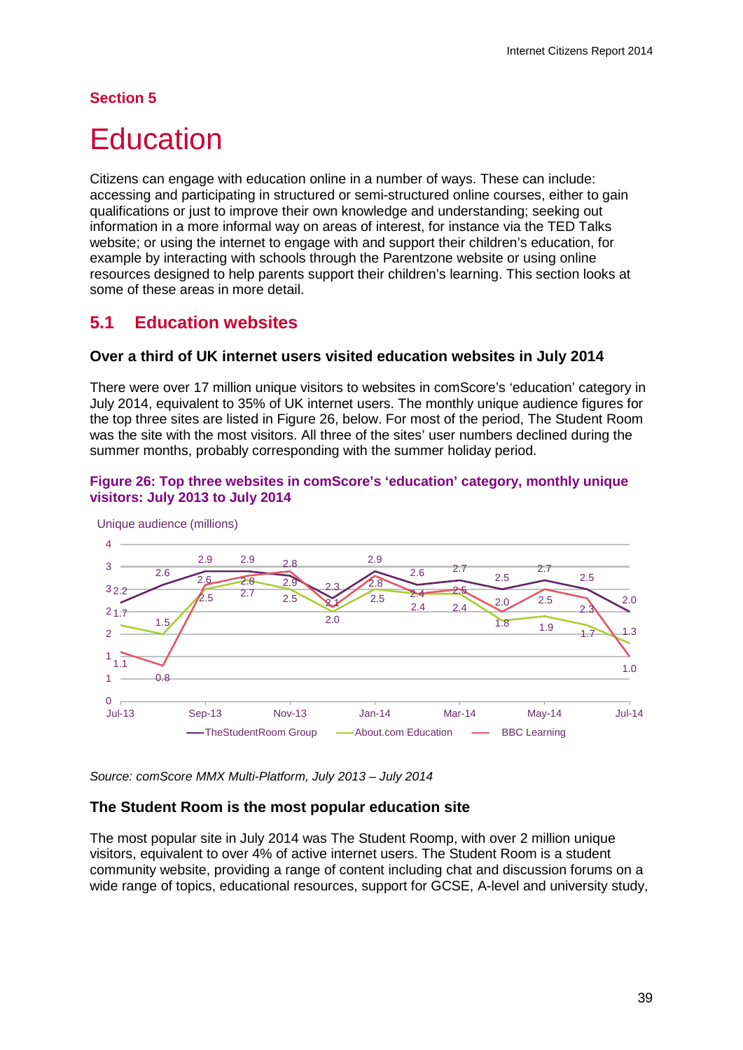## Section 5

# Education

Citizens can engage with education online in a number of ways. These can include: accessing and participating in structured or semi-structured online courses, either to gain qualifications or just to improve their own knowledge and understanding; seeking out information in a more informal way on areas of interest, for instance via the TED Talks website; or using the internet to engage with and support their children's education, for example by interacting with schools through the Parentzone website or using online resources designed to help parents support their children's learning. This section looks at some of these areas in more detail.

## 5.1 Education websites

### Over a third of UK internet users visited education websites in July 2014

There were over 17 million unique visitors to websites in comScore's 'education' category in July 2014, equivalent to 35% of UK internet users. The monthly unique audience figures for the top three sites are listed in Figure 26, below. For most of the period, The Student Room was the site with the most visitors. All three of the sites' user numbers declined during the summer months, probably corresponding with the summer holiday period.

**Figure 26: Top three websites in comScore's 'education' category, monthly unique visitors: July 2013 to July 2014**

Unique audience (millions)

| | Jul-13 | Aug-13 | Sep-13 | Oct-13 | Nov-13 | Dec-13 | Jan-14 | Feb-14 | Mar-14 | Apr-14 | May-14 | Jun-14 | Jul-14 |
|---|---|---|---|---|---|---|---|---|---|---|---|---|---|
| TheStudentRoom Group | 2.2 | 2.6 | 2.9 | 2.9 | 2.8 | 2.3 | 2.9 | 2.6 | 2.7 | 2.5 | 2.7 | 2.5 | 2.0 |
| About.com Education | 1.7 | 1.5 | 2.5 | 2.7 | 2.5 | 2.0 | 2.5 | 2.4 | 2.4 | 1.8 | 1.9 | 1.7 | 1.3 |
| BBC Learning | 1.1 | 0.8 | 2.6 | 2.8 | 2.9 | 2.1 | 2.8 | 2.4 | 2.5 | 2.0 | 2.5 | 2.3 | 1.0 |

*Source: comScore MMX Multi-Platform, July 2013 – July 2014*

### The Student Room is the most popular education site

The most popular site in July 2014 was The Student Roomp, with over 2 million unique visitors, equivalent to over 4% of active internet users. The Student Room is a student community website, providing a range of content including chat and discussion forums on a wide range of topics, educational resources, support for GCSE, A-level and university study,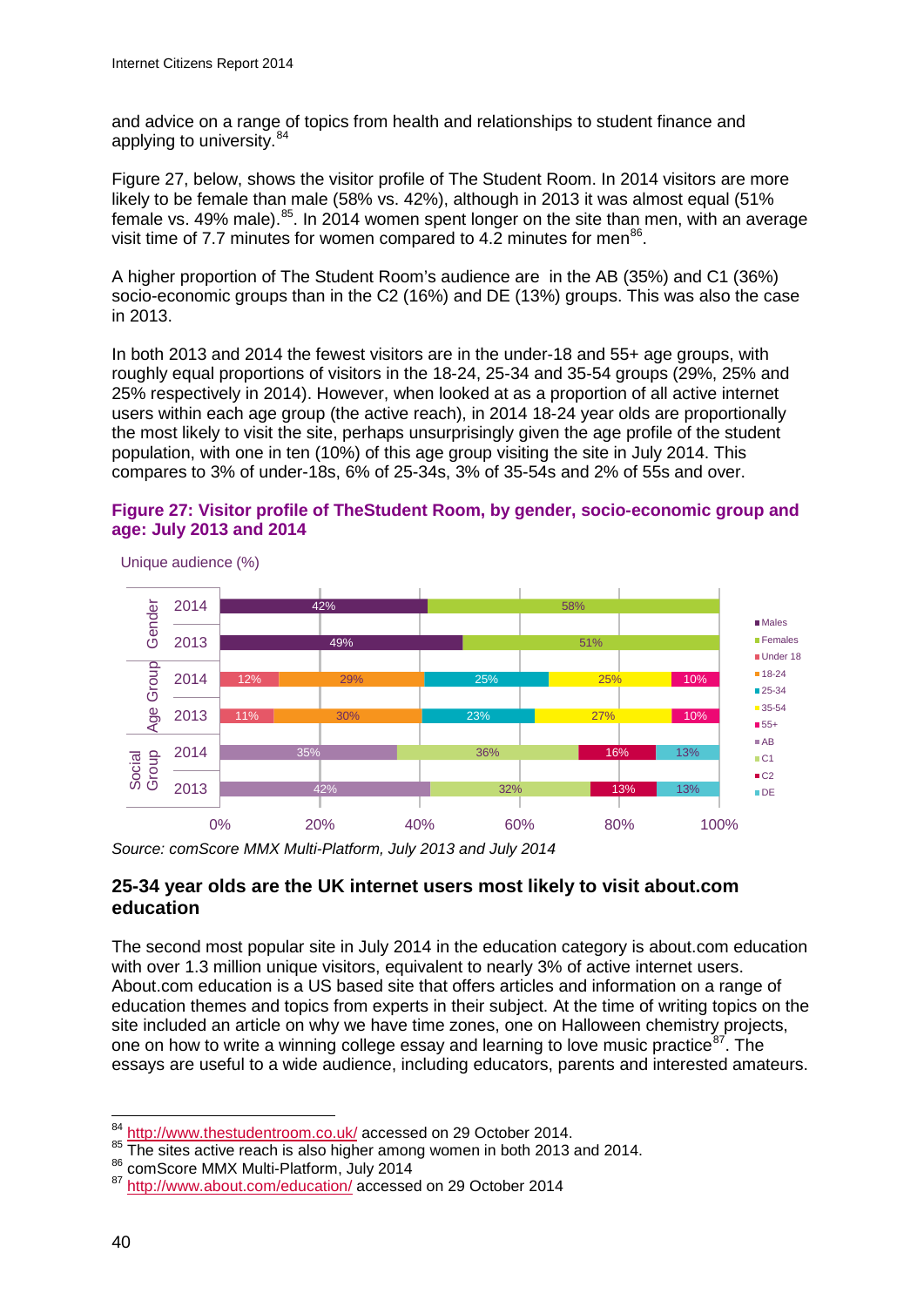and advice on a range of topics from health and relationships to student finance and applying to university.[84]

Figure 27, below, shows the visitor profile of The Student Room. In 2014 visitors are more likely to be female than male (58% vs. 42%), although in 2013 it was almost equal (51% female vs. 49% male).[85]. In 2014 women spent longer on the site than men, with an average visit time of 7.7 minutes for women compared to 4.2 minutes for men[86].

A higher proportion of The Student Room's audience are in the AB (35%) and C1 (36%) socio-economic groups than in the C2 (16%) and DE (13%) groups. This was also the case in 2013.

In both 2013 and 2014 the fewest visitors are in the under-18 and 55+ age groups, with roughly equal proportions of visitors in the 18-24, 25-34 and 35-54 groups (29%, 25% and 25% respectively in 2014). However, when looked at as a proportion of all active internet users within each age group (the active reach), in 2014 18-24 year olds are proportionally the most likely to visit the site, perhaps unsurprisingly given the age profile of the student population, with one in ten (10%) of this age group visiting the site in July 2014. This compares to 3% of under-18s, 6% of 25-34s, 3% of 35-54s and 2% of 55s and over.

**Figure 27: Visitor profile of TheStudent Room, by gender, socio-economic group and age: July 2013 and 2014**

Unique audience (%)

| | Year | Males | Females | | | | |
|---|---|---|---|---|---|---|---|
| Gender | 2014 | 42% | 58% | | | | |
| Gender | 2013 | 49% | 51% | | | | |
| | | **Under 18** | **18-24** | **25-34** | **35-54** | **55+** | |
| Age Group | 2014 | 12% | 29% | 25% | 25% | 10% | |
| Age Group | 2013 | 11% | 30% | 23% | 27% | 10% | |
| | | **AB** | **C1** | **C2** | **DE** | | |
| Social Group | 2014 | 35% | 36% | 16% | 13% | | |
| Social Group | 2013 | 42% | 32% | 13% | 13% | | |

*Source: comScore MMX Multi-Platform, July 2013 and July 2014*

### 25-34 year olds are the UK internet users most likely to visit about.com education

The second most popular site in July 2014 in the education category is about.com education with over 1.3 million unique visitors, equivalent to nearly 3% of active internet users. About.com education is a US based site that offers articles and information on a range of education themes and topics from experts in their subject. At the time of writing topics on the site included an article on why we have time zones, one on Halloween chemistry projects, one on how to write a winning college essay and learning to love music practice[87]. The essays are useful to a wide audience, including educators, parents and interested amateurs.

---

[84] http://www.thestudentroom.co.uk/ accessed on 29 October 2014.
[85] The sites active reach is also higher among women in both 2013 and 2014.
[86] comScore MMX Multi-Platform, July 2014
[87] http://www.about.com/education/ accessed on 29 October 2014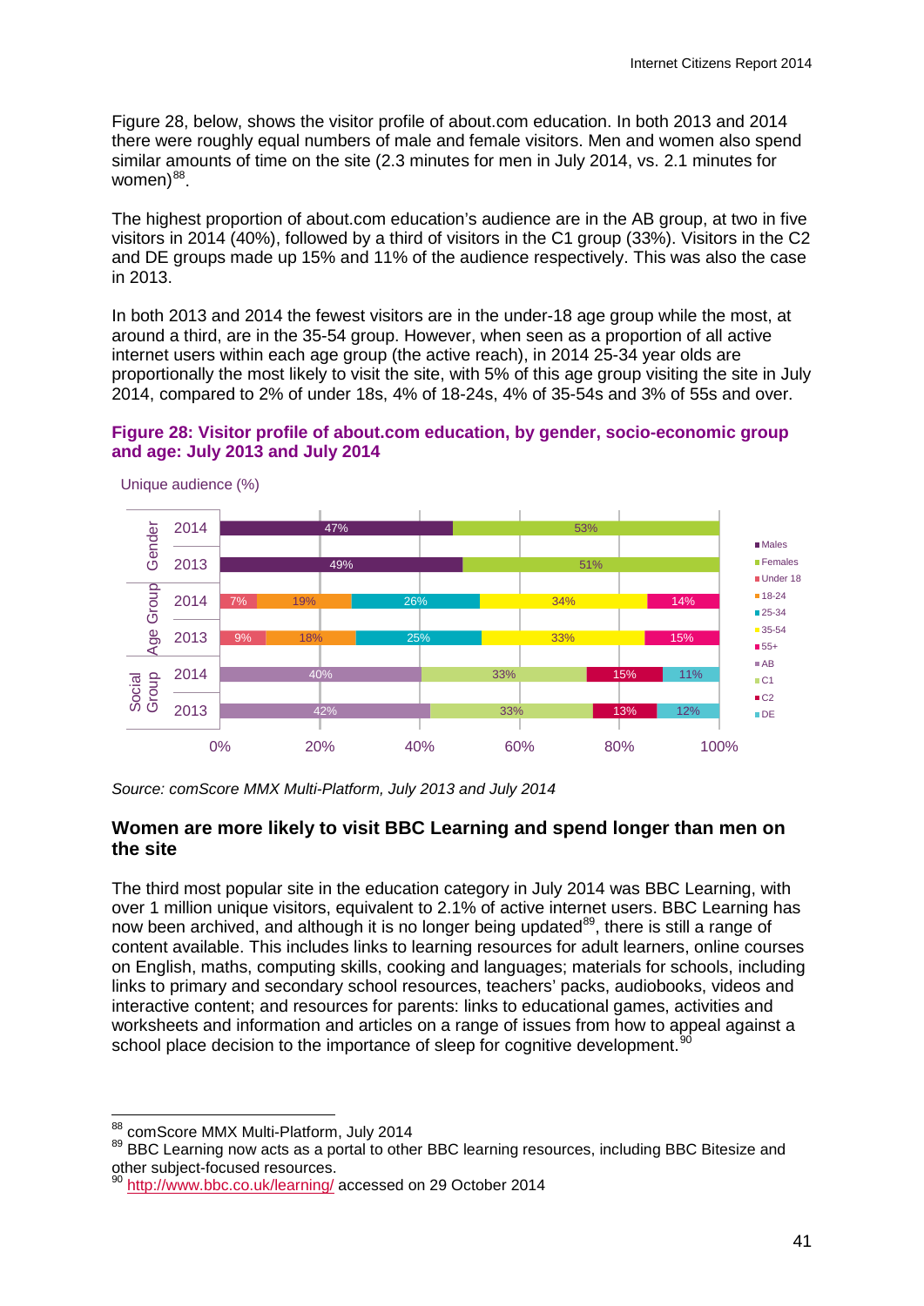Figure 28, below, shows the visitor profile of about.com education. In both 2013 and 2014 there were roughly equal numbers of male and female visitors. Men and women also spend similar amounts of time on the site (2.3 minutes for men in July 2014, vs. 2.1 minutes for women)[88].

The highest proportion of about.com education's audience are in the AB group, at two in five visitors in 2014 (40%), followed by a third of visitors in the C1 group (33%). Visitors in the C2 and DE groups made up 15% and 11% of the audience respectively. This was also the case in 2013.

In both 2013 and 2014 the fewest visitors are in the under-18 age group while the most, at around a third, are in the 35-54 group. However, when seen as a proportion of all active internet users within each age group (the active reach), in 2014 25-34 year olds are proportionally the most likely to visit the site, with 5% of this age group visiting the site in July 2014, compared to 2% of under 18s, 4% of 18-24s, 4% of 35-54s and 3% of 55s and over.

**Figure 28: Visitor profile of about.com education, by gender, socio-economic group and age: July 2013 and July 2014**

Unique audience (%)

| Group | Year | Males | Females |
|---|---|---|---|
| Gender | 2014 | 47% | 53% |
| Gender | 2013 | 49% | 51% |

| Group | Year | Under 18 | 18-24 | 25-34 | 35-54 | 55+ |
|---|---|---|---|---|---|---|
| Age Group | 2014 | 7% | 19% | 26% | 34% | 14% |
| Age Group | 2013 | 9% | 18% | 25% | 33% | 15% |

| Group | Year | AB | C1 | C2 | DE |
|---|---|---|---|---|---|
| Social Group | 2014 | 40% | 33% | 15% | 11% |
| Social Group | 2013 | 42% | 33% | 13% | 12% |

*Source: comScore MMX Multi-Platform, July 2013 and July 2014*

### Women are more likely to visit BBC Learning and spend longer than men on the site

The third most popular site in the education category in July 2014 was BBC Learning, with over 1 million unique visitors, equivalent to 2.1% of active internet users. BBC Learning has now been archived, and although it is no longer being updated[89], there is still a range of content available. This includes links to learning resources for adult learners, online courses on English, maths, computing skills, cooking and languages; materials for schools, including links to primary and secondary school resources, teachers' packs, audiobooks, videos and interactive content; and resources for parents: links to educational games, activities and worksheets and information and articles on a range of issues from how to appeal against a school place decision to the importance of sleep for cognitive development.[90]

---

[88] comScore MMX Multi-Platform, July 2014

[89] BBC Learning now acts as a portal to other BBC learning resources, including BBC Bitesize and other subject-focused resources.

[90] http://www.bbc.co.uk/learning/ accessed on 29 October 2014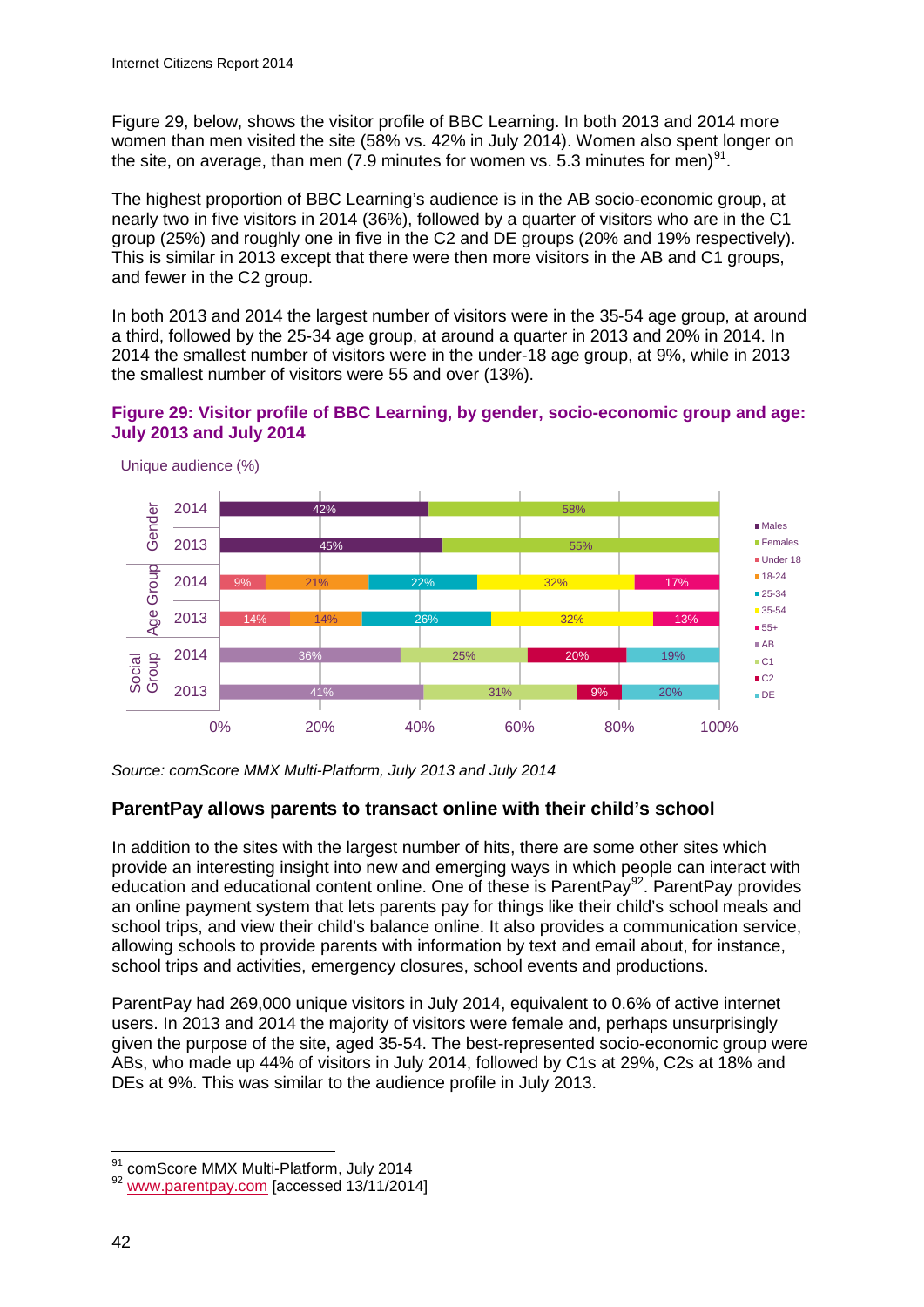Figure 29, below, shows the visitor profile of BBC Learning. In both 2013 and 2014 more women than men visited the site (58% vs. 42% in July 2014). Women also spent longer on the site, on average, than men (7.9 minutes for women vs. 5.3 minutes for men)[91].

The highest proportion of BBC Learning's audience is in the AB socio-economic group, at nearly two in five visitors in 2014 (36%), followed by a quarter of visitors who are in the C1 group (25%) and roughly one in five in the C2 and DE groups (20% and 19% respectively). This is similar in 2013 except that there were then more visitors in the AB and C1 groups, and fewer in the C2 group.

In both 2013 and 2014 the largest number of visitors were in the 35-54 age group, at around a third, followed by the 25-34 age group, at around a quarter in 2013 and 20% in 2014. In 2014 the smallest number of visitors were in the under-18 age group, at 9%, while in 2013 the smallest number of visitors were 55 and over (13%).

**Figure 29: Visitor profile of BBC Learning, by gender, socio-economic group and age: July 2013 and July 2014**

Unique audience (%)

| | | Males | Females | Under 18 | 18-24 | 25-34 | 35-54 | 55+ | AB | C1 | C2 | DE |
|---|---|---|---|---|---|---|---|---|---|---|---|---|
| Gender | 2014 | 42% | 58% | | | | | | | | | |
| | 2013 | 45% | 55% | | | | | | | | | |
| Age Group | 2014 | | | 9% | 21% | 22% | 32% | 17% | | | | |
| | 2013 | | | 14% | 14% | 26% | 32% | 13% | | | | |
| Social Group | 2014 | | | | | | | | 36% | 25% | 20% | 19% |
| | 2013 | | | | | | | | 41% | 31% | 9% | 20% |

*Source: comScore MMX Multi-Platform, July 2013 and July 2014*

### ParentPay allows parents to transact online with their child's school

In addition to the sites with the largest number of hits, there are some other sites which provide an interesting insight into new and emerging ways in which people can interact with education and educational content online. One of these is ParentPay[92]. ParentPay provides an online payment system that lets parents pay for things like their child's school meals and school trips, and view their child's balance online. It also provides a communication service, allowing schools to provide parents with information by text and email about, for instance, school trips and activities, emergency closures, school events and productions.

ParentPay had 269,000 unique visitors in July 2014, equivalent to 0.6% of active internet users. In 2013 and 2014 the majority of visitors were female and, perhaps unsurprisingly given the purpose of the site, aged 35-54. The best-represented socio-economic group were ABs, who made up 44% of visitors in July 2014, followed by C1s at 29%, C2s at 18% and DEs at 9%. This was similar to the audience profile in July 2013.

---

[91] comScore MMX Multi-Platform, July 2014

[92] www.parentpay.com [accessed 13/11/2014]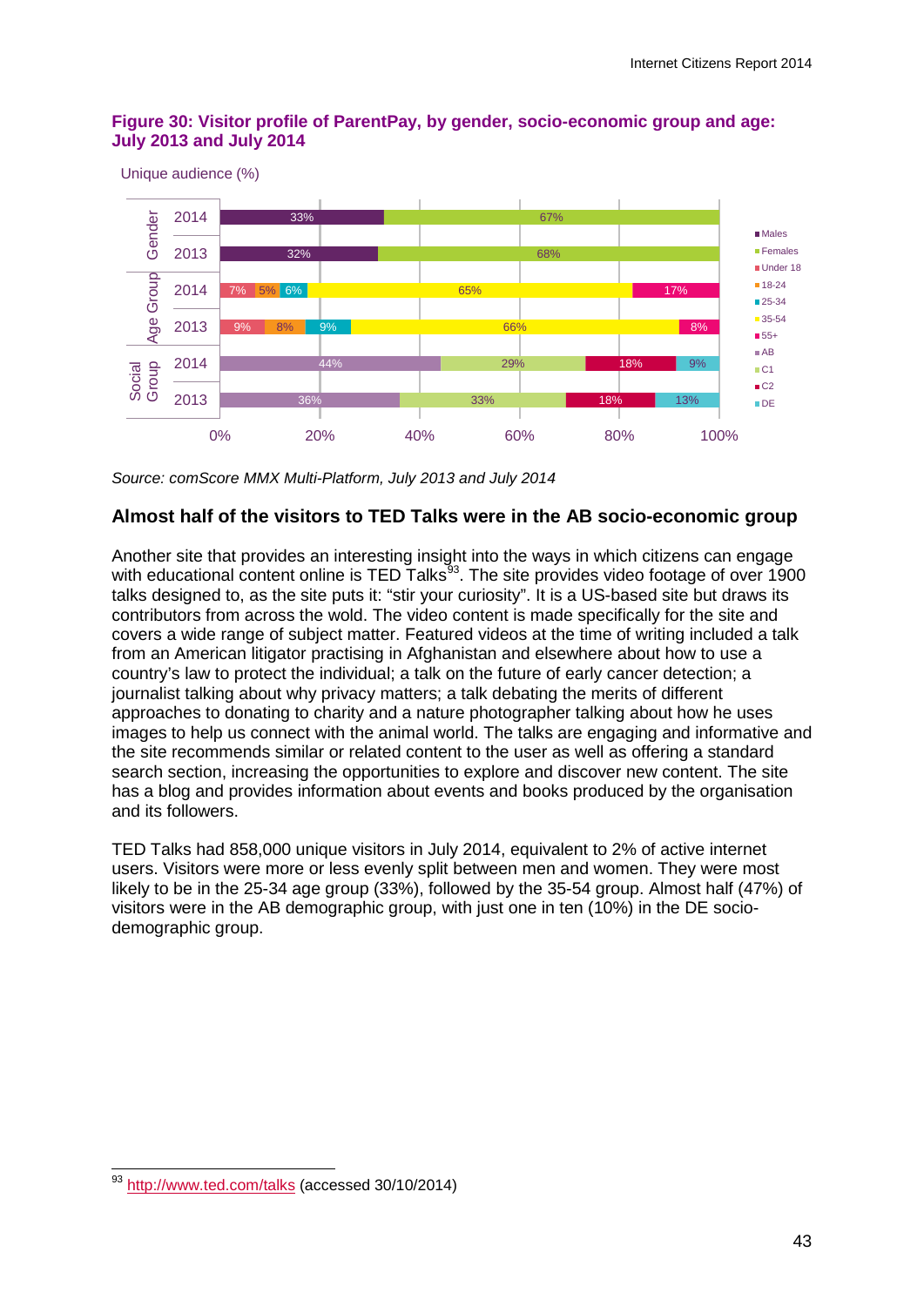**Figure 30: Visitor profile of ParentPay, by gender, socio-economic group and age: July 2013 and July 2014**

Unique audience (%)

| Category | Year | Males | Females | Under 18 | 18-24 | 25-34 | 35-54 | 55+ | AB | C1 | C2 | DE |
|---|---|---|---|---|---|---|---|---|---|---|---|---|
| Gender | 2014 | 33% | 67% | | | | | | | | | |
| Gender | 2013 | 32% | 68% | | | | | | | | | |
| Age Group | 2014 | | | 7% | 5% | 6% | 65% | 17% | | | | |
| Age Group | 2013 | | | 9% | 8% | 9% | 66% | 8% | | | | |
| Social Group | 2014 | | | | | | | | 44% | 29% | 18% | 9% |
| Social Group | 2013 | | | | | | | | 36% | 33% | 18% | 13% |

*Source: comScore MMX Multi-Platform, July 2013 and July 2014*

### Almost half of the visitors to TED Talks were in the AB socio-economic group

Another site that provides an interesting insight into the ways in which citizens can engage with educational content online is TED Talks[93]. The site provides video footage of over 1900 talks designed to, as the site puts it: "stir your curiosity". It is a US-based site but draws its contributors from across the wold. The video content is made specifically for the site and covers a wide range of subject matter. Featured videos at the time of writing included a talk from an American litigator practising in Afghanistan and elsewhere about how to use a country's law to protect the individual; a talk on the future of early cancer detection; a journalist talking about why privacy matters; a talk debating the merits of different approaches to donating to charity and a nature photographer talking about how he uses images to help us connect with the animal world. The talks are engaging and informative and the site recommends similar or related content to the user as well as offering a standard search section, increasing the opportunities to explore and discover new content. The site has a blog and provides information about events and books produced by the organisation and its followers.

TED Talks had 858,000 unique visitors in July 2014, equivalent to 2% of active internet users. Visitors were more or less evenly split between men and women. They were most likely to be in the 25-34 age group (33%), followed by the 35-54 group. Almost half (47%) of visitors were in the AB demographic group, with just one in ten (10%) in the DE socio-demographic group.

---

[93] http://www.ted.com/talks (accessed 30/10/2014)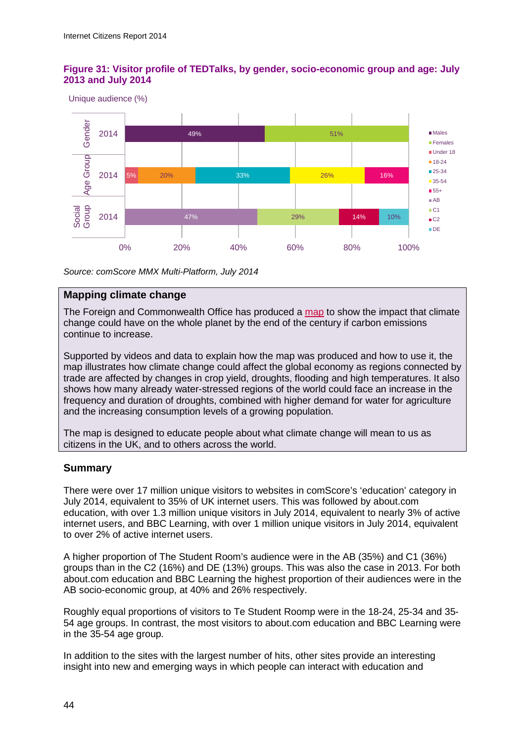**Figure 31: Visitor profile of TEDTalks, by gender, socio-economic group and age: July 2013 and July 2014**

Unique audience (%)

| | | | | | | |
|---|---|---|---|---|---|---|
| Gender 2014 | Males 49% | Females 51% | | | | |
| Age Group 2014 | Under 18 5% | 18-24 20% | 25-34 33% | 35-54 26% | 55+ 16% | |
| Social Group 2014 | AB 47% | C1 29% | C2 14% | DE 10% | | |

*Source: comScore MMX Multi-Platform, July 2014*

## Mapping climate change

The Foreign and Commonwealth Office has produced a map to show the impact that climate change could have on the whole planet by the end of the century if carbon emissions continue to increase.

Supported by videos and data to explain how the map was produced and how to use it, the map illustrates how climate change could affect the global economy as regions connected by trade are affected by changes in crop yield, droughts, flooding and high temperatures. It also shows how many already water-stressed regions of the world could face an increase in the frequency and duration of droughts, combined with higher demand for water for agriculture and the increasing consumption levels of a growing population.

The map is designed to educate people about what climate change will mean to us as citizens in the UK, and to others across the world.

## Summary

There were over 17 million unique visitors to websites in comScore's 'education' category in July 2014, equivalent to 35% of UK internet users. This was followed by about.com education, with over 1.3 million unique visitors in July 2014, equivalent to nearly 3% of active internet users, and BBC Learning, with over 1 million unique visitors in July 2014, equivalent to over 2% of active internet users.

A higher proportion of The Student Room's audience were in the AB (35%) and C1 (36%) groups than in the C2 (16%) and DE (13%) groups. This was also the case in 2013. For both about.com education and BBC Learning the highest proportion of their audiences were in the AB socio-economic group, at 40% and 26% respectively.

Roughly equal proportions of visitors to Te Student Roomp were in the 18-24, 25-34 and 35-54 age groups. In contrast, the most visitors to about.com education and BBC Learning were in the 35-54 age group.

In addition to the sites with the largest number of hits, other sites provide an interesting insight into new and emerging ways in which people can interact with education and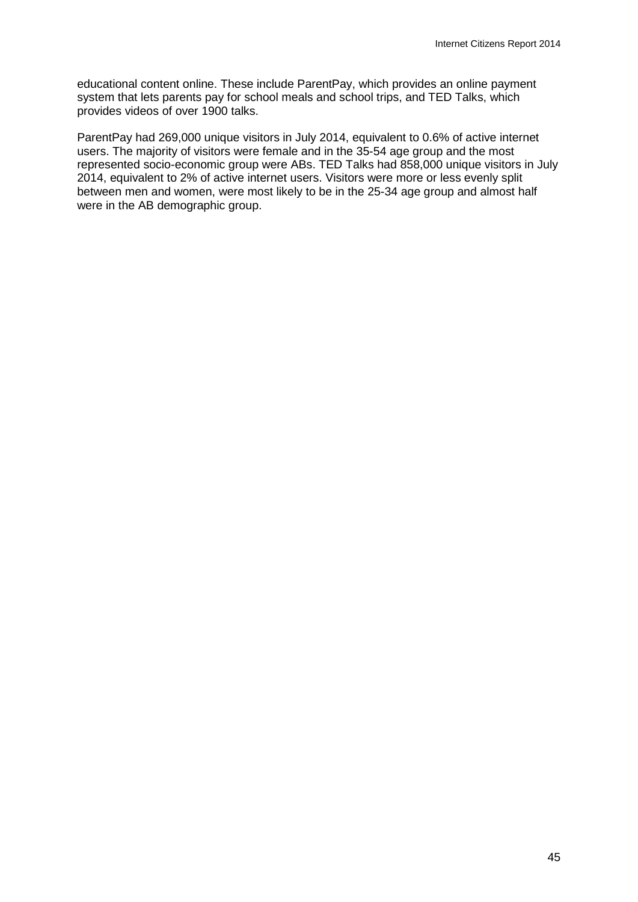educational content online. These include ParentPay, which provides an online payment system that lets parents pay for school meals and school trips, and TED Talks, which provides videos of over 1900 talks.

ParentPay had 269,000 unique visitors in July 2014, equivalent to 0.6% of active internet users. The majority of visitors were female and in the 35-54 age group and the most represented socio-economic group were ABs. TED Talks had 858,000 unique visitors in July 2014, equivalent to 2% of active internet users. Visitors were more or less evenly split between men and women, were most likely to be in the 25-34 age group and almost half were in the AB demographic group.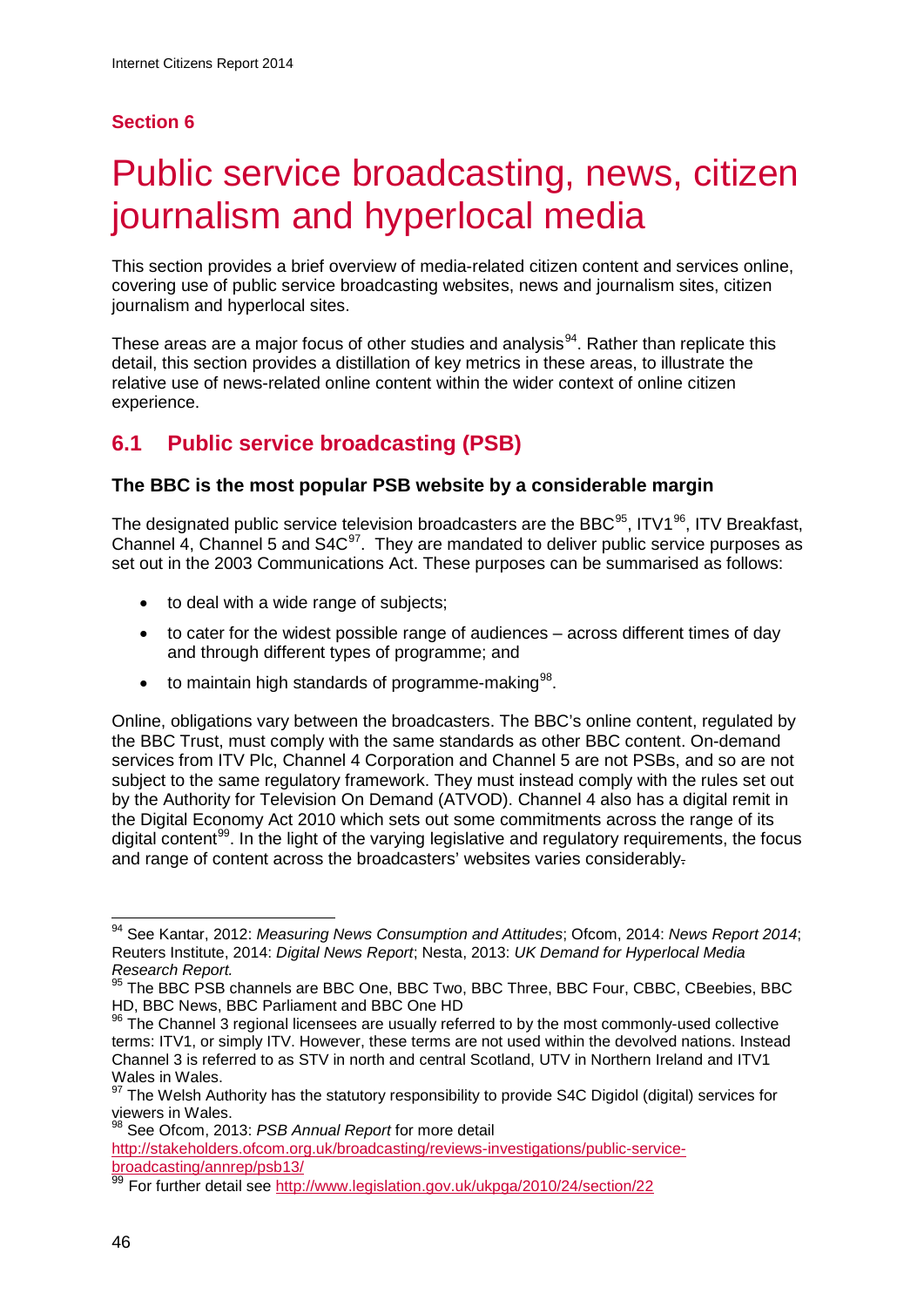Section 6

# Public service broadcasting, news, citizen journalism and hyperlocal media

This section provides a brief overview of media-related citizen content and services online, covering use of public service broadcasting websites, news and journalism sites, citizen journalism and hyperlocal sites.

These areas are a major focus of other studies and analysis[94]. Rather than replicate this detail, this section provides a distillation of key metrics in these areas, to illustrate the relative use of news-related online content within the wider context of online citizen experience.

## 6.1 Public service broadcasting (PSB)

### The BBC is the most popular PSB website by a considerable margin

The designated public service television broadcasters are the BBC[95], ITV1[96], ITV Breakfast, Channel 4, Channel 5 and S4C[97]. They are mandated to deliver public service purposes as set out in the 2003 Communications Act. These purposes can be summarised as follows:

- to deal with a wide range of subjects;
- to cater for the widest possible range of audiences – across different times of day and through different types of programme; and
- to maintain high standards of programme-making[98].

Online, obligations vary between the broadcasters. The BBC's online content, regulated by the BBC Trust, must comply with the same standards as other BBC content. On-demand services from ITV Plc, Channel 4 Corporation and Channel 5 are not PSBs, and so are not subject to the same regulatory framework. They must instead comply with the rules set out by the Authority for Television On Demand (ATVOD). Channel 4 also has a digital remit in the Digital Economy Act 2010 which sets out some commitments across the range of its digital content[99]. In the light of the varying legislative and regulatory requirements, the focus and range of content across the broadcasters' websites varies considerably.

---

[94] See Kantar, 2012: *Measuring News Consumption and Attitudes*; Ofcom, 2014: *News Report 2014*; Reuters Institute, 2014: *Digital News Report*; Nesta, 2013: *UK Demand for Hyperlocal Media Research Report.*

[95] The BBC PSB channels are BBC One, BBC Two, BBC Three, BBC Four, CBBC, CBeebies, BBC HD, BBC News, BBC Parliament and BBC One HD

[96] The Channel 3 regional licensees are usually referred to by the most commonly-used collective terms: ITV1, or simply ITV. However, these terms are not used within the devolved nations. Instead Channel 3 is referred to as STV in north and central Scotland, UTV in Northern Ireland and ITV1 Wales in Wales.

[97] The Welsh Authority has the statutory responsibility to provide S4C Digidol (digital) services for viewers in Wales.

[98] See Ofcom, 2013: *PSB Annual Report* for more detail http://stakeholders.ofcom.org.uk/broadcasting/reviews-investigations/public-service-broadcasting/annrep/psb13/

[99] For further detail see http://www.legislation.gov.uk/ukpga/2010/24/section/22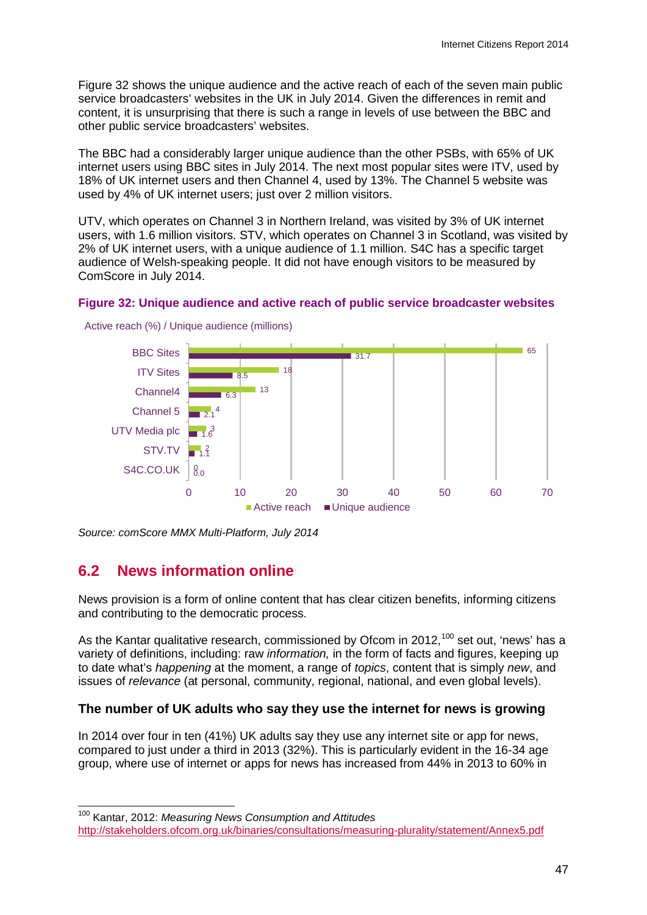Figure 32 shows the unique audience and the active reach of each of the seven main public service broadcasters' websites in the UK in July 2014. Given the differences in remit and content, it is unsurprising that there is such a range in levels of use between the BBC and other public service broadcasters' websites.

The BBC had a considerably larger unique audience than the other PSBs, with 65% of UK internet users using BBC sites in July 2014. The next most popular sites were ITV, used by 18% of UK internet users and then Channel 4, used by 13%. The Channel 5 website was used by 4% of UK internet users; just over 2 million visitors.

UTV, which operates on Channel 3 in Northern Ireland, was visited by 3% of UK internet users, with 1.6 million visitors. STV, which operates on Channel 3 in Scotland, was visited by 2% of UK internet users, with a unique audience of 1.1 million. S4C has a specific target audience of Welsh-speaking people. It did not have enough visitors to be measured by ComScore in July 2014.

**Figure 32: Unique audience and active reach of public service broadcaster websites**

Active reach (%) / Unique audience (millions)

| | Active reach | Unique audience |
|---|---|---|
| BBC Sites | 65 | 31.7 |
| ITV Sites | 18 | 8.5 |
| Channel4 | 13 | 6.3 |
| Channel 5 | 4 | 2.1 |
| UTV Media plc | 3 | 1.6 |
| STV.TV | 2 | 1.1 |
| S4C.CO.UK | 0 | 0.0 |

*Source: comScore MMX Multi-Platform, July 2014*

## 6.2 News information online

News provision is a form of online content that has clear citizen benefits, informing citizens and contributing to the democratic process.

As the Kantar qualitative research, commissioned by Ofcom in 2012,[100] set out, 'news' has a variety of definitions, including: raw *information,* in the form of facts and figures, keeping up to date what's *happening* at the moment, a range of *topics*, content that is simply *new*, and issues of *relevance* (at personal, community, regional, national, and even global levels).

### The number of UK adults who say they use the internet for news is growing

In 2014 over four in ten (41%) UK adults say they use any internet site or app for news, compared to just under a third in 2013 (32%). This is particularly evident in the 16-34 age group, where use of internet or apps for news has increased from 44% in 2013 to 60% in

[100] Kantar, 2012: *Measuring News Consumption and Attitudes* http://stakeholders.ofcom.org.uk/binaries/consultations/measuring-plurality/statement/Annex5.pdf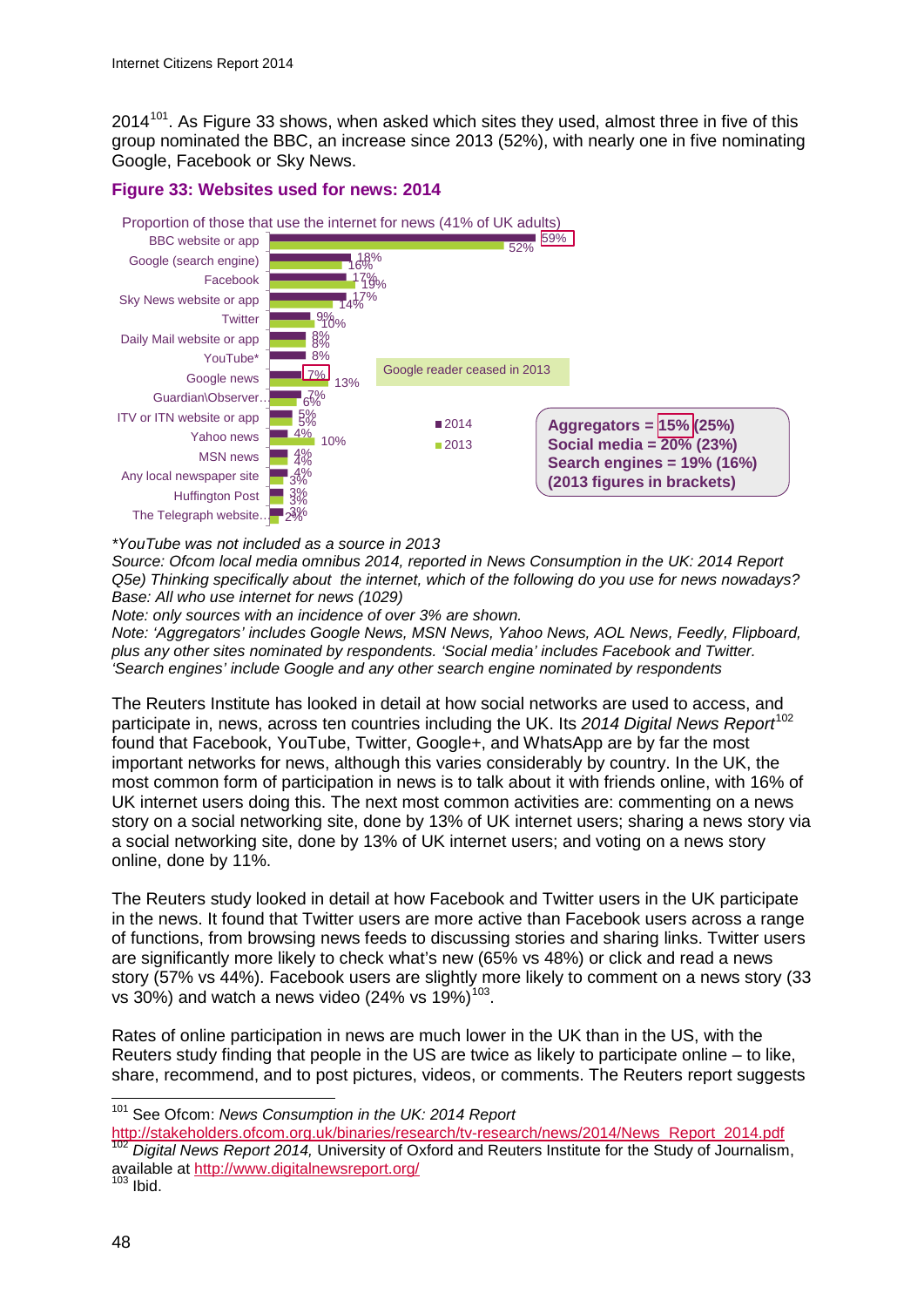2014[101]. As Figure 33 shows, when asked which sites they used, almost three in five of this group nominated the BBC, an increase since 2013 (52%), with nearly one in five nominating Google, Facebook or Sky News.

### Figure 33: Websites used for news: 2014

Proportion of those that use the internet for news (41% of UK adults)

| Website | 2014 | 2013 |
|---|---|---|
| BBC website or app | 59% | 52% |
| Google (search engine) | 18% | 16% |
| Facebook | 17% | 19% |
| Sky News website or app | 17% | 14% |
| Twitter | 9% | 10% |
| Daily Mail website or app | 8% | 8% |
| YouTube* | 8% | |
| Google news | 7% | 13% |
| Guardian\Observer.. | 7% | 6% |
| ITV or ITN website or app | 5% | 5% |
| Yahoo news | 4% | 10% |
| MSN news | 4% | 4% |
| Any local newspaper site | 4% | 3% |
| Huffington Post | 3% | 3% |
| The Telegraph website.. | 3% | 2% |

Google reader ceased in 2013

**Aggregators = 15% (25%)**
**Social media = 20% (23%)**
**Search engines = 19% (16%)**
**(2013 figures in brackets)**

*\*YouTube was not included as a source in 2013*
*Source: Ofcom local media omnibus 2014, reported in News Consumption in the UK: 2014 Report*
*Q5e) Thinking specifically about the internet, which of the following do you use for news nowadays?*
*Base: All who use internet for news (1029)*
*Note: only sources with an incidence of over 3% are shown.*
*Note: 'Aggregators' includes Google News, MSN News, Yahoo News, AOL News, Feedly, Flipboard, plus any other sites nominated by respondents. 'Social media' includes Facebook and Twitter. 'Search engines' include Google and any other search engine nominated by respondents*

The Reuters Institute has looked in detail at how social networks are used to access, and participate in, news, across ten countries including the UK. Its *2014 Digital News Report*[102] found that Facebook, YouTube, Twitter, Google+, and WhatsApp are by far the most important networks for news, although this varies considerably by country. In the UK, the most common form of participation in news is to talk about it with friends online, with 16% of UK internet users doing this. The next most common activities are: commenting on a news story on a social networking site, done by 13% of UK internet users; sharing a news story via a social networking site, done by 13% of UK internet users; and voting on a news story online, done by 11%.

The Reuters study looked in detail at how Facebook and Twitter users in the UK participate in the news. It found that Twitter users are more active than Facebook users across a range of functions, from browsing news feeds to discussing stories and sharing links. Twitter users are significantly more likely to check what's new (65% vs 48%) or click and read a news story (57% vs 44%). Facebook users are slightly more likely to comment on a news story (33 vs 30%) and watch a news video (24% vs 19%)[103].

Rates of online participation in news are much lower in the UK than in the US, with the Reuters study finding that people in the US are twice as likely to participate online – to like, share, recommend, and to post pictures, videos, or comments. The Reuters report suggests

---

[101] See Ofcom: *News Consumption in the UK: 2014 Report* http://stakeholders.ofcom.org.uk/binaries/research/tv-research/news/2014/News_Report_2014.pdf

[102] *Digital News Report 2014,* University of Oxford and Reuters Institute for the Study of Journalism, available at http://www.digitalnewsreport.org/

[103] Ibid.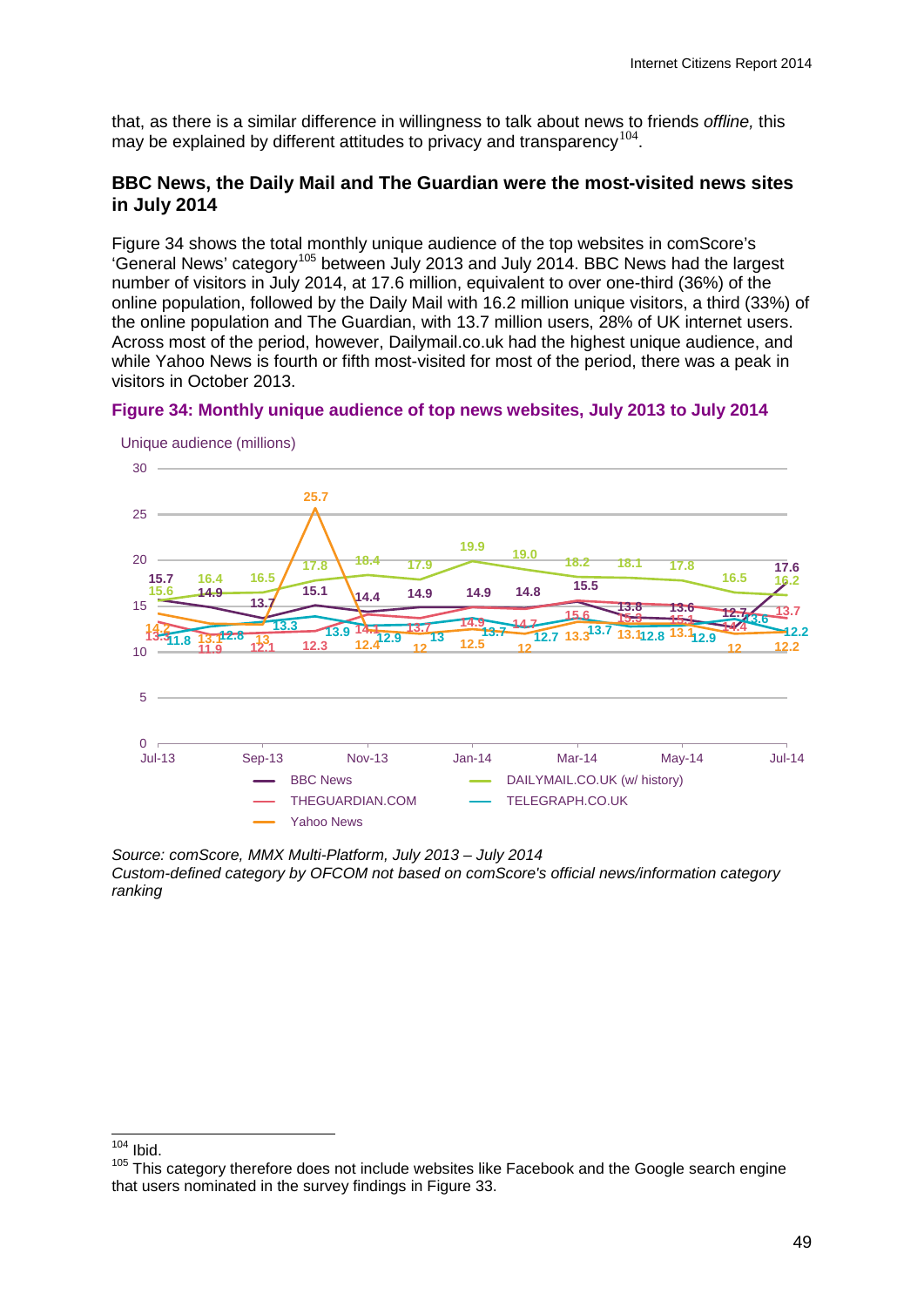that, as there is a similar difference in willingness to talk about news to friends *offline,* this may be explained by different attitudes to privacy and transparency[104].

### BBC News, the Daily Mail and The Guardian were the most-visited news sites in July 2014

Figure 34 shows the total monthly unique audience of the top websites in comScore's 'General News' category[105] between July 2013 and July 2014. BBC News had the largest number of visitors in July 2014, at 17.6 million, equivalent to over one-third (36%) of the online population, followed by the Daily Mail with 16.2 million unique visitors, a third (33%) of the online population and The Guardian, with 13.7 million users, 28% of UK internet users. Across most of the period, however, Dailymail.co.uk had the highest unique audience, and while Yahoo News is fourth or fifth most-visited for most of the period, there was a peak in visitors in October 2013.

**Figure 34: Monthly unique audience of top news websites, July 2013 to July 2014**

Unique audience (millions)

| | Jul-13 | Aug-13 | Sep-13 | Oct-13 | Nov-13 | Dec-13 | Jan-14 | Feb-14 | Mar-14 | Apr-14 | May-14 | Jun-14 | Jul-14 |
|---|---|---|---|---|---|---|---|---|---|---|---|---|---|
| BBC News | 15.7 | 14.9 | 13.7 | 15.1 | 14.4 | 14.9 | 14.9 | 14.8 | 15.5 | 13.8 | 13.6 | 12.7 | 17.6 |
| DAILYMAIL.CO.UK (w/ history) | 15.6 | 16.4 | 16.5 | 17.8 | 18.4 | 17.9 | 19.9 | 19.0 | 18.2 | 18.1 | 17.8 | 16.5 | 16.2 |
| THEGUARDIAN.COM | 13.3 | 11.9 | 12.1 | 12.3 | 14.1 | 13.7 | 14.9 | 14.7 | 15.6 | 15.3 | 15.1 | 14.4 | 13.7 |
| TELEGRAPH.CO.UK | 11.8 | 12.8 | 13.3 | 13.9 | 12.9 | 13 | 13.7 | 12.7 | 13.7 | 12.8 | 12.9 | 13.6 | 12.2 |
| Yahoo News | 14.2 | 13.1 | 13 | 25.7 | 12.4 | 12 | 12.5 | 12 | 13.3 | 13.1 | 13.1 | 12 | 12.2 |

*Source: comScore, MMX Multi-Platform, July 2013 – July 2014*
*Custom-defined category by OFCOM not based on comScore's official news/information category ranking*

---

[104] Ibid.

[105] This category therefore does not include websites like Facebook and the Google search engine that users nominated in the survey findings in Figure 33.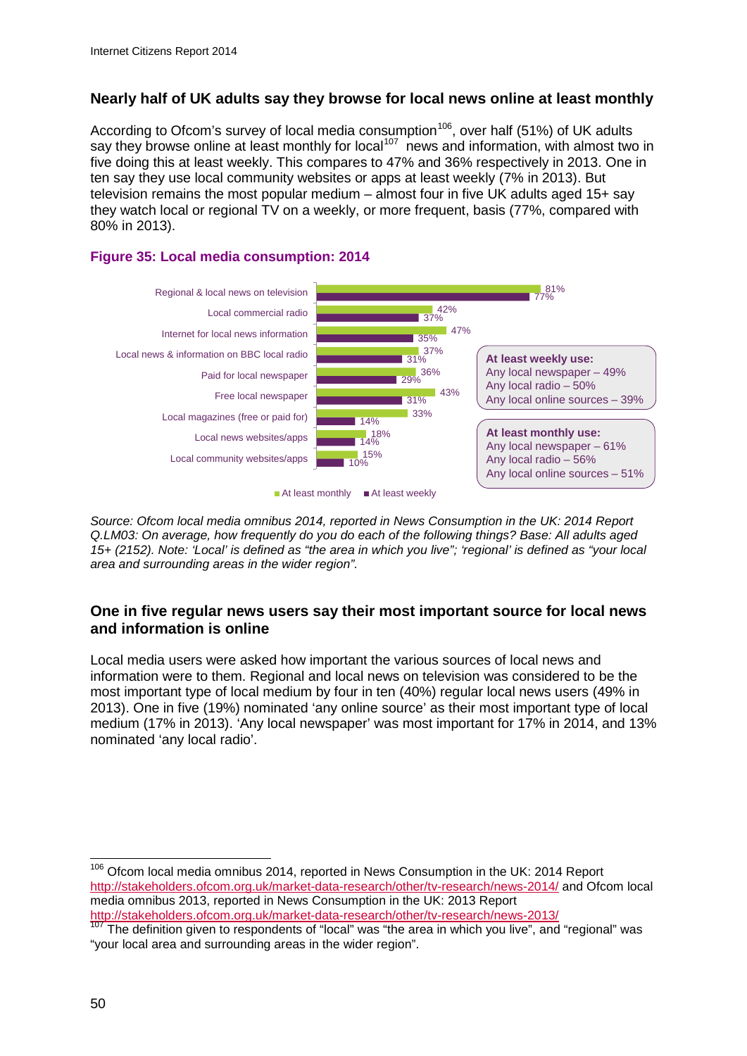## Nearly half of UK adults say they browse for local news online at least monthly

According to Ofcom's survey of local media consumption[106], over half (51%) of UK adults say they browse online at least monthly for local[107] news and information, with almost two in five doing this at least weekly. This compares to 47% and 36% respectively in 2013. One in ten say they use local community websites or apps at least weekly (7% in 2013). But television remains the most popular medium – almost four in five UK adults aged 15+ say they watch local or regional TV on a weekly, or more frequent, basis (77%, compared with 80% in 2013).

### Figure 35: Local media consumption: 2014

| | At least monthly | At least weekly |
|---|---|---|
| Regional & local news on television | 81% | 77% |
| Local commercial radio | 42% | 37% |
| Internet for local news information | 47% | 35% |
| Local news & information on BBC local radio | 37% | 31% |
| Paid for local newspaper | 36% | 29% |
| Free local newspaper | 43% | 31% |
| Local magazines (free or paid for) | 33% | 14% |
| Local news websites/apps | 18% | 14% |
| Local community websites/apps | 15% | 10% |

**At least weekly use:**
Any local newspaper – 49%
Any local radio – 50%
Any local online sources – 39%

**At least monthly use:**
Any local newspaper – 61%
Any local radio – 56%
Any local online sources – 51%

*Source: Ofcom local media omnibus 2014, reported in News Consumption in the UK: 2014 Report Q.LM03: On average, how frequently do you do each of the following things? Base: All adults aged 15+ (2152). Note: 'Local' is defined as "the area in which you live"; 'regional' is defined as "your local area and surrounding areas in the wider region".*

## One in five regular news users say their most important source for local news and information is online

Local media users were asked how important the various sources of local news and information were to them. Regional and local news on television was considered to be the most important type of local medium by four in ten (40%) regular local news users (49% in 2013). One in five (19%) nominated 'any online source' as their most important type of local medium (17% in 2013). 'Any local newspaper' was most important for 17% in 2014, and 13% nominated 'any local radio'.

---

[106] Ofcom local media omnibus 2014, reported in News Consumption in the UK: 2014 Report http://stakeholders.ofcom.org.uk/market-data-research/other/tv-research/news-2014/ and Ofcom local media omnibus 2013, reported in News Consumption in the UK: 2013 Report http://stakeholders.ofcom.org.uk/market-data-research/other/tv-research/news-2013/

[107] The definition given to respondents of "local" was "the area in which you live", and "regional" was "your local area and surrounding areas in the wider region".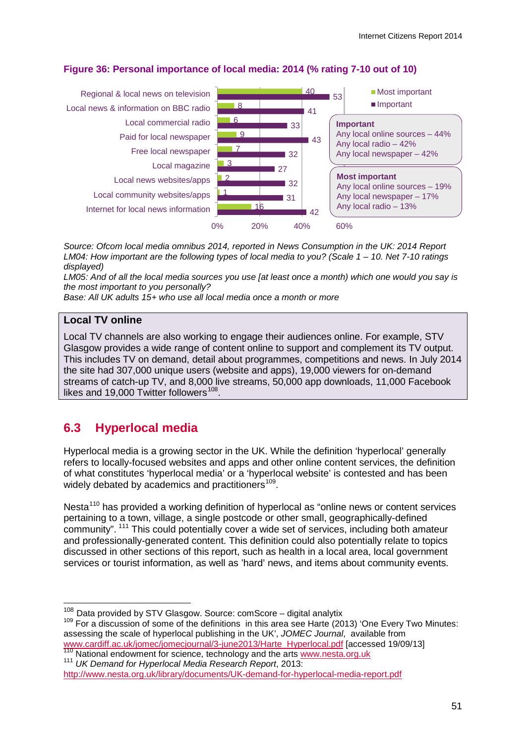**Figure 36: Personal importance of local media: 2014 (% rating 7-10 out of 10)**

| | Most important | Important |
|---|---|---|
| Regional & local news on television | 40 | 53 |
| Local news & information on BBC radio | 8 | 41 |
| Local commercial radio | 6 | 33 |
| Paid for local newspaper | 9 | 43 |
| Free local newspaper | 7 | 32 |
| Local magazine | 3 | 27 |
| Local news websites/apps | 2 | 32 |
| Local community websites/apps | 1 | 31 |
| Internet for local news information | 16 | 42 |

**Important**
Any local online sources – 44%
Any local radio – 42%
Any local newspaper – 42%

**Most important**
Any local online sources – 19%
Any local newspaper – 17%
Any local radio – 13%

*Source: Ofcom local media omnibus 2014, reported in News Consumption in the UK: 2014 Report*
*LM04: How important are the following types of local media to you? (Scale 1 – 10. Net 7-10 ratings displayed)*
*LM05: And of all the local media sources you use [at least once a month) which one would you say is the most important to you personally?*
*Base: All UK adults 15+ who use all local media once a month or more*

> **Local TV online**
>
> Local TV channels are also working to engage their audiences online. For example, STV Glasgow provides a wide range of content online to support and complement its TV output. This includes TV on demand, detail about programmes, competitions and news. In July 2014 the site had 307,000 unique users (website and apps), 19,000 viewers for on-demand streams of catch-up TV, and 8,000 live streams, 50,000 app downloads, 11,000 Facebook likes and 19,000 Twitter followers[108].

## 6.3 Hyperlocal media

Hyperlocal media is a growing sector in the UK. While the definition 'hyperlocal' generally refers to locally-focused websites and apps and other online content services, the definition of what constitutes 'hyperlocal media' or a 'hyperlocal website' is contested and has been widely debated by academics and practitioners[109].

Nesta[110] has provided a working definition of hyperlocal as "online news or content services pertaining to a town, village, a single postcode or other small, geographically-defined community". [111] This could potentially cover a wide set of services, including both amateur and professionally-generated content. This definition could also potentially relate to topics discussed in other sections of this report, such as health in a local area, local government services or tourist information, as well as 'hard' news, and items about community events.

---

[108] Data provided by STV Glasgow. Source: comScore – digital analytix

[109] For a discussion of some of the definitions in this area see Harte (2013) 'One Every Two Minutes: assessing the scale of hyperlocal publishing in the UK', *JOMEC Journal*, available from www.cardiff.ac.uk/jomec/jomecjournal/3-june2013/Harte_Hyperlocal.pdf [accessed 19/09/13]

[110] National endowment for science, technology and the arts www.nesta.org.uk

[111] *UK Demand for Hyperlocal Media Research Report*, 2013: http://www.nesta.org.uk/library/documents/UK-demand-for-hyperlocal-media-report.pdf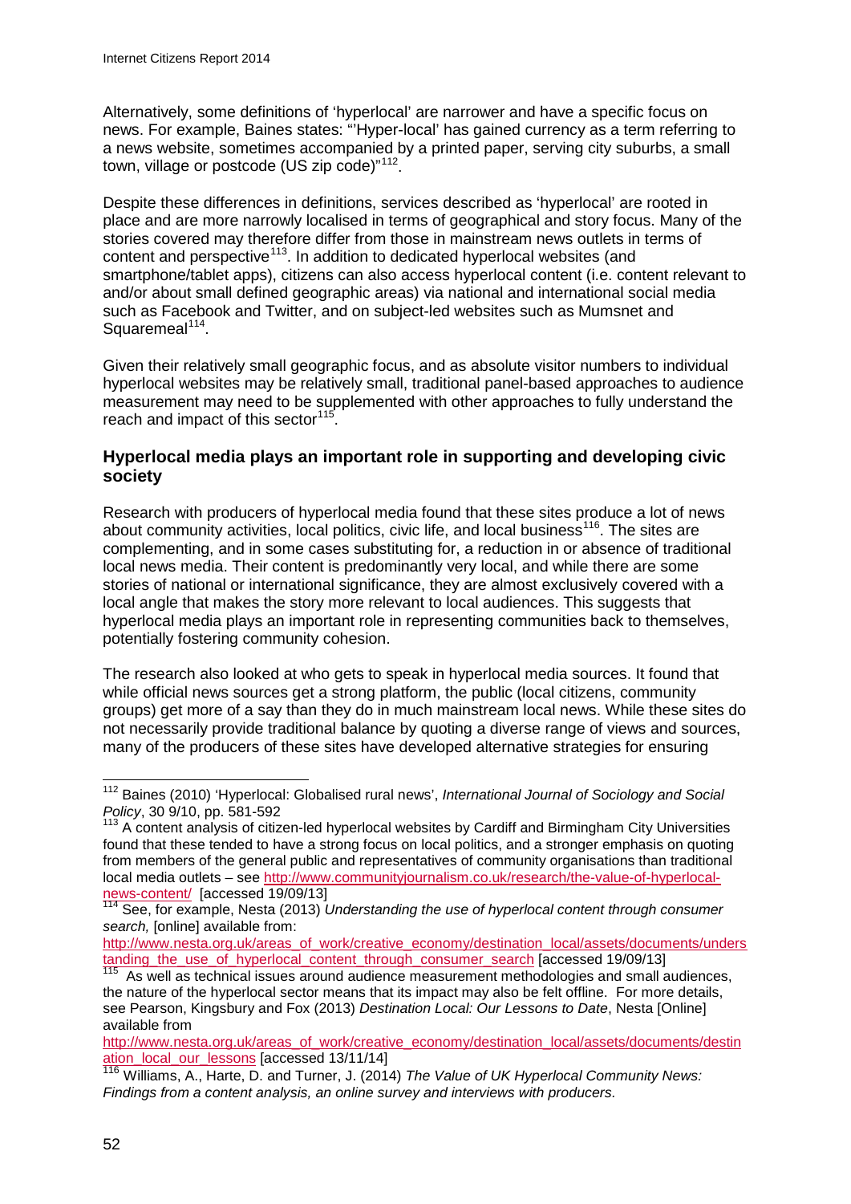Alternatively, some definitions of 'hyperlocal' are narrower and have a specific focus on news. For example, Baines states: "'Hyper-local' has gained currency as a term referring to a news website, sometimes accompanied by a printed paper, serving city suburbs, a small town, village or postcode (US zip code)"[112].

Despite these differences in definitions, services described as 'hyperlocal' are rooted in place and are more narrowly localised in terms of geographical and story focus. Many of the stories covered may therefore differ from those in mainstream news outlets in terms of content and perspective[113]. In addition to dedicated hyperlocal websites (and smartphone/tablet apps), citizens can also access hyperlocal content (i.e. content relevant to and/or about small defined geographic areas) via national and international social media such as Facebook and Twitter, and on subject-led websites such as Mumsnet and Squaremeal[114].

Given their relatively small geographic focus, and as absolute visitor numbers to individual hyperlocal websites may be relatively small, traditional panel-based approaches to audience measurement may need to be supplemented with other approaches to fully understand the reach and impact of this sector[115].

### Hyperlocal media plays an important role in supporting and developing civic society

Research with producers of hyperlocal media found that these sites produce a lot of news about community activities, local politics, civic life, and local business[116]. The sites are complementing, and in some cases substituting for, a reduction in or absence of traditional local news media. Their content is predominantly very local, and while there are some stories of national or international significance, they are almost exclusively covered with a local angle that makes the story more relevant to local audiences. This suggests that hyperlocal media plays an important role in representing communities back to themselves, potentially fostering community cohesion.

The research also looked at who gets to speak in hyperlocal media sources. It found that while official news sources get a strong platform, the public (local citizens, community groups) get more of a say than they do in much mainstream local news. While these sites do not necessarily provide traditional balance by quoting a diverse range of views and sources, many of the producers of these sites have developed alternative strategies for ensuring

---

[112] Baines (2010) 'Hyperlocal: Globalised rural news', *International Journal of Sociology and Social Policy*, 30 9/10, pp. 581-592

[113] A content analysis of citizen-led hyperlocal websites by Cardiff and Birmingham City Universities found that these tended to have a strong focus on local politics, and a stronger emphasis on quoting from members of the general public and representatives of community organisations than traditional local media outlets – see http://www.communityjournalism.co.uk/research/the-value-of-hyperlocal-news-content/ [accessed 19/09/13]

[114] See, for example, Nesta (2013) *Understanding the use of hyperlocal content through consumer search,* [online] available from: http://www.nesta.org.uk/areas_of_work/creative_economy/destination_local/assets/documents/understanding_the_use_of_hyperlocal_content_through_consumer_search [accessed 19/09/13]

[115] As well as technical issues around audience measurement methodologies and small audiences, the nature of the hyperlocal sector means that its impact may also be felt offline. For more details, see Pearson, Kingsbury and Fox (2013) *Destination Local: Our Lessons to Date*, Nesta [Online] available from http://www.nesta.org.uk/areas_of_work/creative_economy/destination_local/assets/documents/destination_local_our_lessons [accessed 13/11/14]

[116] Williams, A., Harte, D. and Turner, J. (2014) *The Value of UK Hyperlocal Community News: Findings from a content analysis, an online survey and interviews with producers.*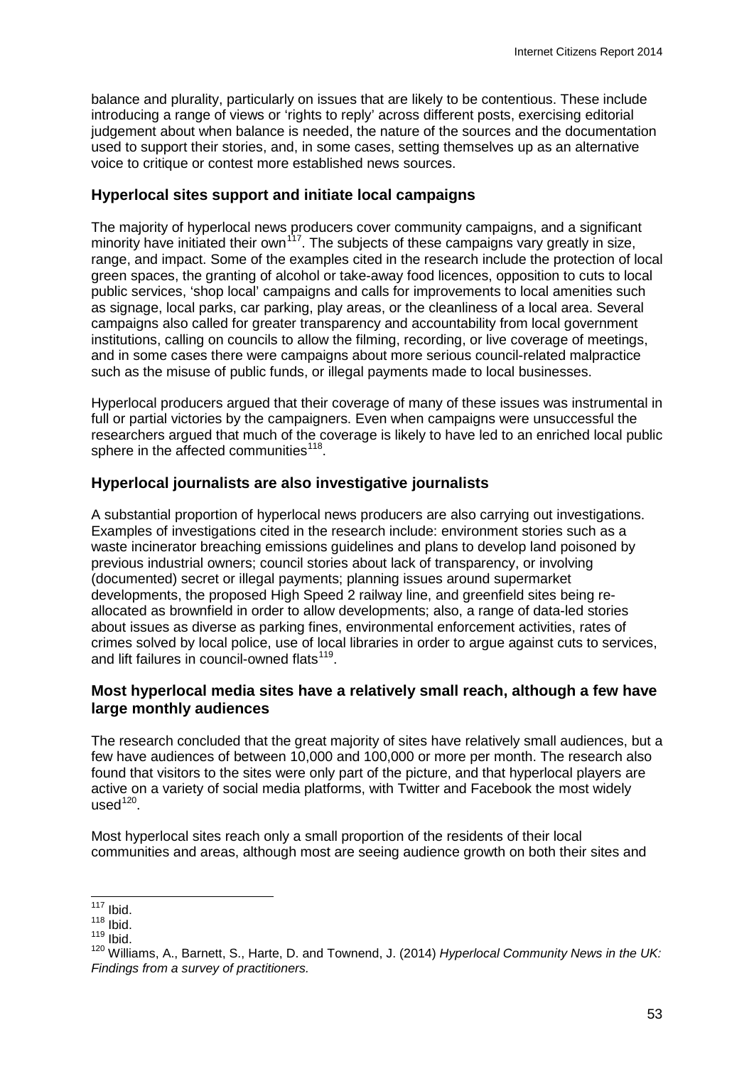balance and plurality, particularly on issues that are likely to be contentious. These include introducing a range of views or 'rights to reply' across different posts, exercising editorial judgement about when balance is needed, the nature of the sources and the documentation used to support their stories, and, in some cases, setting themselves up as an alternative voice to critique or contest more established news sources.

### Hyperlocal sites support and initiate local campaigns

The majority of hyperlocal news producers cover community campaigns, and a significant minority have initiated their own[117]. The subjects of these campaigns vary greatly in size, range, and impact. Some of the examples cited in the research include the protection of local green spaces, the granting of alcohol or take-away food licences, opposition to cuts to local public services, 'shop local' campaigns and calls for improvements to local amenities such as signage, local parks, car parking, play areas, or the cleanliness of a local area. Several campaigns also called for greater transparency and accountability from local government institutions, calling on councils to allow the filming, recording, or live coverage of meetings, and in some cases there were campaigns about more serious council-related malpractice such as the misuse of public funds, or illegal payments made to local businesses.

Hyperlocal producers argued that their coverage of many of these issues was instrumental in full or partial victories by the campaigners. Even when campaigns were unsuccessful the researchers argued that much of the coverage is likely to have led to an enriched local public sphere in the affected communities[118].

### Hyperlocal journalists are also investigative journalists

A substantial proportion of hyperlocal news producers are also carrying out investigations. Examples of investigations cited in the research include: environment stories such as a waste incinerator breaching emissions guidelines and plans to develop land poisoned by previous industrial owners; council stories about lack of transparency, or involving (documented) secret or illegal payments; planning issues around supermarket developments, the proposed High Speed 2 railway line, and greenfield sites being re-allocated as brownfield in order to allow developments; also, a range of data-led stories about issues as diverse as parking fines, environmental enforcement activities, rates of crimes solved by local police, use of local libraries in order to argue against cuts to services, and lift failures in council-owned flats[119].

### Most hyperlocal media sites have a relatively small reach, although a few have large monthly audiences

The research concluded that the great majority of sites have relatively small audiences, but a few have audiences of between 10,000 and 100,000 or more per month. The research also found that visitors to the sites were only part of the picture, and that hyperlocal players are active on a variety of social media platforms, with Twitter and Facebook the most widely used[120].

Most hyperlocal sites reach only a small proportion of the residents of their local communities and areas, although most are seeing audience growth on both their sites and

---

[117] Ibid.
[118] Ibid.
[119] Ibid.
[120] Williams, A., Barnett, S., Harte, D. and Townend, J. (2014) *Hyperlocal Community News in the UK: Findings from a survey of practitioners.*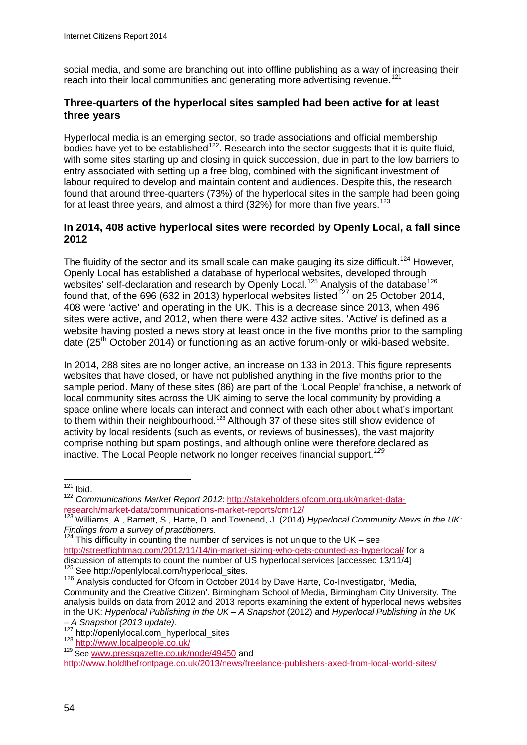social media, and some are branching out into offline publishing as a way of increasing their reach into their local communities and generating more advertising revenue.[121]

### Three-quarters of the hyperlocal sites sampled had been active for at least three years

Hyperlocal media is an emerging sector, so trade associations and official membership bodies have yet to be established[122]. Research into the sector suggests that it is quite fluid, with some sites starting up and closing in quick succession, due in part to the low barriers to entry associated with setting up a free blog, combined with the significant investment of labour required to develop and maintain content and audiences. Despite this, the research found that around three-quarters (73%) of the hyperlocal sites in the sample had been going for at least three years, and almost a third (32%) for more than five years.[123]

### In 2014, 408 active hyperlocal sites were recorded by Openly Local, a fall since 2012

The fluidity of the sector and its small scale can make gauging its size difficult.[124] However, Openly Local has established a database of hyperlocal websites, developed through websites' self-declaration and research by Openly Local.[125] Analysis of the database[126] found that, of the 696 (632 in 2013) hyperlocal websites listed[127] on 25 October 2014, 408 were 'active' and operating in the UK. This is a decrease since 2013, when 496 sites were active, and 2012, when there were 432 active sites. 'Active' is defined as a website having posted a news story at least once in the five months prior to the sampling date (25th October 2014) or functioning as an active forum-only or wiki-based website.

In 2014, 288 sites are no longer active, an increase on 133 in 2013. This figure represents websites that have closed, or have not published anything in the five months prior to the sample period. Many of these sites (86) are part of the 'Local People' franchise, a network of local community sites across the UK aiming to serve the local community by providing a space online where locals can interact and connect with each other about what's important to them within their neighbourhood.[128] Although 37 of these sites still show evidence of activity by local residents (such as events, or reviews of businesses), the vast majority comprise nothing but spam postings, and although online were therefore declared as inactive. The Local People network no longer receives financial support.[129]

---

[121] Ibid.

[122] *Communications Market Report 2012*: http://stakeholders.ofcom.org.uk/market-data-research/market-data/communications-market-reports/cmr12/

[123] Williams, A., Barnett, S., Harte, D. and Townend, J. (2014) *Hyperlocal Community News in the UK: Findings from a survey of practitioners.*

[124] This difficulty in counting the number of services is not unique to the UK – see http://streetfightmag.com/2012/11/14/in-market-sizing-who-gets-counted-as-hyperlocal/ for a discussion of attempts to count the number of US hyperlocal services [accessed 13/11/4]

[125] See http://openlylocal.com/hyperlocal_sites.

[126] Analysis conducted for Ofcom in October 2014 by Dave Harte, Co-Investigator, 'Media, Community and the Creative Citizen'. Birmingham School of Media, Birmingham City University. The analysis builds on data from 2012 and 2013 reports examining the extent of hyperlocal news websites in the UK: *Hyperlocal Publishing in the UK – A Snapshot* (2012) and *Hyperlocal Publishing in the UK – A Snapshot (2013 update).*

[127] http://openlylocal.com_hyperlocal_sites

[128] http://www.localpeople.co.uk/

[129] See www.pressgazette.co.uk/node/49450 and http://www.holdthefrontpage.co.uk/2013/news/freelance-publishers-axed-from-local-world-sites/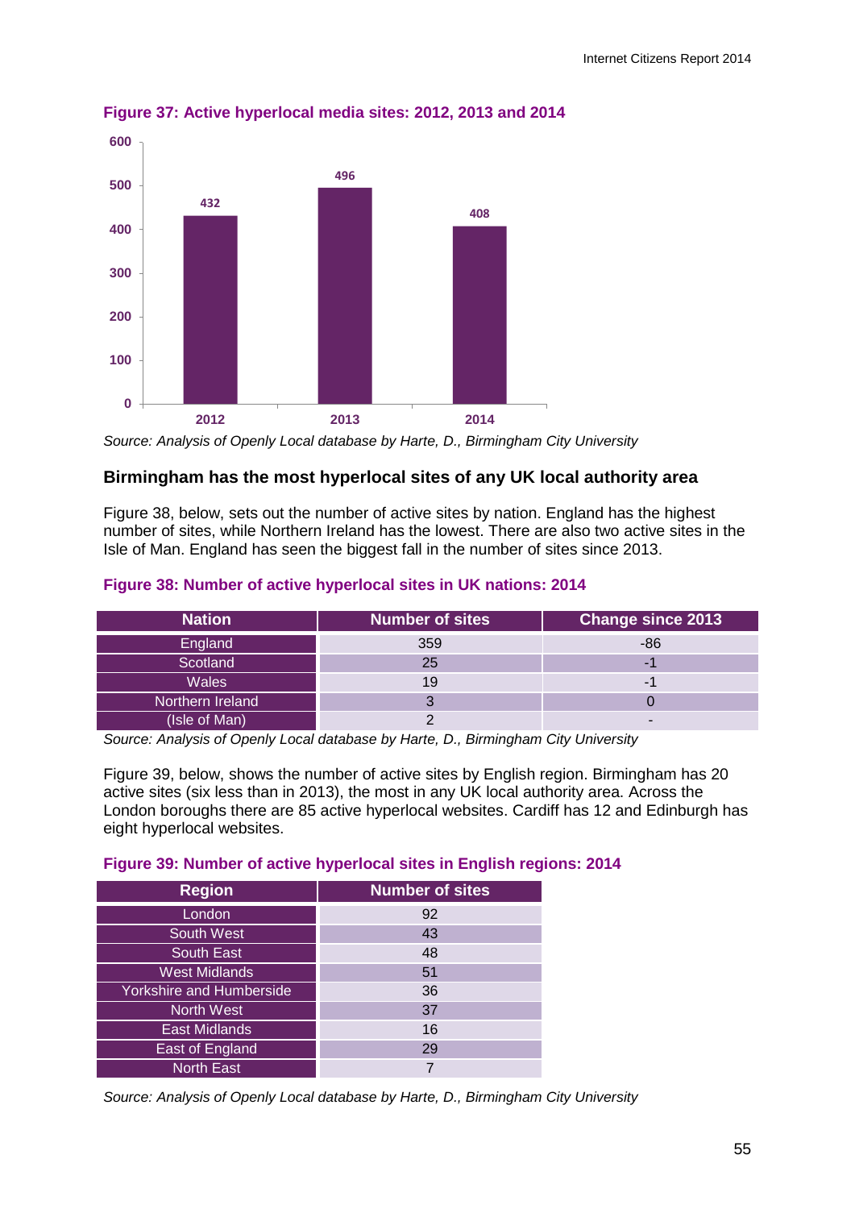**Figure 37: Active hyperlocal media sites: 2012, 2013 and 2014**

| Year | Active sites |
| --- | --- |
| 2012 | 432 |
| 2013 | 496 |
| 2014 | 408 |

*Source: Analysis of Openly Local database by Harte, D., Birmingham City University*

### Birmingham has the most hyperlocal sites of any UK local authority area

Figure 38, below, sets out the number of active sites by nation. England has the highest number of sites, while Northern Ireland has the lowest. There are also two active sites in the Isle of Man. England has seen the biggest fall in the number of sites since 2013.

**Figure 38: Number of active hyperlocal sites in UK nations: 2014**

| Nation | Number of sites | Change since 2013 |
| --- | --- | --- |
| England | 359 | -86 |
| Scotland | 25 | -1 |
| Wales | 19 | -1 |
| Northern Ireland | 3 | 0 |
| (Isle of Man) | 2 | - |

*Source: Analysis of Openly Local database by Harte, D., Birmingham City University*

Figure 39, below, shows the number of active sites by English region. Birmingham has 20 active sites (six less than in 2013), the most in any UK local authority area. Across the London boroughs there are 85 active hyperlocal websites. Cardiff has 12 and Edinburgh has eight hyperlocal websites.

**Figure 39: Number of active hyperlocal sites in English regions: 2014**

| Region | Number of sites |
| --- | --- |
| London | 92 |
| South West | 43 |
| South East | 48 |
| West Midlands | 51 |
| Yorkshire and Humberside | 36 |
| North West | 37 |
| East Midlands | 16 |
| East of England | 29 |
| North East | 7 |

*Source: Analysis of Openly Local database by Harte, D., Birmingham City University*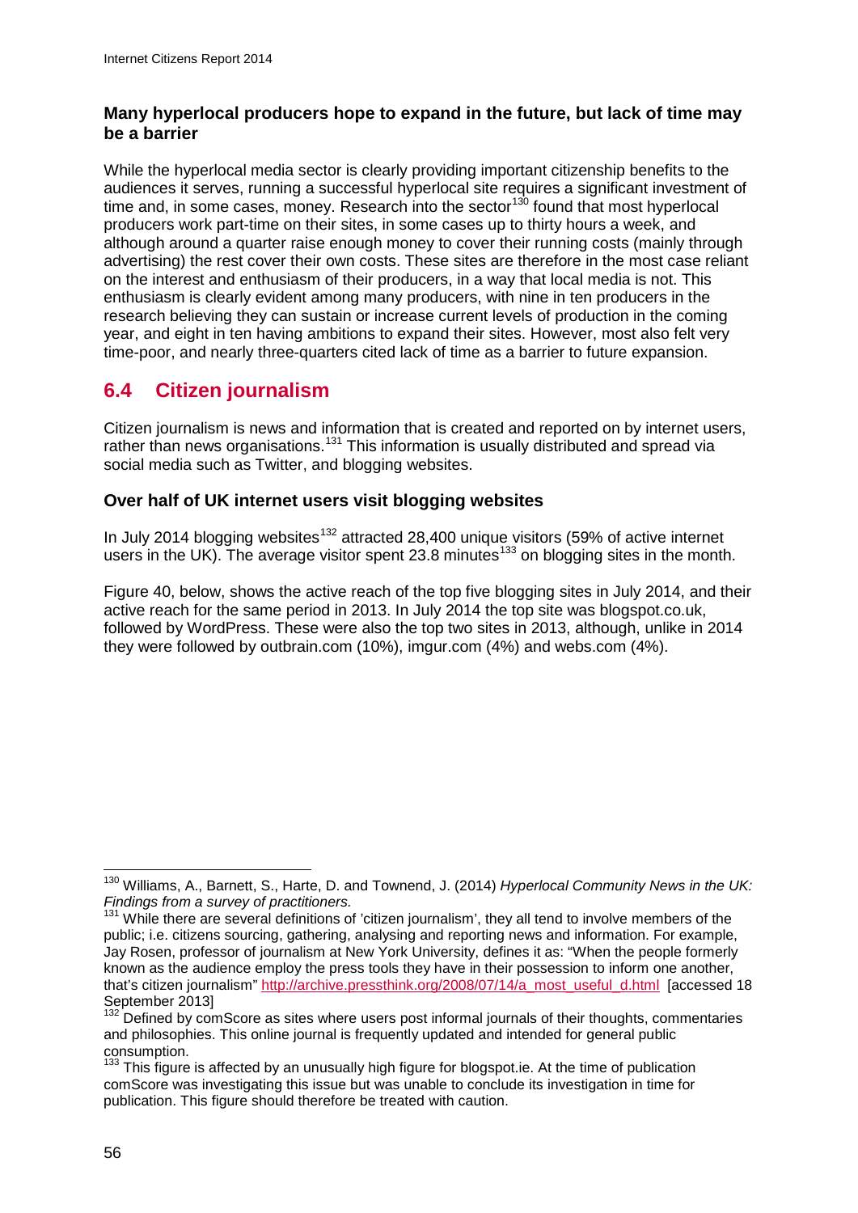### Many hyperlocal producers hope to expand in the future, but lack of time may be a barrier

While the hyperlocal media sector is clearly providing important citizenship benefits to the audiences it serves, running a successful hyperlocal site requires a significant investment of time and, in some cases, money. Research into the sector[130] found that most hyperlocal producers work part-time on their sites, in some cases up to thirty hours a week, and although around a quarter raise enough money to cover their running costs (mainly through advertising) the rest cover their own costs. These sites are therefore in the most case reliant on the interest and enthusiasm of their producers, in a way that local media is not. This enthusiasm is clearly evident among many producers, with nine in ten producers in the research believing they can sustain or increase current levels of production in the coming year, and eight in ten having ambitions to expand their sites. However, most also felt very time-poor, and nearly three-quarters cited lack of time as a barrier to future expansion.

## 6.4 Citizen journalism

Citizen journalism is news and information that is created and reported on by internet users, rather than news organisations.[131] This information is usually distributed and spread via social media such as Twitter, and blogging websites.

### Over half of UK internet users visit blogging websites

In July 2014 blogging websites[132] attracted 28,400 unique visitors (59% of active internet users in the UK). The average visitor spent 23.8 minutes[133] on blogging sites in the month.

Figure 40, below, shows the active reach of the top five blogging sites in July 2014, and their active reach for the same period in 2013. In July 2014 the top site was blogspot.co.uk, followed by WordPress. These were also the top two sites in 2013, although, unlike in 2014 they were followed by outbrain.com (10%), imgur.com (4%) and webs.com (4%).

---

[130] Williams, A., Barnett, S., Harte, D. and Townend, J. (2014) *Hyperlocal Community News in the UK: Findings from a survey of practitioners.*

[131] While there are several definitions of 'citizen journalism', they all tend to involve members of the public; i.e. citizens sourcing, gathering, analysing and reporting news and information. For example, Jay Rosen, professor of journalism at New York University, defines it as: "When the people formerly known as the audience employ the press tools they have in their possession to inform one another, that's citizen journalism" http://archive.pressthink.org/2008/07/14/a_most_useful_d.html [accessed 18 September 2013]

[132] Defined by comScore as sites where users post informal journals of their thoughts, commentaries and philosophies. This online journal is frequently updated and intended for general public consumption.

[133] This figure is affected by an unusually high figure for blogspot.ie. At the time of publication comScore was investigating this issue but was unable to conclude its investigation in time for publication. This figure should therefore be treated with caution.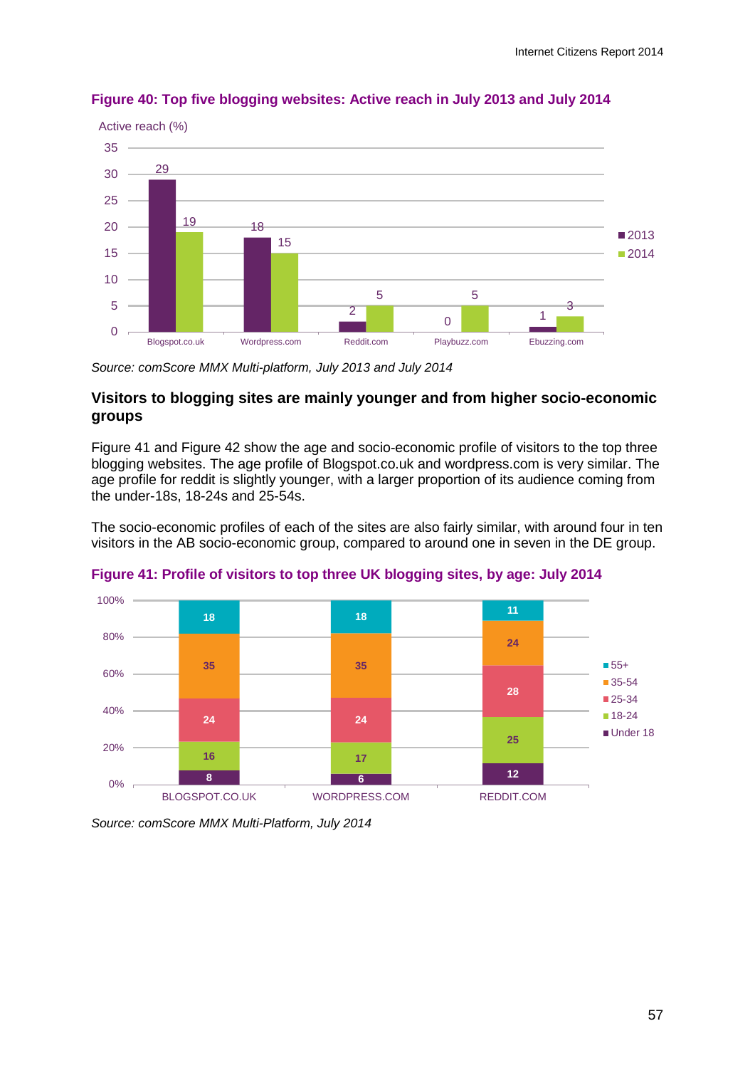**Figure 40: Top five blogging websites: Active reach in July 2013 and July 2014**

Active reach (%)

| Website | 2013 | 2014 |
|---|---|---|
| Blogspot.co.uk | 29 | 19 |
| Wordpress.com | 18 | 15 |
| Reddit.com | 2 | 5 |
| Playbuzz.com | 0 | 5 |
| Ebuzzing.com | 1 | 3 |

*Source: comScore MMX Multi-platform, July 2013 and July 2014*

### Visitors to blogging sites are mainly younger and from higher socio-economic groups

Figure 41 and Figure 42 show the age and socio-economic profile of visitors to the top three blogging websites. The age profile of Blogspot.co.uk and wordpress.com is very similar. The age profile for reddit is slightly younger, with a larger proportion of its audience coming from the under-18s, 18-24s and 25-54s.

The socio-economic profiles of each of the sites are also fairly similar, with around four in ten visitors in the AB socio-economic group, compared to around one in seven in the DE group.

**Figure 41: Profile of visitors to top three UK blogging sites, by age: July 2014**

| Age | BLOGSPOT.CO.UK | WORDPRESS.COM | REDDIT.COM |
|---|---|---|---|
| 55+ | 18 | 18 | 11 |
| 35-54 | 35 | 35 | 24 |
| 25-34 | 24 | 24 | 28 |
| 18-24 | 16 | 17 | 25 |
| Under 18 | 8 | 6 | 12 |

*Source: comScore MMX Multi-Platform, July 2014*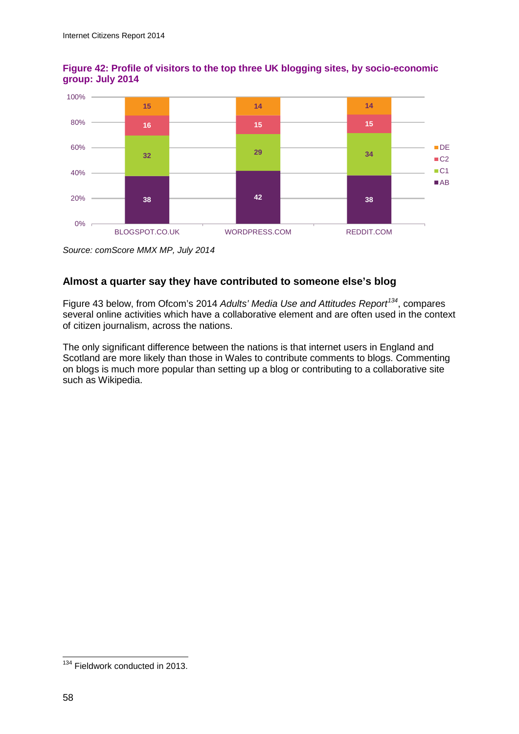**Figure 42: Profile of visitors to the top three UK blogging sites, by socio-economic group: July 2014**

| | BLOGSPOT.CO.UK | WORDPRESS.COM | REDDIT.COM |
|---|---|---|---|
| DE | 15 | 14 | 14 |
| C2 | 16 | 15 | 15 |
| C1 | 32 | 29 | 34 |
| AB | 38 | 42 | 38 |

*Source: comScore MMX MP, July 2014*

## Almost a quarter say they have contributed to someone else's blog

Figure 43 below, from Ofcom's 2014 *Adults' Media Use and Attitudes Report*[134], compares several online activities which have a collaborative element and are often used in the context of citizen journalism, across the nations.

The only significant difference between the nations is that internet users in England and Scotland are more likely than those in Wales to contribute comments to blogs. Commenting on blogs is much more popular than setting up a blog or contributing to a collaborative site such as Wikipedia.

[134] Fieldwork conducted in 2013.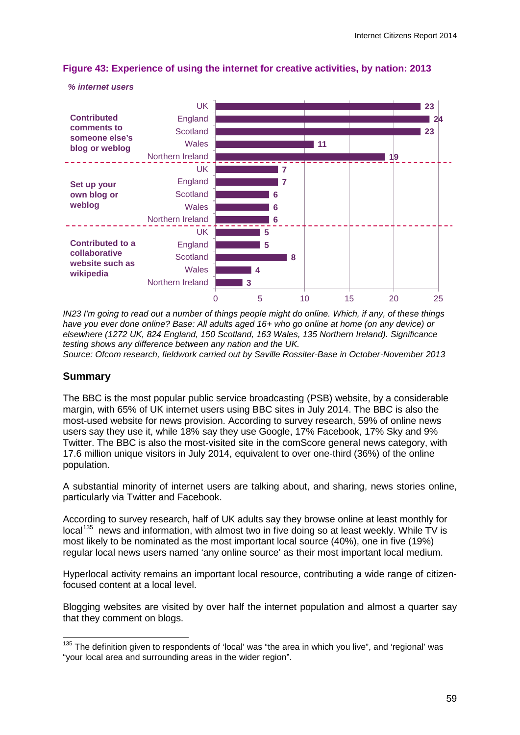**Figure 43: Experience of using the internet for creative activities, by nation: 2013**

*% internet users*

| Activity | Nation | % |
|---|---|---|
| Contributed comments to someone else's blog or weblog | UK | 23 |
| | England | 24 |
| | Scotland | 23 |
| | Wales | 11 |
| | Northern Ireland | 19 |
| Set up your own blog or weblog | UK | 7 |
| | England | 7 |
| | Scotland | 6 |
| | Wales | 6 |
| | Northern Ireland | 6 |
| Contributed to a collaborative website such as wikipedia | UK | 5 |
| | England | 5 |
| | Scotland | 8 |
| | Wales | 4 |
| | Northern Ireland | 3 |

*IN23 I'm going to read out a number of things people might do online. Which, if any, of these things have you ever done online? Base: All adults aged 16+ who go online at home (on any device) or elsewhere (1272 UK, 824 England, 150 Scotland, 163 Wales, 135 Northern Ireland). Significance testing shows any difference between any nation and the UK.*
*Source: Ofcom research, fieldwork carried out by Saville Rossiter-Base in October-November 2013*

## Summary

The BBC is the most popular public service broadcasting (PSB) website, by a considerable margin, with 65% of UK internet users using BBC sites in July 2014. The BBC is also the most-used website for news provision. According to survey research, 59% of online news users say they use it, while 18% say they use Google, 17% Facebook, 17% Sky and 9% Twitter. The BBC is also the most-visited site in the comScore general news category, with 17.6 million unique visitors in July 2014, equivalent to over one-third (36%) of the online population.

A substantial minority of internet users are talking about, and sharing, news stories online, particularly via Twitter and Facebook.

According to survey research, half of UK adults say they browse online at least monthly for local[135] news and information, with almost two in five doing so at least weekly. While TV is most likely to be nominated as the most important local source (40%), one in five (19%) regular local news users named 'any online source' as their most important local medium.

Hyperlocal activity remains an important local resource, contributing a wide range of citizen-focused content at a local level.

Blogging websites are visited by over half the internet population and almost a quarter say that they comment on blogs.

[135] The definition given to respondents of 'local' was "the area in which you live", and 'regional' was "your local area and surrounding areas in the wider region".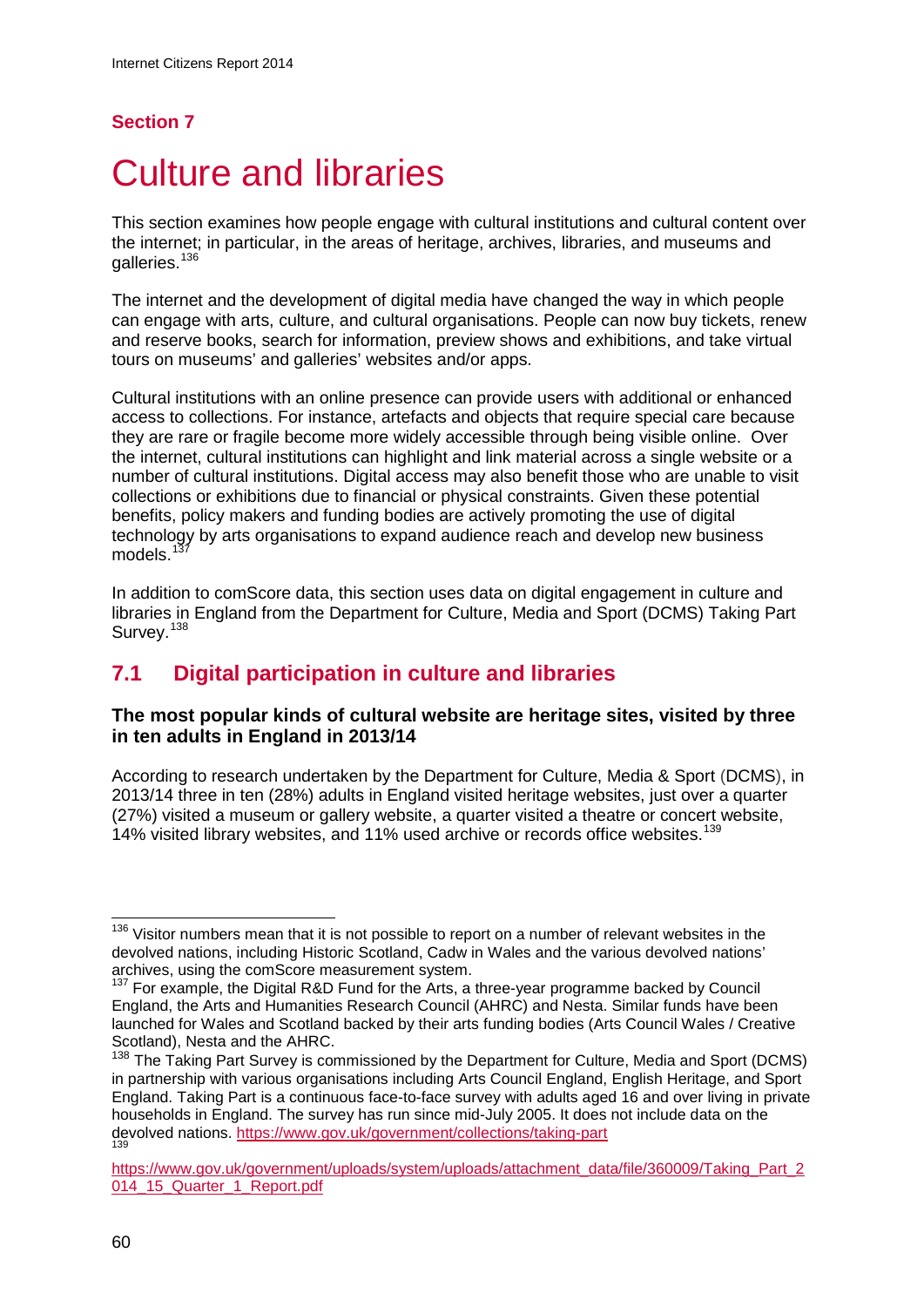## Section 7

# Culture and libraries

This section examines how people engage with cultural institutions and cultural content over the internet; in particular, in the areas of heritage, archives, libraries, and museums and galleries.[136]

The internet and the development of digital media have changed the way in which people can engage with arts, culture, and cultural organisations. People can now buy tickets, renew and reserve books, search for information, preview shows and exhibitions, and take virtual tours on museums' and galleries' websites and/or apps.

Cultural institutions with an online presence can provide users with additional or enhanced access to collections. For instance, artefacts and objects that require special care because they are rare or fragile become more widely accessible through being visible online. Over the internet, cultural institutions can highlight and link material across a single website or a number of cultural institutions. Digital access may also benefit those who are unable to visit collections or exhibitions due to financial or physical constraints. Given these potential benefits, policy makers and funding bodies are actively promoting the use of digital technology by arts organisations to expand audience reach and develop new business models.[137]

In addition to comScore data, this section uses data on digital engagement in culture and libraries in England from the Department for Culture, Media and Sport (DCMS) Taking Part Survey.[138]

## 7.1 Digital participation in culture and libraries

**The most popular kinds of cultural website are heritage sites, visited by three in ten adults in England in 2013/14**

According to research undertaken by the Department for Culture, Media & Sport (DCMS), in 2013/14 three in ten (28%) adults in England visited heritage websites, just over a quarter (27%) visited a museum or gallery website, a quarter visited a theatre or concert website, 14% visited library websites, and 11% used archive or records office websites.[139]

---

[136] Visitor numbers mean that it is not possible to report on a number of relevant websites in the devolved nations, including Historic Scotland, Cadw in Wales and the various devolved nations' archives, using the comScore measurement system.

[137] For example, the Digital R&D Fund for the Arts, a three-year programme backed by Council England, the Arts and Humanities Research Council (AHRC) and Nesta. Similar funds have been launched for Wales and Scotland backed by their arts funding bodies (Arts Council Wales / Creative Scotland), Nesta and the AHRC.

[138] The Taking Part Survey is commissioned by the Department for Culture, Media and Sport (DCMS) in partnership with various organisations including Arts Council England, English Heritage, and Sport England. Taking Part is a continuous face-to-face survey with adults aged 16 and over living in private households in England. The survey has run since mid-July 2005. It does not include data on the devolved nations. https://www.gov.uk/government/collections/taking-part

[139] https://www.gov.uk/government/uploads/system/uploads/attachment_data/file/360009/Taking_Part_2014_15_Quarter_1_Report.pdf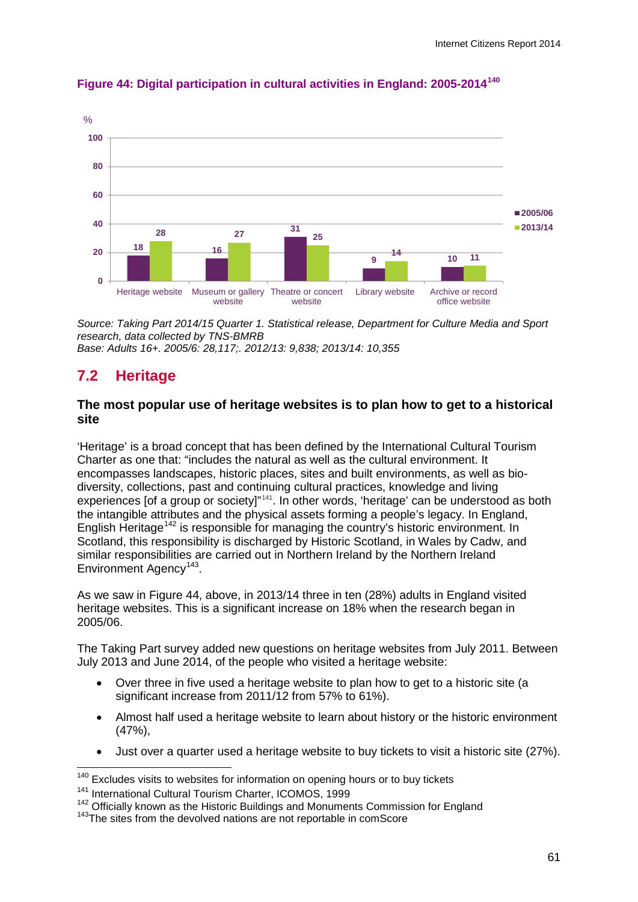**Figure 44: Digital participation in cultural activities in England: 2005-2014[140]**

| % | 2005/06 | 2013/14 |
|---|---|---|
| Heritage website | 18 | 28 |
| Museum or gallery website | 16 | 27 |
| Theatre or concert website | 31 | 25 |
| Library website | 9 | 14 |
| Archive or record office website | 10 | 11 |

*Source: Taking Part 2014/15 Quarter 1. Statistical release, Department for Culture Media and Sport research, data collected by TNS-BMRB*
*Base: Adults 16+. 2005/6: 28,117;. 2012/13: 9,838; 2013/14: 10,355*

## 7.2 Heritage

### The most popular use of heritage websites is to plan how to get to a historical site

'Heritage' is a broad concept that has been defined by the International Cultural Tourism Charter as one that: "includes the natural as well as the cultural environment. It encompasses landscapes, historic places, sites and built environments, as well as bio-diversity, collections, past and continuing cultural practices, knowledge and living experiences [of a group or society]"[141]. In other words, 'heritage' can be understood as both the intangible attributes and the physical assets forming a people's legacy. In England, English Heritage[142] is responsible for managing the country's historic environment. In Scotland, this responsibility is discharged by Historic Scotland, in Wales by Cadw, and similar responsibilities are carried out in Northern Ireland by the Northern Ireland Environment Agency[143].

As we saw in Figure 44, above, in 2013/14 three in ten (28%) adults in England visited heritage websites. This is a significant increase on 18% when the research began in 2005/06.

The Taking Part survey added new questions on heritage websites from July 2011. Between July 2013 and June 2014, of the people who visited a heritage website:

- Over three in five used a heritage website to plan how to get to a historic site (a significant increase from 2011/12 from 57% to 61%).
- Almost half used a heritage website to learn about history or the historic environment (47%),
- Just over a quarter used a heritage website to buy tickets to visit a historic site (27%).

---

[140] Excludes visits to websites for information on opening hours or to buy tickets
[141] International Cultural Tourism Charter, ICOMOS, 1999
[142] Officially known as the Historic Buildings and Monuments Commission for England
[143] The sites from the devolved nations are not reportable in comScore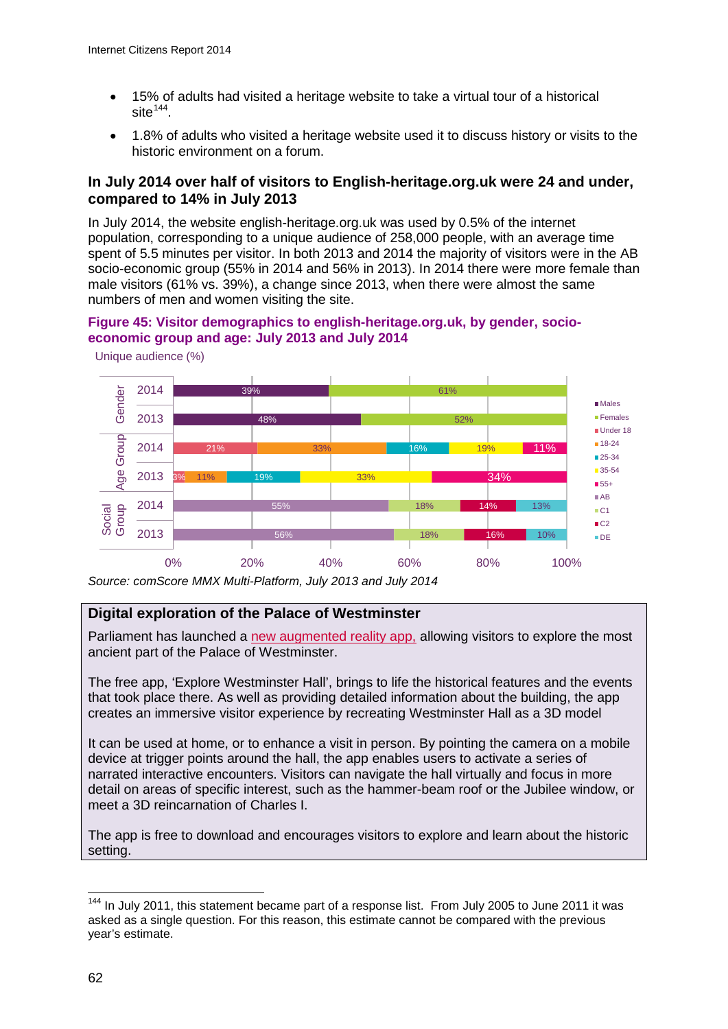- 15% of adults had visited a heritage website to take a virtual tour of a historical site[144].
- 1.8% of adults who visited a heritage website used it to discuss history or visits to the historic environment on a forum.

### In July 2014 over half of visitors to English-heritage.org.uk were 24 and under, compared to 14% in July 2013

In July 2014, the website english-heritage.org.uk was used by 0.5% of the internet population, corresponding to a unique audience of 258,000 people, with an average time spent of 5.5 minutes per visitor. In both 2013 and 2014 the majority of visitors were in the AB socio-economic group (55% in 2014 and 56% in 2013). In 2014 there were more female than male visitors (61% vs. 39%), a change since 2013, when there were almost the same numbers of men and women visiting the site.

**Figure 45: Visitor demographics to english-heritage.org.uk, by gender, socio-economic group and age: July 2013 and July 2014**

Unique audience (%)

| | Year | Males | Females | | | | | |
|---|---|---|---|---|---|---|---|---|
| Gender | 2014 | 39% | 61% | | | | | |
| Gender | 2013 | 48% | 52% | | | | | |
| | | **Under 18** | **18-24** | **25-34** | **35-54** | **55+** | | |
| Age Group | 2014 | 21% | 33% | 16% | 19% | 11% | | |
| Age Group | 2013 | 3% | 11% | 19% | 33% | 34% | | |
| | | **AB** | **C1** | **C2** | **DE** | | | |
| Social Group | 2014 | 55% | 18% | 14% | 13% | | | |
| Social Group | 2013 | 56% | 18% | 16% | 10% | | | |

*Source: comScore MMX Multi-Platform, July 2013 and July 2014*

> **Digital exploration of the Palace of Westminster**
>
> Parliament has launched a new augmented reality app, allowing visitors to explore the most ancient part of the Palace of Westminster.
>
> The free app, 'Explore Westminster Hall', brings to life the historical features and the events that took place there. As well as providing detailed information about the building, the app creates an immersive visitor experience by recreating Westminster Hall as a 3D model
>
> It can be used at home, or to enhance a visit in person. By pointing the camera on a mobile device at trigger points around the hall, the app enables users to activate a series of narrated interactive encounters. Visitors can navigate the hall virtually and focus in more detail on areas of specific interest, such as the hammer-beam roof or the Jubilee window, or meet a 3D reincarnation of Charles I.
>
> The app is free to download and encourages visitors to explore and learn about the historic setting.

---

[144] In July 2011, this statement became part of a response list. From July 2005 to June 2011 it was asked as a single question. For this reason, this estimate cannot be compared with the previous year's estimate.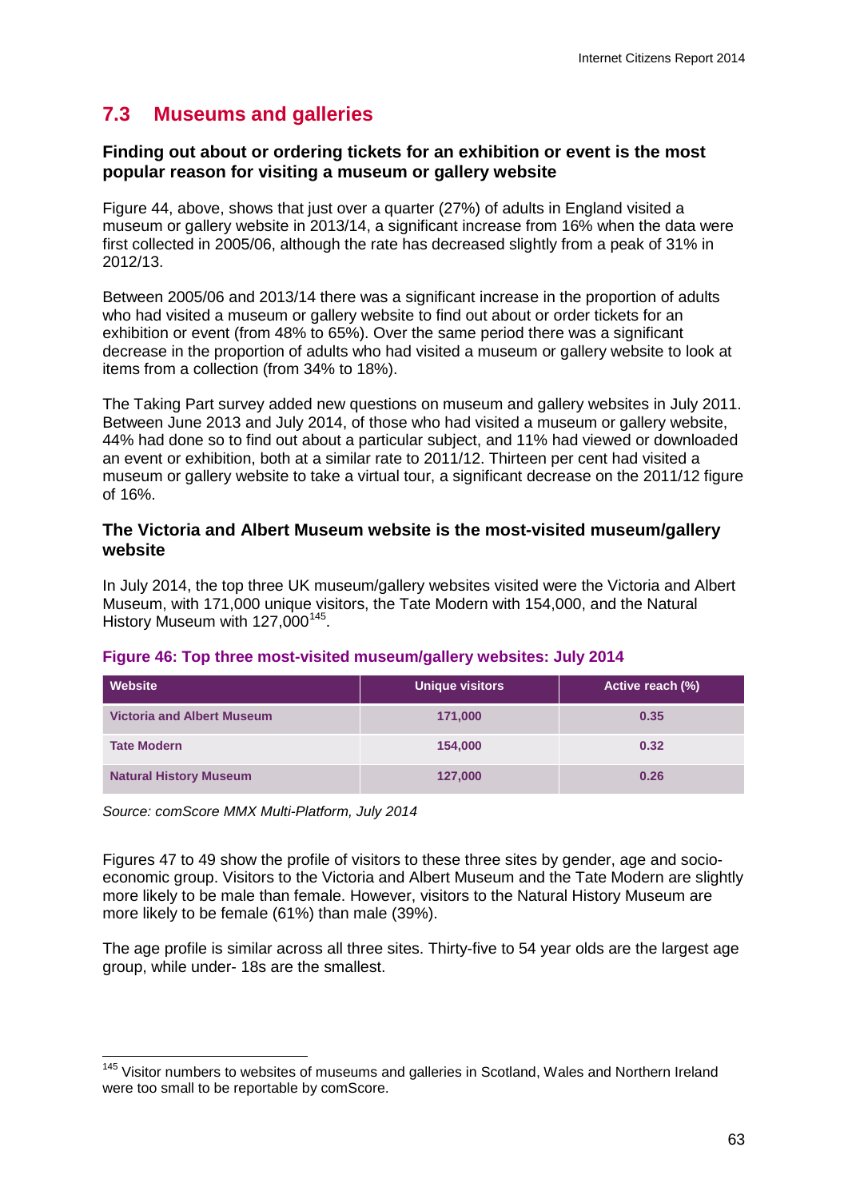## 7.3 Museums and galleries

### Finding out about or ordering tickets for an exhibition or event is the most popular reason for visiting a museum or gallery website

Figure 44, above, shows that just over a quarter (27%) of adults in England visited a museum or gallery website in 2013/14, a significant increase from 16% when the data were first collected in 2005/06, although the rate has decreased slightly from a peak of 31% in 2012/13.

Between 2005/06 and 2013/14 there was a significant increase in the proportion of adults who had visited a museum or gallery website to find out about or order tickets for an exhibition or event (from 48% to 65%). Over the same period there was a significant decrease in the proportion of adults who had visited a museum or gallery website to look at items from a collection (from 34% to 18%).

The Taking Part survey added new questions on museum and gallery websites in July 2011. Between June 2013 and July 2014, of those who had visited a museum or gallery website, 44% had done so to find out about a particular subject, and 11% had viewed or downloaded an event or exhibition, both at a similar rate to 2011/12. Thirteen per cent had visited a museum or gallery website to take a virtual tour, a significant decrease on the 2011/12 figure of 16%.

### The Victoria and Albert Museum website is the most-visited museum/gallery website

In July 2014, the top three UK museum/gallery websites visited were the Victoria and Albert Museum, with 171,000 unique visitors, the Tate Modern with 154,000, and the Natural History Museum with 127,000[145].

**Figure 46: Top three most-visited museum/gallery websites: July 2014**

| Website | Unique visitors | Active reach (%) |
| --- | --- | --- |
| Victoria and Albert Museum | 171,000 | 0.35 |
| Tate Modern | 154,000 | 0.32 |
| Natural History Museum | 127,000 | 0.26 |

*Source: comScore MMX Multi-Platform, July 2014*

Figures 47 to 49 show the profile of visitors to these three sites by gender, age and socio-economic group. Visitors to the Victoria and Albert Museum and the Tate Modern are slightly more likely to be male than female. However, visitors to the Natural History Museum are more likely to be female (61%) than male (39%).

The age profile is similar across all three sites. Thirty-five to 54 year olds are the largest age group, while under- 18s are the smallest.

[145] Visitor numbers to websites of museums and galleries in Scotland, Wales and Northern Ireland were too small to be reportable by comScore.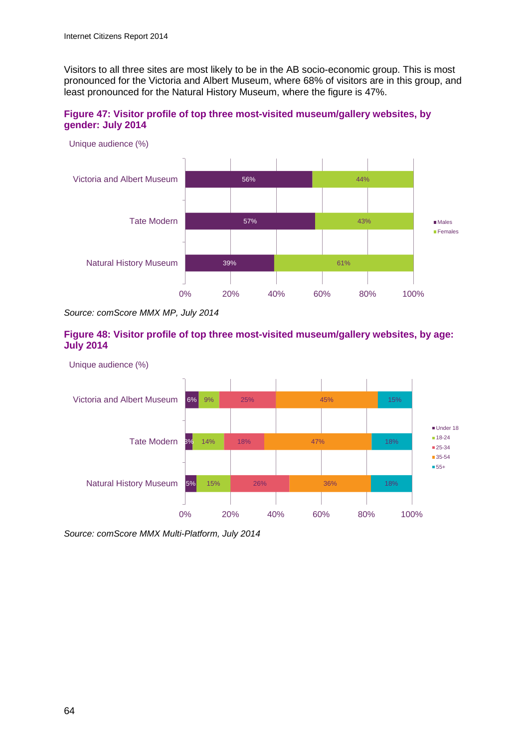Visitors to all three sites are most likely to be in the AB socio-economic group. This is most pronounced for the Victoria and Albert Museum, where 68% of visitors are in this group, and least pronounced for the Natural History Museum, where the figure is 47%.

**Figure 47: Visitor profile of top three most-visited museum/gallery websites, by gender: July 2014**

Unique audience (%)

| | Males | Females |
|---|---|---|
| Victoria and Albert Museum | 56% | 44% |
| Tate Modern | 57% | 43% |
| Natural History Museum | 39% | 61% |

*Source: comScore MMX MP, July 2014*

**Figure 48: Visitor profile of top three most-visited museum/gallery websites, by age: July 2014**

Unique audience (%)

| | Under 18 | 18-24 | 25-34 | 35-54 | 55+ |
|---|---|---|---|---|---|
| Victoria and Albert Museum | 6% | 9% | 25% | 45% | 15% |
| Tate Modern | 3% | 14% | 18% | 47% | 18% |
| Natural History Museum | 5% | 15% | 26% | 36% | 18% |

*Source: comScore MMX Multi-Platform, July 2014*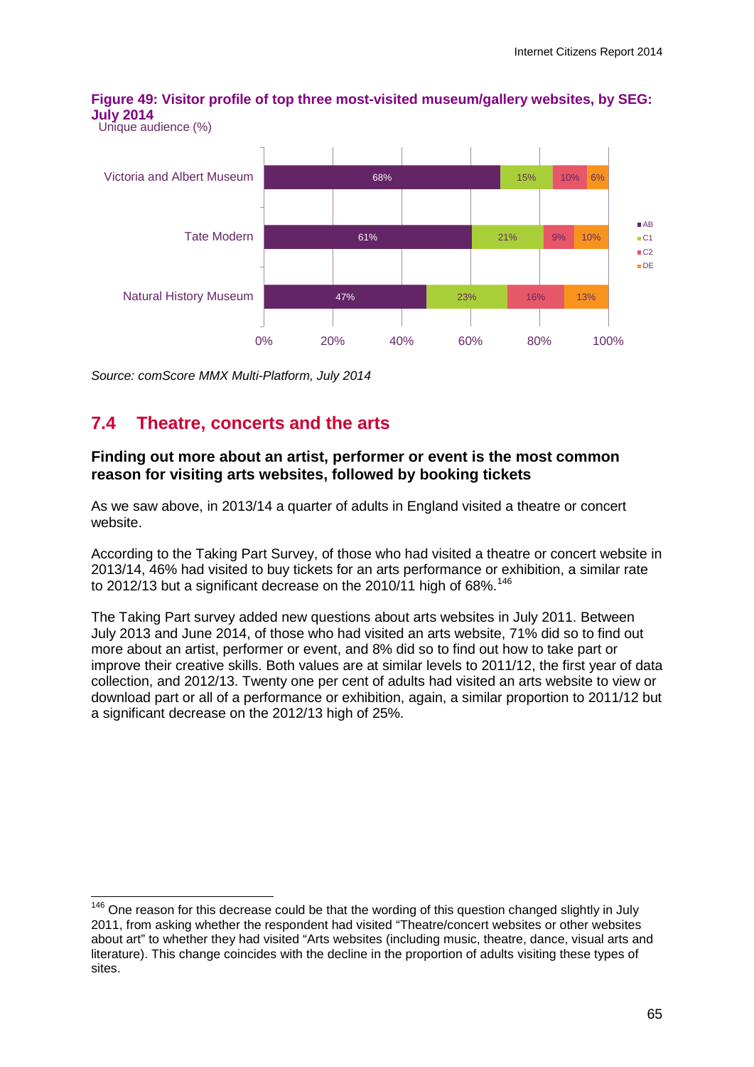**Figure 49: Visitor profile of top three most-visited museum/gallery websites, by SEG: July 2014**

Unique audience (%)

| | AB | C1 | C2 | DE |
|---|---|---|---|---|
| Victoria and Albert Museum | 68% | 15% | 10% | 6% |
| Tate Modern | 61% | 21% | 9% | 10% |
| Natural History Museum | 47% | 23% | 16% | 13% |

*Source: comScore MMX Multi-Platform, July 2014*

## 7.4 Theatre, concerts and the arts

### Finding out more about an artist, performer or event is the most common reason for visiting arts websites, followed by booking tickets

As we saw above, in 2013/14 a quarter of adults in England visited a theatre or concert website.

According to the Taking Part Survey, of those who had visited a theatre or concert website in 2013/14, 46% had visited to buy tickets for an arts performance or exhibition, a similar rate to 2012/13 but a significant decrease on the 2010/11 high of 68%.[146]

The Taking Part survey added new questions about arts websites in July 2011. Between July 2013 and June 2014, of those who had visited an arts website, 71% did so to find out more about an artist, performer or event, and 8% did so to find out how to take part or improve their creative skills. Both values are at similar levels to 2011/12, the first year of data collection, and 2012/13. Twenty one per cent of adults had visited an arts website to view or download part or all of a performance or exhibition, again, a similar proportion to 2011/12 but a significant decrease on the 2012/13 high of 25%.

---

[146] One reason for this decrease could be that the wording of this question changed slightly in July 2011, from asking whether the respondent had visited "Theatre/concert websites or other websites about art" to whether they had visited "Arts websites (including music, theatre, dance, visual arts and literature). This change coincides with the decline in the proportion of adults visiting these types of sites.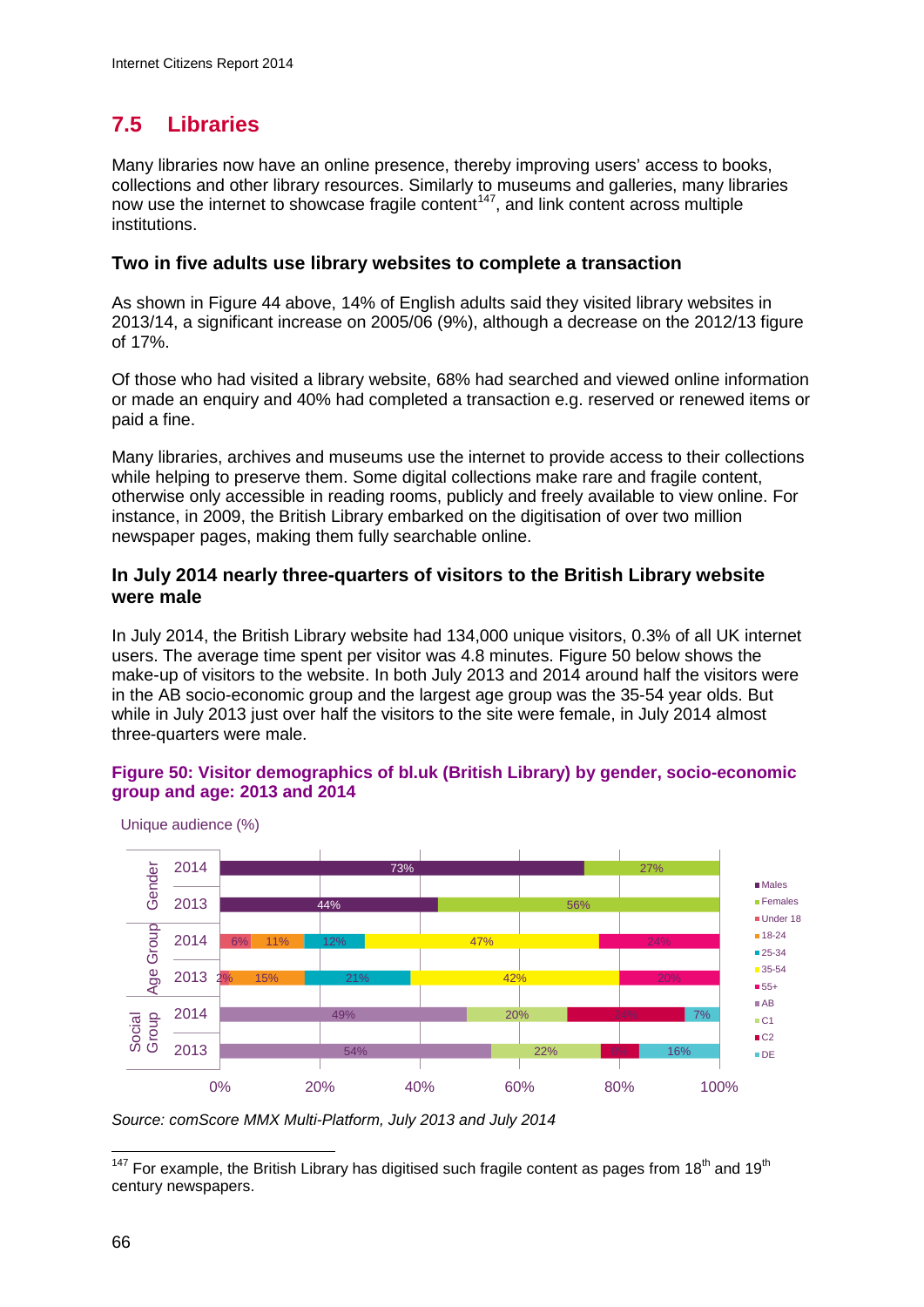## 7.5 Libraries

Many libraries now have an online presence, thereby improving users' access to books, collections and other library resources. Similarly to museums and galleries, many libraries now use the internet to showcase fragile content[147], and link content across multiple institutions.

### Two in five adults use library websites to complete a transaction

As shown in Figure 44 above, 14% of English adults said they visited library websites in 2013/14, a significant increase on 2005/06 (9%), although a decrease on the 2012/13 figure of 17%.

Of those who had visited a library website, 68% had searched and viewed online information or made an enquiry and 40% had completed a transaction e.g. reserved or renewed items or paid a fine.

Many libraries, archives and museums use the internet to provide access to their collections while helping to preserve them. Some digital collections make rare and fragile content, otherwise only accessible in reading rooms, publicly and freely available to view online. For instance, in 2009, the British Library embarked on the digitisation of over two million newspaper pages, making them fully searchable online.

### In July 2014 nearly three-quarters of visitors to the British Library website were male

In July 2014, the British Library website had 134,000 unique visitors, 0.3% of all UK internet users. The average time spent per visitor was 4.8 minutes. Figure 50 below shows the make-up of visitors to the website. In both July 2013 and 2014 around half the visitors were in the AB socio-economic group and the largest age group was the 35-54 year olds. But while in July 2013 just over half the visitors to the site were female, in July 2014 almost three-quarters were male.

**Figure 50: Visitor demographics of bl.uk (British Library) by gender, socio-economic group and age: 2013 and 2014**

Unique audience (%)

| Category | Year | Males | Females | Under 18 | 18-24 | 25-34 | 35-54 | 55+ | AB | C1 | C2 | DE |
|---|---|---|---|---|---|---|---|---|---|---|---|---|
| Gender | 2014 | 73% | 27% | | | | | | | | | |
| Gender | 2013 | 44% | 56% | | | | | | | | | |
| Age Group | 2014 | | | 6% | 11% | 12% | 47% | 24% | | | | |
| Age Group | 2013 | | | 2% | 15% | 21% | 42% | 20% | | | | |
| Social Group | 2014 | | | | | | | | 49% | 20% | 24% | 7% |
| Social Group | 2013 | | | | | | | | 54% | 22% | 8% | 16% |

*Source: comScore MMX Multi-Platform, July 2013 and July 2014*

[147] For example, the British Library has digitised such fragile content as pages from 18th and 19th century newspapers.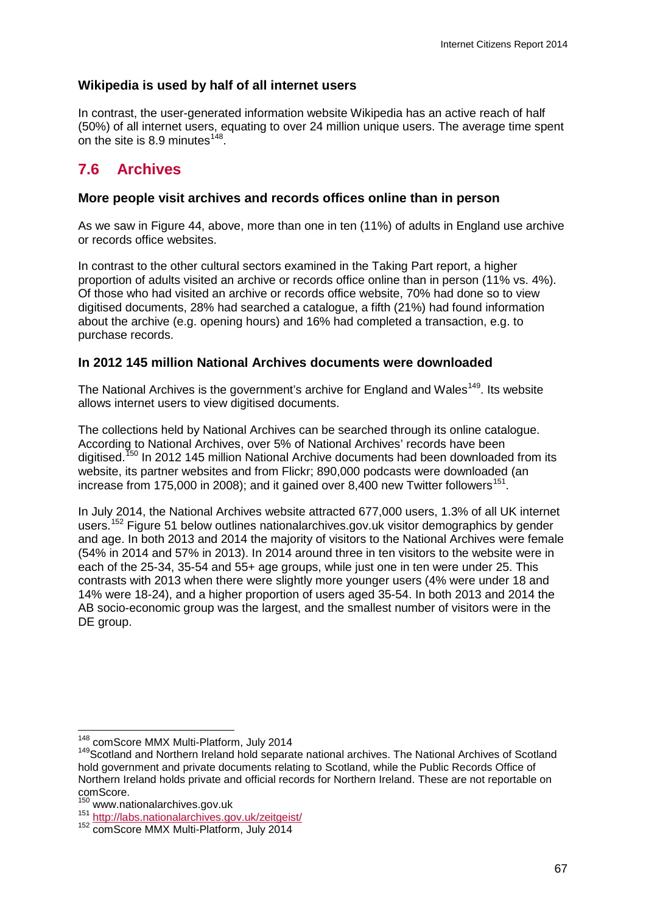### Wikipedia is used by half of all internet users

In contrast, the user-generated information website Wikipedia has an active reach of half (50%) of all internet users, equating to over 24 million unique users. The average time spent on the site is 8.9 minutes[148].

## 7.6 Archives

### More people visit archives and records offices online than in person

As we saw in Figure 44, above, more than one in ten (11%) of adults in England use archive or records office websites.

In contrast to the other cultural sectors examined in the Taking Part report, a higher proportion of adults visited an archive or records office online than in person (11% vs. 4%). Of those who had visited an archive or records office website, 70% had done so to view digitised documents, 28% had searched a catalogue, a fifth (21%) had found information about the archive (e.g. opening hours) and 16% had completed a transaction, e.g. to purchase records.

### In 2012 145 million National Archives documents were downloaded

The National Archives is the government's archive for England and Wales[149]. Its website allows internet users to view digitised documents.

The collections held by National Archives can be searched through its online catalogue. According to National Archives, over 5% of National Archives' records have been digitised.[150] In 2012 145 million National Archive documents had been downloaded from its website, its partner websites and from Flickr; 890,000 podcasts were downloaded (an increase from 175,000 in 2008); and it gained over 8,400 new Twitter followers[151].

In July 2014, the National Archives website attracted 677,000 users, 1.3% of all UK internet users.[152] Figure 51 below outlines nationalarchives.gov.uk visitor demographics by gender and age. In both 2013 and 2014 the majority of visitors to the National Archives were female (54% in 2014 and 57% in 2013). In 2014 around three in ten visitors to the website were in each of the 25-34, 35-54 and 55+ age groups, while just one in ten were under 25. This contrasts with 2013 when there were slightly more younger users (4% were under 18 and 14% were 18-24), and a higher proportion of users aged 35-54. In both 2013 and 2014 the AB socio-economic group was the largest, and the smallest number of visitors were in the DE group.

---

[148] comScore MMX Multi-Platform, July 2014

[149] Scotland and Northern Ireland hold separate national archives. The National Archives of Scotland hold government and private documents relating to Scotland, while the Public Records Office of Northern Ireland holds private and official records for Northern Ireland. These are not reportable on comScore.

[150] www.nationalarchives.gov.uk

[151] http://labs.nationalarchives.gov.uk/zeitgeist/

[152] comScore MMX Multi-Platform, July 2014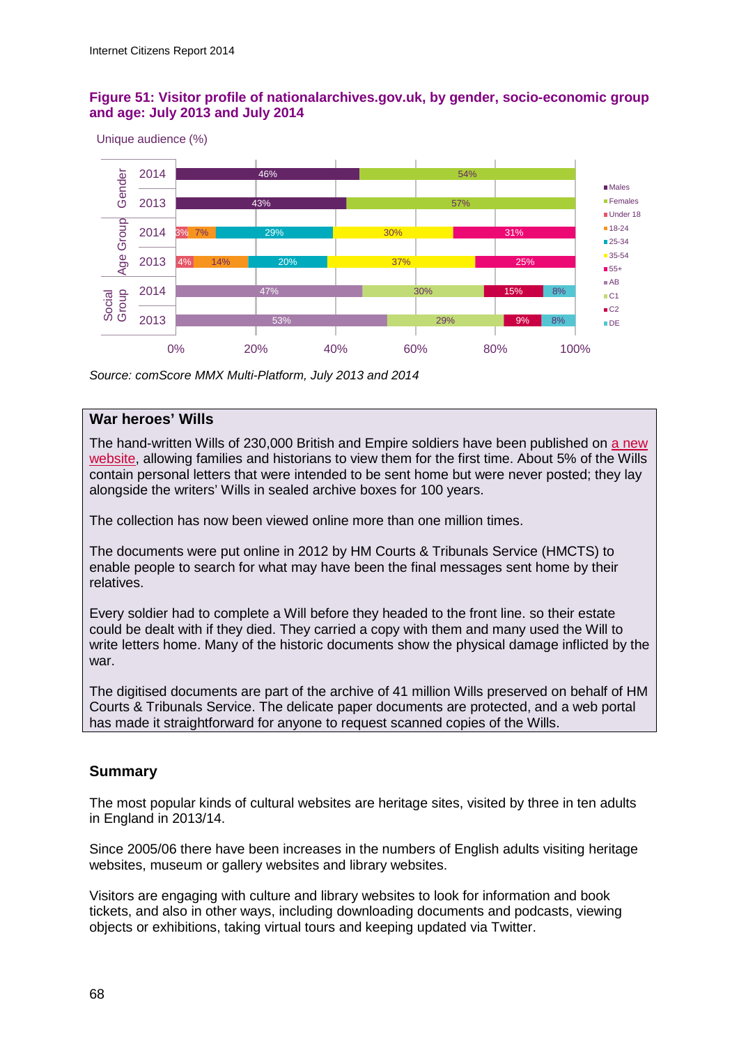**Figure 51: Visitor profile of nationalarchives.gov.uk, by gender, socio-economic group and age: July 2013 and July 2014**

Unique audience (%)

| | | | | | | |
|---|---|---|---|---|---|---|
| **Gender** | Males | Females | | | | |
| 2014 | 46% | 54% | | | | |
| 2013 | 43% | 57% | | | | |
| **Age Group** | Under 18 | 18-24 | 25-34 | 35-54 | 55+ | |
| 2014 | 3% | 7% | 29% | 30% | 31% | |
| 2013 | 4% | 14% | 20% | 37% | 25% | |
| **Social Group** | AB | C1 | C2 | DE | | |
| 2014 | 47% | 30% | 15% | 8% | | |
| 2013 | 53% | 29% | 9% | 8% | | |

*Source: comScore MMX Multi-Platform, July 2013 and 2014*

**War heroes' Wills**

The hand-written Wills of 230,000 British and Empire soldiers have been published on a new website, allowing families and historians to view them for the first time. About 5% of the Wills contain personal letters that were intended to be sent home but were never posted; they lay alongside the writers' Wills in sealed archive boxes for 100 years.

The collection has now been viewed online more than one million times.

The documents were put online in 2012 by HM Courts & Tribunals Service (HMCTS) to enable people to search for what may have been the final messages sent home by their relatives.

Every soldier had to complete a Will before they headed to the front line. so their estate could be dealt with if they died. They carried a copy with them and many used the Will to write letters home. Many of the historic documents show the physical damage inflicted by the war.

The digitised documents are part of the archive of 41 million Wills preserved on behalf of HM Courts & Tribunals Service. The delicate paper documents are protected, and a web portal has made it straightforward for anyone to request scanned copies of the Wills.

## Summary

The most popular kinds of cultural websites are heritage sites, visited by three in ten adults in England in 2013/14.

Since 2005/06 there have been increases in the numbers of English adults visiting heritage websites, museum or gallery websites and library websites.

Visitors are engaging with culture and library websites to look for information and book tickets, and also in other ways, including downloading documents and podcasts, viewing objects or exhibitions, taking virtual tours and keeping updated via Twitter.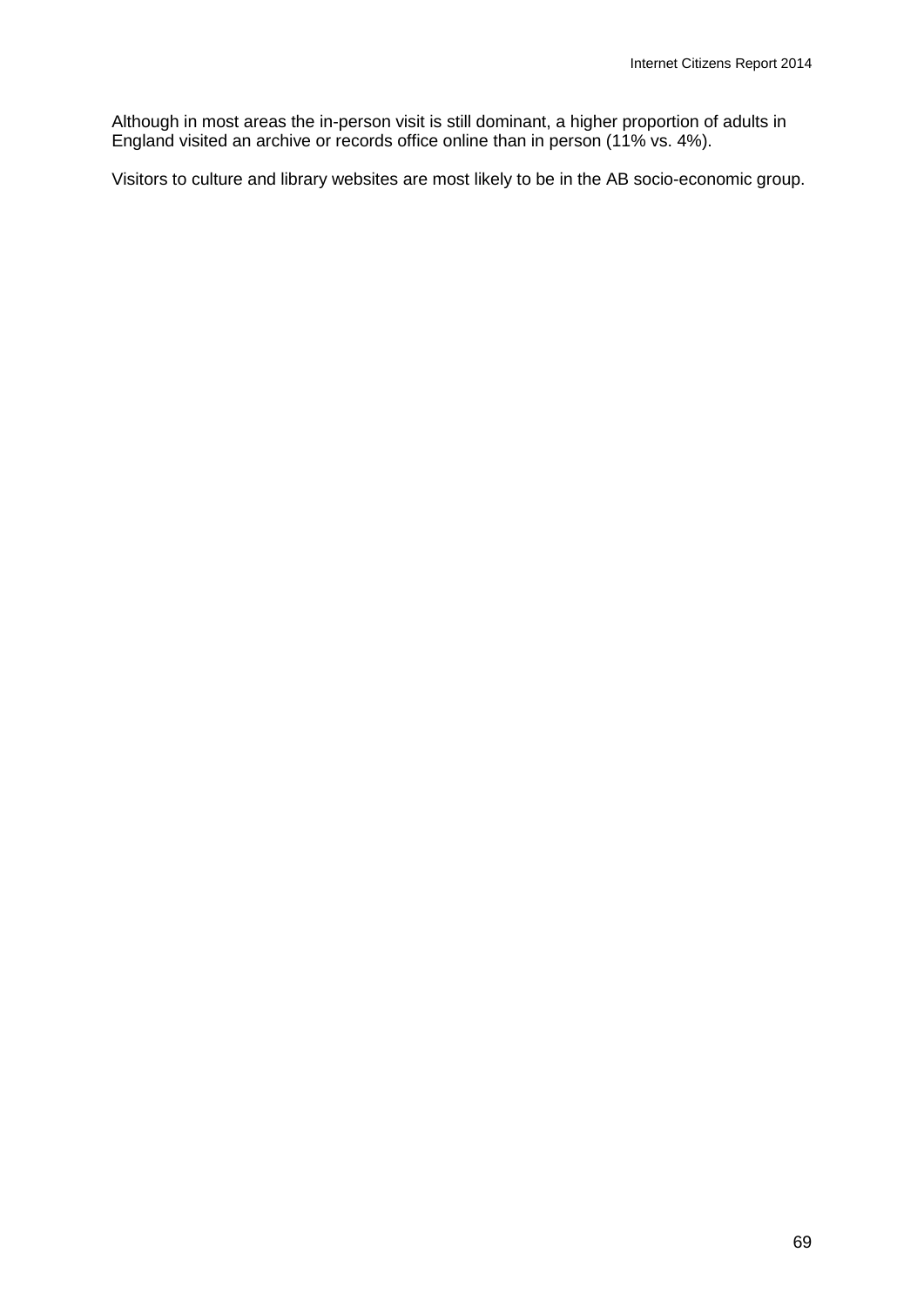Although in most areas the in-person visit is still dominant, a higher proportion of adults in England visited an archive or records office online than in person (11% vs. 4%).

Visitors to culture and library websites are most likely to be in the AB socio-economic group.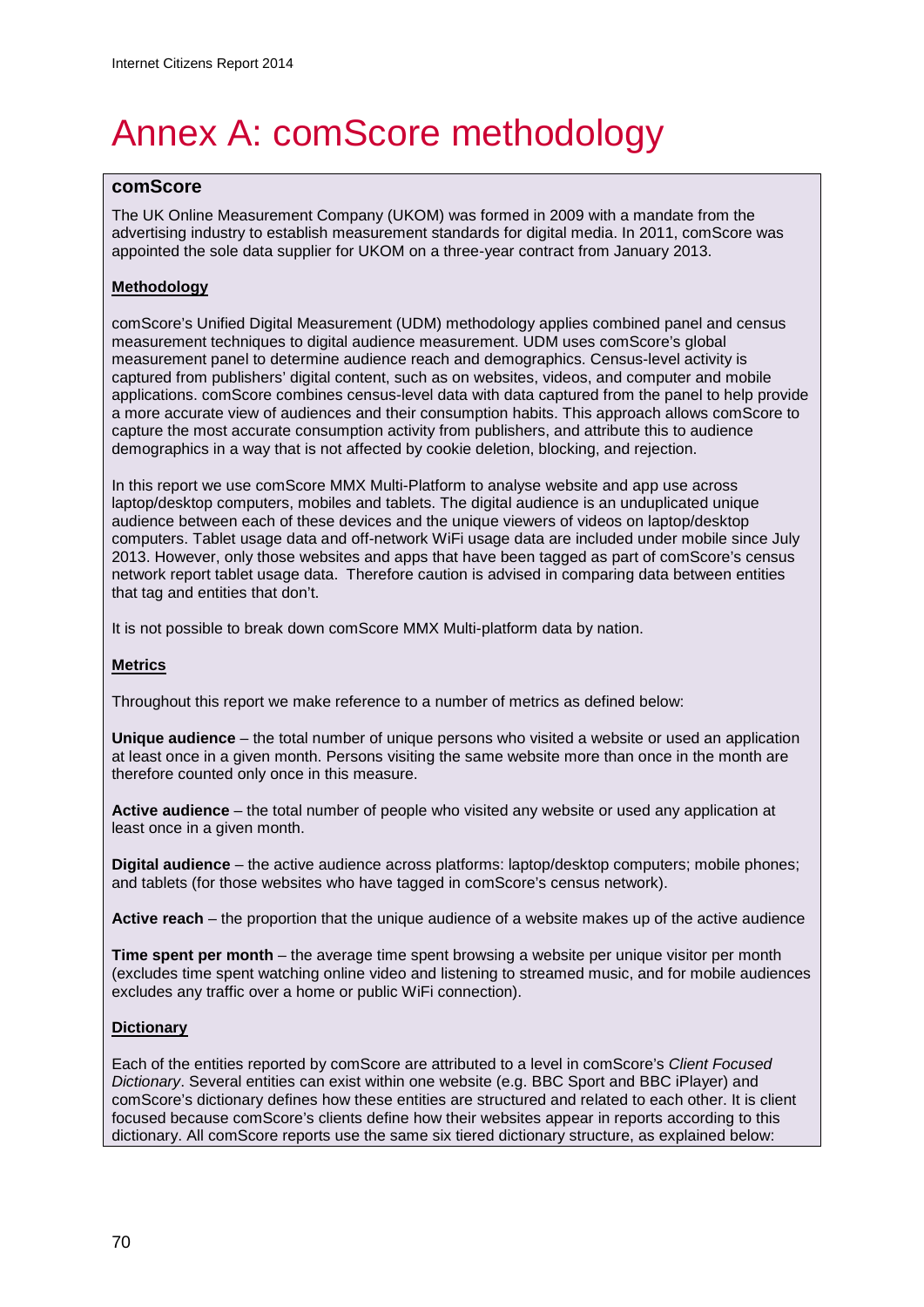# Annex A: comScore methodology

## comScore

The UK Online Measurement Company (UKOM) was formed in 2009 with a mandate from the advertising industry to establish measurement standards for digital media. In 2011, comScore was appointed the sole data supplier for UKOM on a three-year contract from January 2013.

### Methodology

comScore's Unified Digital Measurement (UDM) methodology applies combined panel and census measurement techniques to digital audience measurement. UDM uses comScore's global measurement panel to determine audience reach and demographics. Census-level activity is captured from publishers' digital content, such as on websites, videos, and computer and mobile applications. comScore combines census-level data with data captured from the panel to help provide a more accurate view of audiences and their consumption habits. This approach allows comScore to capture the most accurate consumption activity from publishers, and attribute this to audience demographics in a way that is not affected by cookie deletion, blocking, and rejection.

In this report we use comScore MMX Multi-Platform to analyse website and app use across laptop/desktop computers, mobiles and tablets. The digital audience is an unduplicated unique audience between each of these devices and the unique viewers of videos on laptop/desktop computers. Tablet usage data and off-network WiFi usage data are included under mobile since July 2013. However, only those websites and apps that have been tagged as part of comScore's census network report tablet usage data. Therefore caution is advised in comparing data between entities that tag and entities that don't.

It is not possible to break down comScore MMX Multi-platform data by nation.

### Metrics

Throughout this report we make reference to a number of metrics as defined below:

**Unique audience** – the total number of unique persons who visited a website or used an application at least once in a given month. Persons visiting the same website more than once in the month are therefore counted only once in this measure.

**Active audience** – the total number of people who visited any website or used any application at least once in a given month.

**Digital audience** – the active audience across platforms: laptop/desktop computers; mobile phones; and tablets (for those websites who have tagged in comScore's census network).

**Active reach** – the proportion that the unique audience of a website makes up of the active audience

**Time spent per month** – the average time spent browsing a website per unique visitor per month (excludes time spent watching online video and listening to streamed music, and for mobile audiences excludes any traffic over a home or public WiFi connection).

### Dictionary

Each of the entities reported by comScore are attributed to a level in comScore's *Client Focused Dictionary*. Several entities can exist within one website (e.g. BBC Sport and BBC iPlayer) and comScore's dictionary defines how these entities are structured and related to each other. It is client focused because comScore's clients define how their websites appear in reports according to this dictionary. All comScore reports use the same six tiered dictionary structure, as explained below: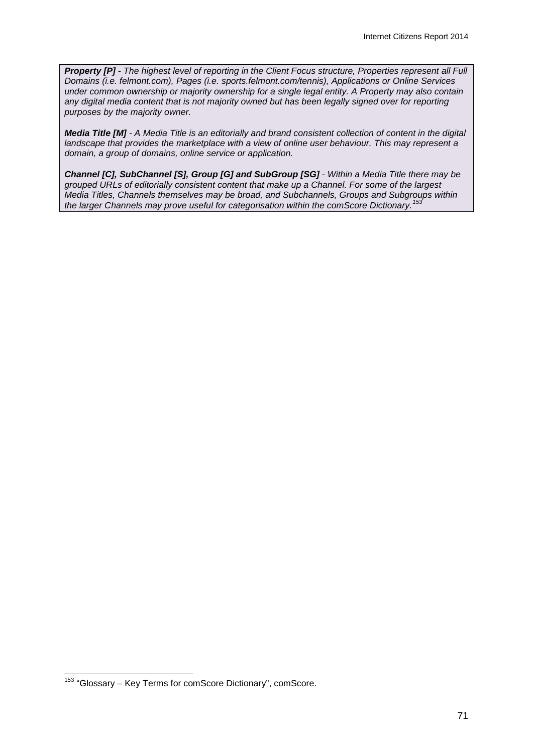***Property [P]*** *- The highest level of reporting in the Client Focus structure, Properties represent all Full Domains (i.e. felmont.com), Pages (i.e. sports.felmont.com/tennis), Applications or Online Services under common ownership or majority ownership for a single legal entity. A Property may also contain any digital media content that is not majority owned but has been legally signed over for reporting purposes by the majority owner.*

***Media Title [M]*** *- A Media Title is an editorially and brand consistent collection of content in the digital landscape that provides the marketplace with a view of online user behaviour. This may represent a domain, a group of domains, online service or application.*

***Channel [C], SubChannel [S], Group [G] and SubGroup [SG]*** *- Within a Media Title there may be grouped URLs of editorially consistent content that make up a Channel. For some of the largest Media Titles, Channels themselves may be broad, and Subchannels, Groups and Subgroups within the larger Channels may prove useful for categorisation within the comScore Dictionary.*[153]

[153] "Glossary – Key Terms for comScore Dictionary", comScore.